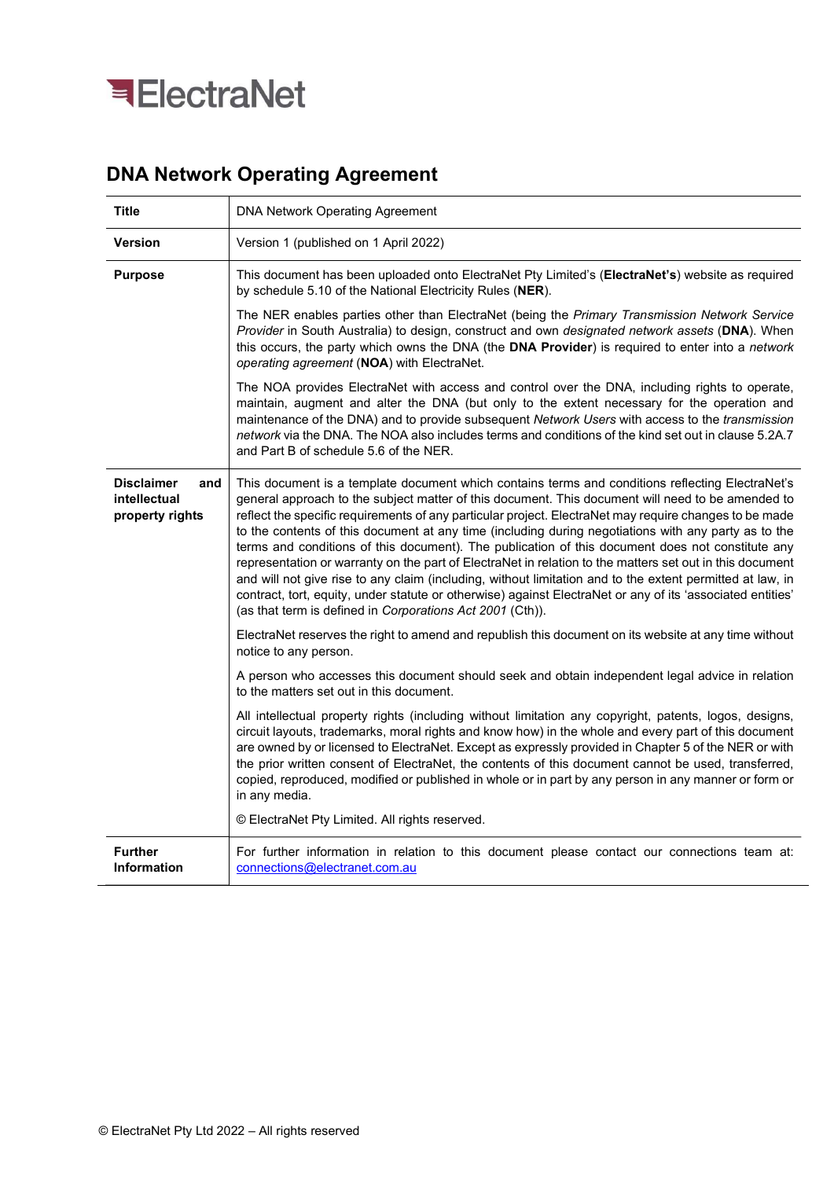ElectraNet

# DNA Network Operating Agreement

| | |
|---|---|
| **Title** | DNA Network Operating Agreement |
| **Version** | Version 1 (published on 1 April 2022) |
| **Purpose** | This document has been uploaded onto ElectraNet Pty Limited's (**ElectraNet's**) website as required by schedule 5.10 of the National Electricity Rules (**NER**).<br><br>The NER enables parties other than ElectraNet (being the *Primary Transmission Network Service Provider* in South Australia) to design, construct and own *designated network assets* (**DNA**). When this occurs, the party which owns the DNA (the **DNA Provider**) is required to enter into a *network operating agreement* (**NOA**) with ElectraNet.<br><br>The NOA provides ElectraNet with access and control over the DNA, including rights to operate, maintain, augment and alter the DNA (but only to the extent necessary for the operation and maintenance of the DNA) and to provide subsequent *Network Users* with access to the *transmission network* via the DNA. The NOA also includes terms and conditions of the kind set out in clause 5.2A.7 and Part B of schedule 5.6 of the NER. |
| **Disclaimer and intellectual property rights** | This document is a template document which contains terms and conditions reflecting ElectraNet's general approach to the subject matter of this document. This document will need to be amended to reflect the specific requirements of any particular project. ElectraNet may require changes to be made to the contents of this document at any time (including during negotiations with any party as to the terms and conditions of this document). The publication of this document does not constitute any representation or warranty on the part of ElectraNet in relation to the matters set out in this document and will not give rise to any claim (including, without limitation and to the extent permitted at law, in contract, tort, equity, under statute or otherwise) against ElectraNet or any of its 'associated entities' (as that term is defined in *Corporations Act 2001* (Cth)).<br><br>ElectraNet reserves the right to amend and republish this document on its website at any time without notice to any person.<br><br>A person who accesses this document should seek and obtain independent legal advice in relation to the matters set out in this document.<br><br>All intellectual property rights (including without limitation any copyright, patents, logos, designs, circuit layouts, trademarks, moral rights and know how) in the whole and every part of this document are owned by or licensed to ElectraNet. Except as expressly provided in Chapter 5 of the NER or with the prior written consent of ElectraNet, the contents of this document cannot be used, transferred, copied, reproduced, modified or published in whole or in part by any person in any manner or form or in any media.<br><br>© ElectraNet Pty Limited. All rights reserved. |
| **Further Information** | For further information in relation to this document please contact our connections team at: connections@electranet.com.au |

© ElectraNet Pty Ltd 2022 – All rights reserved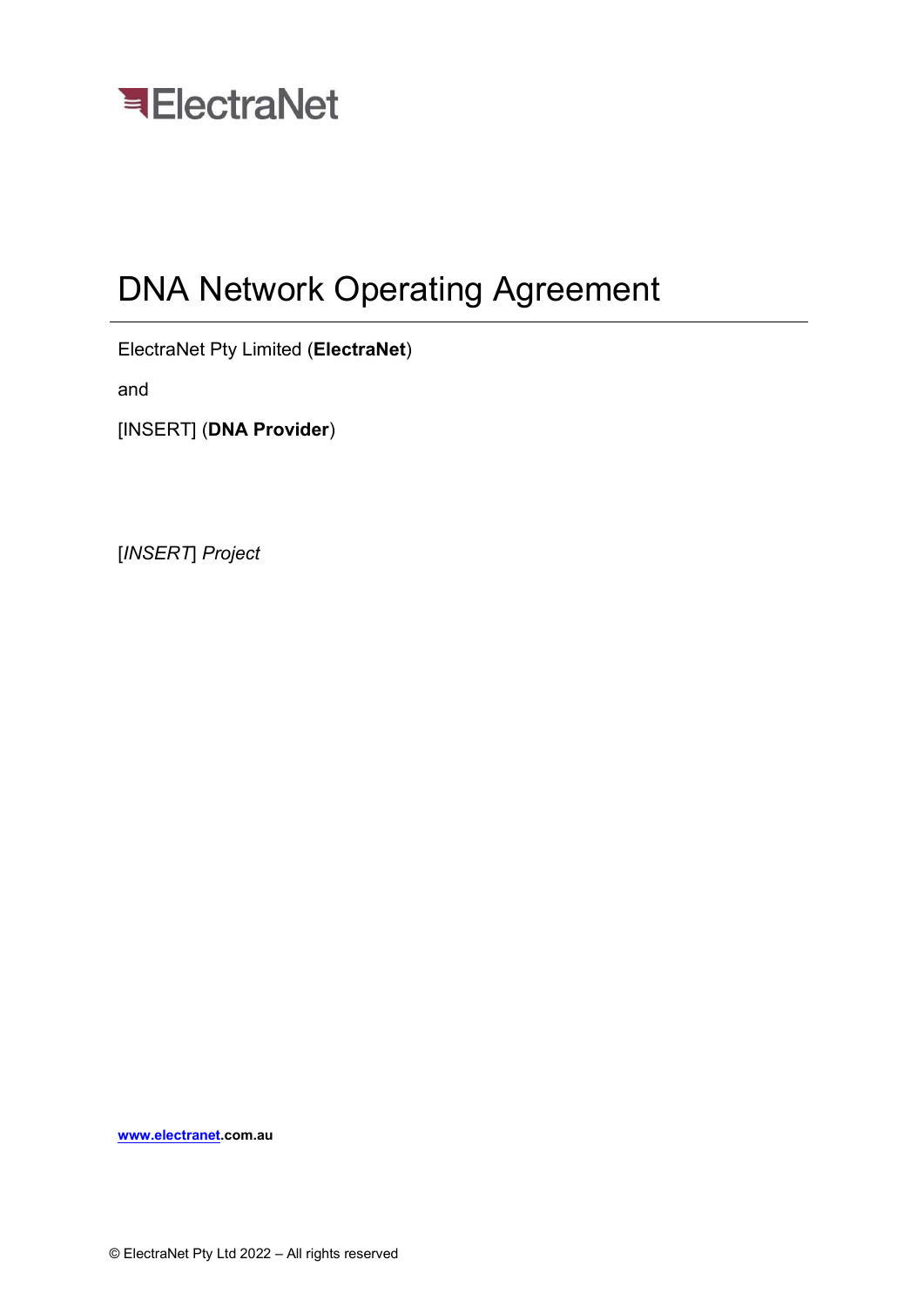ElectraNet

# DNA Network Operating Agreement

ElectraNet Pty Limited (**ElectraNet**)

and

[INSERT] (**DNA Provider**)

[*INSERT*] *Project*

**www.electranet.com.au**

© ElectraNet Pty Ltd 2022 – All rights reserved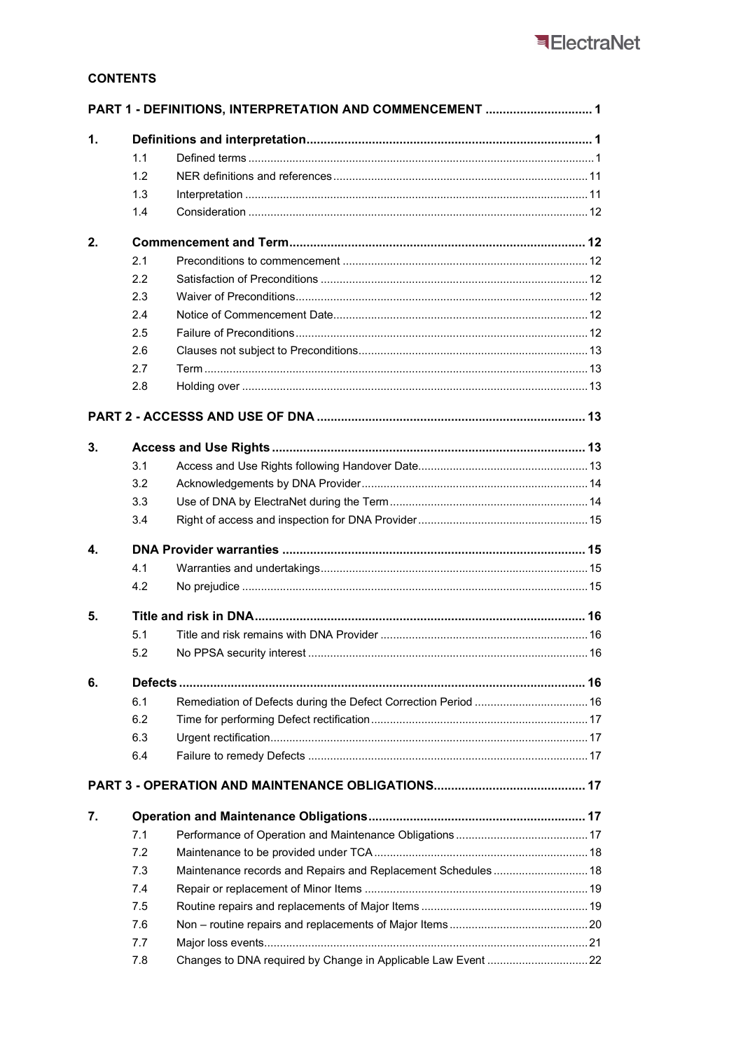## CONTENTS

| | | | |
|---|---|---|---|
| **PART 1 - DEFINITIONS, INTERPRETATION AND COMMENCEMENT** | | | **1** |
| **1.** | **Definitions and interpretation** | | **1** |
| | 1.1 | Defined terms | 1 |
| | 1.2 | NER definitions and references | 11 |
| | 1.3 | Interpretation | 11 |
| | 1.4 | Consideration | 12 |
| **2.** | **Commencement and Term** | | **12** |
| | 2.1 | Preconditions to commencement | 12 |
| | 2.2 | Satisfaction of Preconditions | 12 |
| | 2.3 | Waiver of Preconditions | 12 |
| | 2.4 | Notice of Commencement Date | 12 |
| | 2.5 | Failure of Preconditions | 12 |
| | 2.6 | Clauses not subject to Preconditions | 13 |
| | 2.7 | Term | 13 |
| | 2.8 | Holding over | 13 |
| **PART 2 - ACCESSS AND USE OF DNA** | | | **13** |
| **3.** | **Access and Use Rights** | | **13** |
| | 3.1 | Access and Use Rights following Handover Date | 13 |
| | 3.2 | Acknowledgements by DNA Provider | 14 |
| | 3.3 | Use of DNA by ElectraNet during the Term | 14 |
| | 3.4 | Right of access and inspection for DNA Provider | 15 |
| **4.** | **DNA Provider warranties** | | **15** |
| | 4.1 | Warranties and undertakings | 15 |
| | 4.2 | No prejudice | 15 |
| **5.** | **Title and risk in DNA** | | **16** |
| | 5.1 | Title and risk remains with DNA Provider | 16 |
| | 5.2 | No PPSA security interest | 16 |
| **6.** | **Defects** | | **16** |
| | 6.1 | Remediation of Defects during the Defect Correction Period | 16 |
| | 6.2 | Time for performing Defect rectification | 17 |
| | 6.3 | Urgent rectification | 17 |
| | 6.4 | Failure to remedy Defects | 17 |
| **PART 3 - OPERATION AND MAINTENANCE OBLIGATIONS** | | | **17** |
| **7.** | **Operation and Maintenance Obligations** | | **17** |
| | 7.1 | Performance of Operation and Maintenance Obligations | 17 |
| | 7.2 | Maintenance to be provided under TCA | 18 |
| | 7.3 | Maintenance records and Repairs and Replacement Schedules | 18 |
| | 7.4 | Repair or replacement of Minor Items | 19 |
| | 7.5 | Routine repairs and replacements of Major Items | 19 |
| | 7.6 | Non – routine repairs and replacements of Major Items | 20 |
| | 7.7 | Major loss events | 21 |
| | 7.8 | Changes to DNA required by Change in Applicable Law Event | 22 |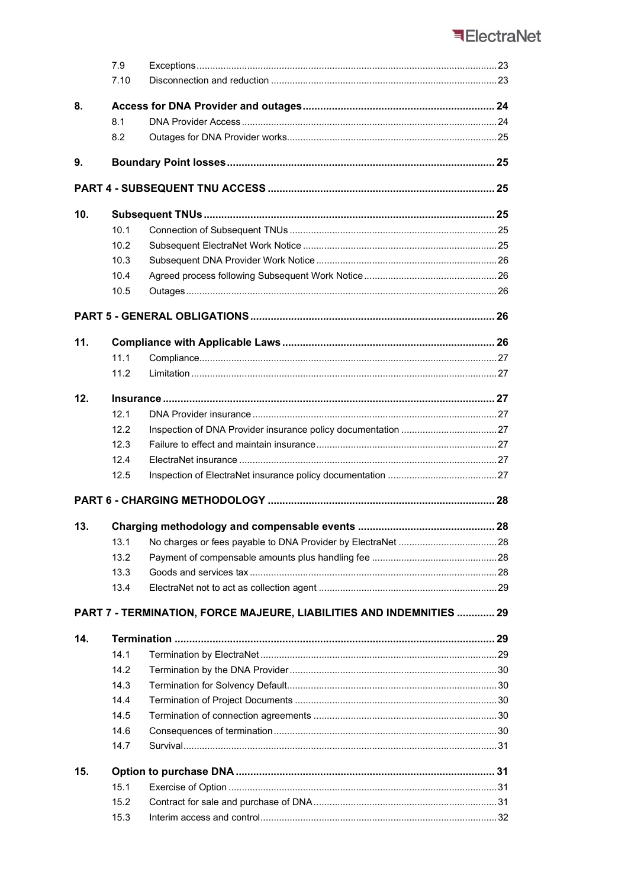| | | | |
|---|---|---|---|
| | 7.9 | Exceptions | 23 |
| | 7.10 | Disconnection and reduction | 23 |
| **8.** | **Access for DNA Provider and outages** | | **24** |
| | 8.1 | DNA Provider Access | 24 |
| | 8.2 | Outages for DNA Provider works | 25 |
| **9.** | **Boundary Point losses** | | **25** |
| **PART 4 - SUBSEQUENT TNU ACCESS** | | | **25** |
| **10.** | **Subsequent TNUs** | | **25** |
| | 10.1 | Connection of Subsequent TNUs | 25 |
| | 10.2 | Subsequent ElectraNet Work Notice | 25 |
| | 10.3 | Subsequent DNA Provider Work Notice | 26 |
| | 10.4 | Agreed process following Subsequent Work Notice | 26 |
| | 10.5 | Outages | 26 |
| **PART 5 - GENERAL OBLIGATIONS** | | | **26** |
| **11.** | **Compliance with Applicable Laws** | | **26** |
| | 11.1 | Compliance | 27 |
| | 11.2 | Limitation | 27 |
| **12.** | **Insurance** | | **27** |
| | 12.1 | DNA Provider insurance | 27 |
| | 12.2 | Inspection of DNA Provider insurance policy documentation | 27 |
| | 12.3 | Failure to effect and maintain insurance | 27 |
| | 12.4 | ElectraNet insurance | 27 |
| | 12.5 | Inspection of ElectraNet insurance policy documentation | 27 |
| **PART 6 - CHARGING METHODOLOGY** | | | **28** |
| **13.** | **Charging methodology and compensable events** | | **28** |
| | 13.1 | No charges or fees payable to DNA Provider by ElectraNet | 28 |
| | 13.2 | Payment of compensable amounts plus handling fee | 28 |
| | 13.3 | Goods and services tax | 28 |
| | 13.4 | ElectraNet not to act as collection agent | 29 |
| **PART 7 - TERMINATION, FORCE MAJEURE, LIABILITIES AND INDEMNITIES** | | | **29** |
| **14.** | **Termination** | | **29** |
| | 14.1 | Termination by ElectraNet | 29 |
| | 14.2 | Termination by the DNA Provider | 30 |
| | 14.3 | Termination for Solvency Default | 30 |
| | 14.4 | Termination of Project Documents | 30 |
| | 14.5 | Termination of connection agreements | 30 |
| | 14.6 | Consequences of termination | 30 |
| | 14.7 | Survival | 31 |
| **15.** | **Option to purchase DNA** | | **31** |
| | 15.1 | Exercise of Option | 31 |
| | 15.2 | Contract for sale and purchase of DNA | 31 |
| | 15.3 | Interim access and control | 32 |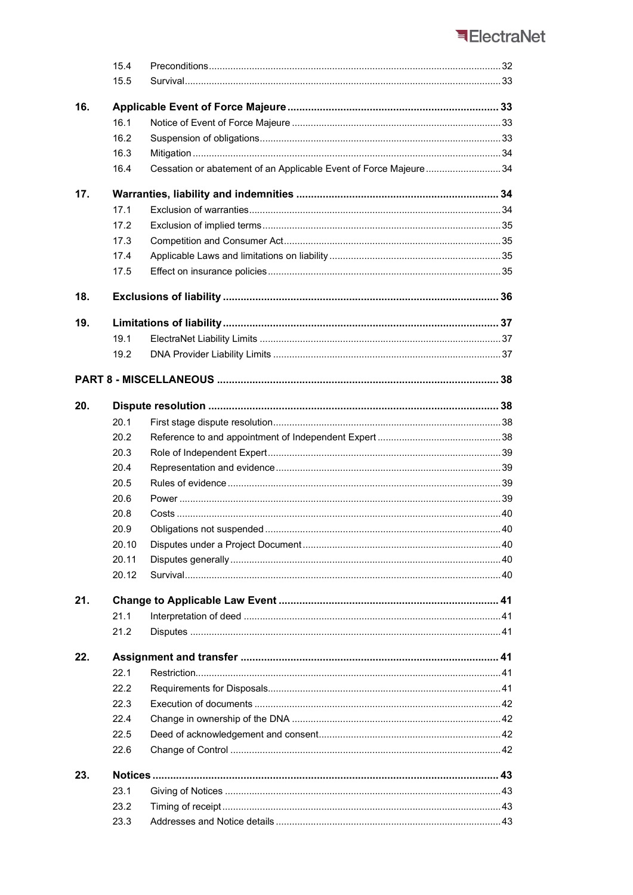| | | |
|---|---|---|
| | 15.4 Preconditions | 32 |
| | 15.5 Survival | 33 |
| **16.** | **Applicable Event of Force Majeure** | **33** |
| | 16.1 Notice of Event of Force Majeure | 33 |
| | 16.2 Suspension of obligations | 33 |
| | 16.3 Mitigation | 34 |
| | 16.4 Cessation or abatement of an Applicable Event of Force Majeure | 34 |
| **17.** | **Warranties, liability and indemnities** | **34** |
| | 17.1 Exclusion of warranties | 34 |
| | 17.2 Exclusion of implied terms | 35 |
| | 17.3 Competition and Consumer Act | 35 |
| | 17.4 Applicable Laws and limitations on liability | 35 |
| | 17.5 Effect on insurance policies | 35 |
| **18.** | **Exclusions of liability** | **36** |
| **19.** | **Limitations of liability** | **37** |
| | 19.1 ElectraNet Liability Limits | 37 |
| | 19.2 DNA Provider Liability Limits | 37 |
| **PART 8 - MISCELLANEOUS** | | **38** |
| **20.** | **Dispute resolution** | **38** |
| | 20.1 First stage dispute resolution | 38 |
| | 20.2 Reference to and appointment of Independent Expert | 38 |
| | 20.3 Role of Independent Expert | 39 |
| | 20.4 Representation and evidence | 39 |
| | 20.5 Rules of evidence | 39 |
| | 20.6 Power | 39 |
| | 20.8 Costs | 40 |
| | 20.9 Obligations not suspended | 40 |
| | 20.10 Disputes under a Project Document | 40 |
| | 20.11 Disputes generally | 40 |
| | 20.12 Survival | 40 |
| **21.** | **Change to Applicable Law Event** | **41** |
| | 21.1 Interpretation of deed | 41 |
| | 21.2 Disputes | 41 |
| **22.** | **Assignment and transfer** | **41** |
| | 22.1 Restriction | 41 |
| | 22.2 Requirements for Disposals | 41 |
| | 22.3 Execution of documents | 42 |
| | 22.4 Change in ownership of the DNA | 42 |
| | 22.5 Deed of acknowledgement and consent | 42 |
| | 22.6 Change of Control | 42 |
| **23.** | **Notices** | **43** |
| | 23.1 Giving of Notices | 43 |
| | 23.2 Timing of receipt | 43 |
| | 23.3 Addresses and Notice details | 43 |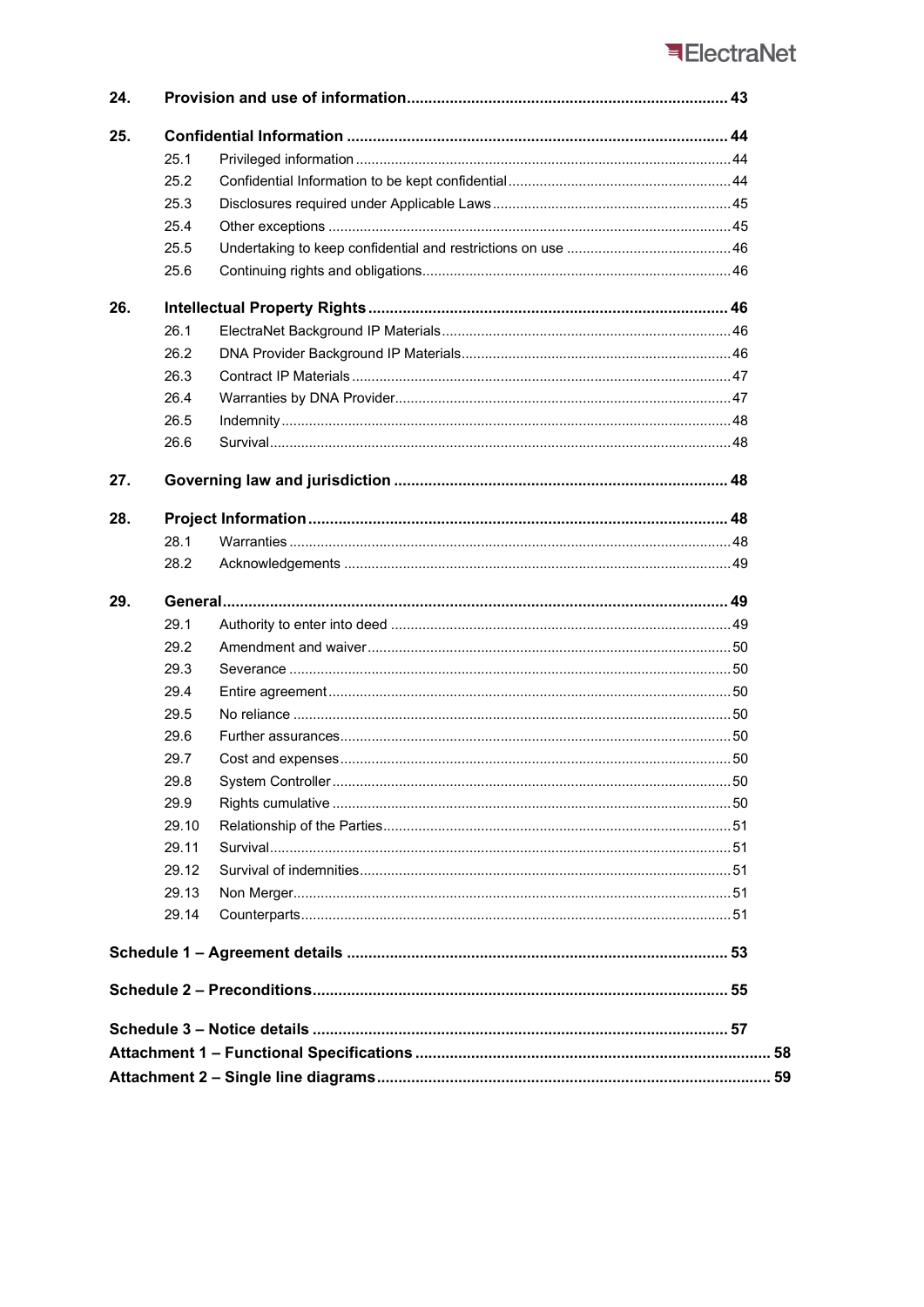| | | |
|---|---|---|
| **24.** | **Provision and use of information** | **43** |
| **25.** | **Confidential Information** | **44** |
| 25.1 | Privileged information | 44 |
| 25.2 | Confidential Information to be kept confidential | 44 |
| 25.3 | Disclosures required under Applicable Laws | 45 |
| 25.4 | Other exceptions | 45 |
| 25.5 | Undertaking to keep confidential and restrictions on use | 46 |
| 25.6 | Continuing rights and obligations | 46 |
| **26.** | **Intellectual Property Rights** | **46** |
| 26.1 | ElectraNet Background IP Materials | 46 |
| 26.2 | DNA Provider Background IP Materials | 46 |
| 26.3 | Contract IP Materials | 47 |
| 26.4 | Warranties by DNA Provider | 47 |
| 26.5 | Indemnity | 48 |
| 26.6 | Survival | 48 |
| **27.** | **Governing law and jurisdiction** | **48** |
| **28.** | **Project Information** | **48** |
| 28.1 | Warranties | 48 |
| 28.2 | Acknowledgements | 49 |
| **29.** | **General** | **49** |
| 29.1 | Authority to enter into deed | 49 |
| 29.2 | Amendment and waiver | 50 |
| 29.3 | Severance | 50 |
| 29.4 | Entire agreement | 50 |
| 29.5 | No reliance | 50 |
| 29.6 | Further assurances | 50 |
| 29.7 | Cost and expenses | 50 |
| 29.8 | System Controller | 50 |
| 29.9 | Rights cumulative | 50 |
| 29.10 | Relationship of the Parties | 51 |
| 29.11 | Survival | 51 |
| 29.12 | Survival of indemnities | 51 |
| 29.13 | Non Merger | 51 |
| 29.14 | Counterparts | 51 |
| **Schedule 1 – Agreement details** | | **53** |
| **Schedule 2 – Preconditions** | | **55** |
| **Schedule 3 – Notice details** | | **57** |
| **Attachment 1 – Functional Specifications** | | **58** |
| **Attachment 2 – Single line diagrams** | | **59** |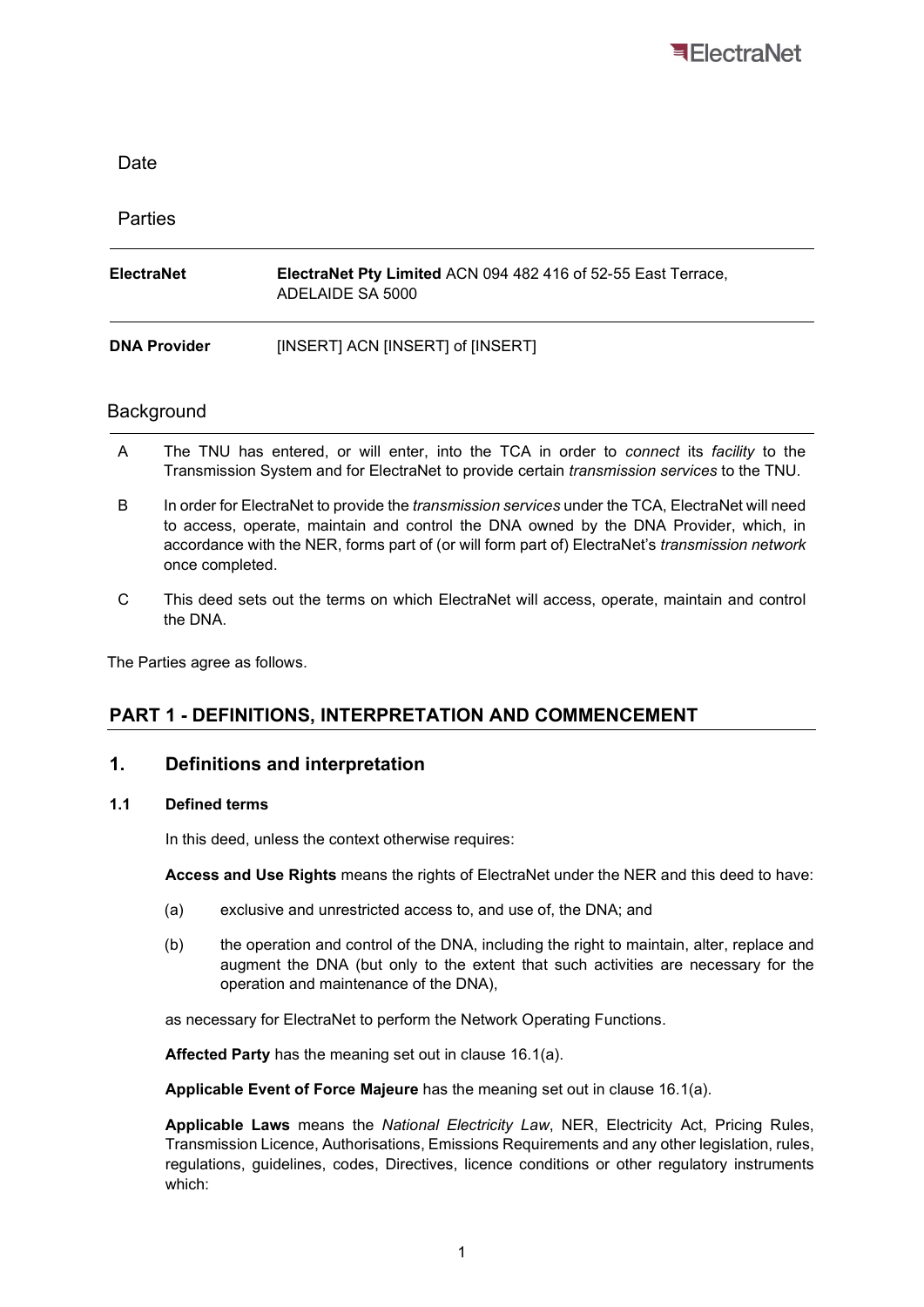Date

Parties

| | |
|---|---|
| **ElectraNet** | **ElectraNet Pty Limited** ACN 094 482 416 of 52-55 East Terrace, ADELAIDE SA 5000 |
| **DNA Provider** | [INSERT] ACN [INSERT] of [INSERT] |

Background

A. The TNU has entered, or will enter, into the TCA in order to *connect* its *facility* to the Transmission System and for ElectraNet to provide certain *transmission services* to the TNU.

B. In order for ElectraNet to provide the *transmission services* under the TCA, ElectraNet will need to access, operate, maintain and control the DNA owned by the DNA Provider, which, in accordance with the NER, forms part of (or will form part of) ElectraNet's *transmission network* once completed.

C. This deed sets out the terms on which ElectraNet will access, operate, maintain and control the DNA.

The Parties agree as follows.

## PART 1 - DEFINITIONS, INTERPRETATION AND COMMENCEMENT

## 1. Definitions and interpretation

### 1.1 Defined terms

In this deed, unless the context otherwise requires:

**Access and Use Rights** means the rights of ElectraNet under the NER and this deed to have:

(a) exclusive and unrestricted access to, and use of, the DNA; and

(b) the operation and control of the DNA, including the right to maintain, alter, replace and augment the DNA (but only to the extent that such activities are necessary for the operation and maintenance of the DNA),

as necessary for ElectraNet to perform the Network Operating Functions.

**Affected Party** has the meaning set out in clause 16.1(a).

**Applicable Event of Force Majeure** has the meaning set out in clause 16.1(a).

**Applicable Laws** means the *National Electricity Law*, NER, Electricity Act, Pricing Rules, Transmission Licence, Authorisations, Emissions Requirements and any other legislation, rules, regulations, guidelines, codes, Directives, licence conditions or other regulatory instruments which: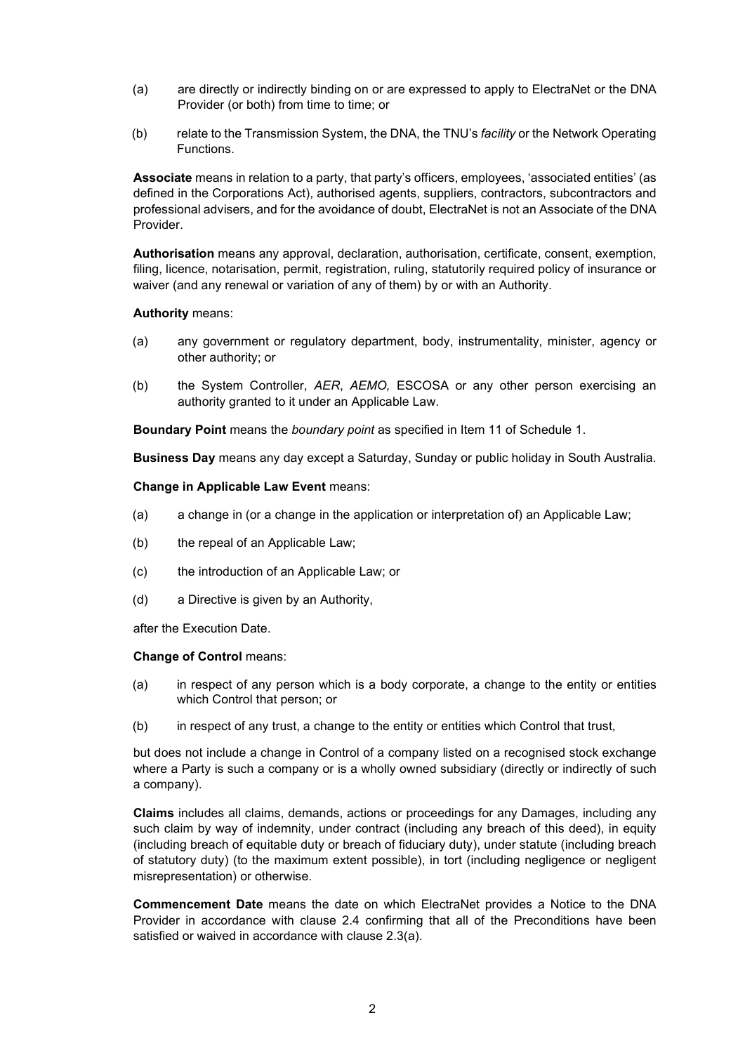(a) are directly or indirectly binding on or are expressed to apply to ElectraNet or the DNA Provider (or both) from time to time; or

(b) relate to the Transmission System, the DNA, the TNU's *facility* or the Network Operating Functions.

**Associate** means in relation to a party, that party's officers, employees, 'associated entities' (as defined in the Corporations Act), authorised agents, suppliers, contractors, subcontractors and professional advisers, and for the avoidance of doubt, ElectraNet is not an Associate of the DNA Provider.

**Authorisation** means any approval, declaration, authorisation, certificate, consent, exemption, filing, licence, notarisation, permit, registration, ruling, statutorily required policy of insurance or waiver (and any renewal or variation of any of them) by or with an Authority.

**Authority** means:

(a) any government or regulatory department, body, instrumentality, minister, agency or other authority; or

(b) the System Controller, *AER*, *AEMO,* ESCOSA or any other person exercising an authority granted to it under an Applicable Law.

**Boundary Point** means the *boundary point* as specified in Item 11 of Schedule 1.

**Business Day** means any day except a Saturday, Sunday or public holiday in South Australia.

**Change in Applicable Law Event** means:

(a) a change in (or a change in the application or interpretation of) an Applicable Law;

(b) the repeal of an Applicable Law;

(c) the introduction of an Applicable Law; or

(d) a Directive is given by an Authority,

after the Execution Date.

**Change of Control** means:

(a) in respect of any person which is a body corporate, a change to the entity or entities which Control that person; or

(b) in respect of any trust, a change to the entity or entities which Control that trust,

but does not include a change in Control of a company listed on a recognised stock exchange where a Party is such a company or is a wholly owned subsidiary (directly or indirectly of such a company).

**Claims** includes all claims, demands, actions or proceedings for any Damages, including any such claim by way of indemnity, under contract (including any breach of this deed), in equity (including breach of equitable duty or breach of fiduciary duty), under statute (including breach of statutory duty) (to the maximum extent possible), in tort (including negligence or negligent misrepresentation) or otherwise.

**Commencement Date** means the date on which ElectraNet provides a Notice to the DNA Provider in accordance with clause 2.4 confirming that all of the Preconditions have been satisfied or waived in accordance with clause 2.3(a).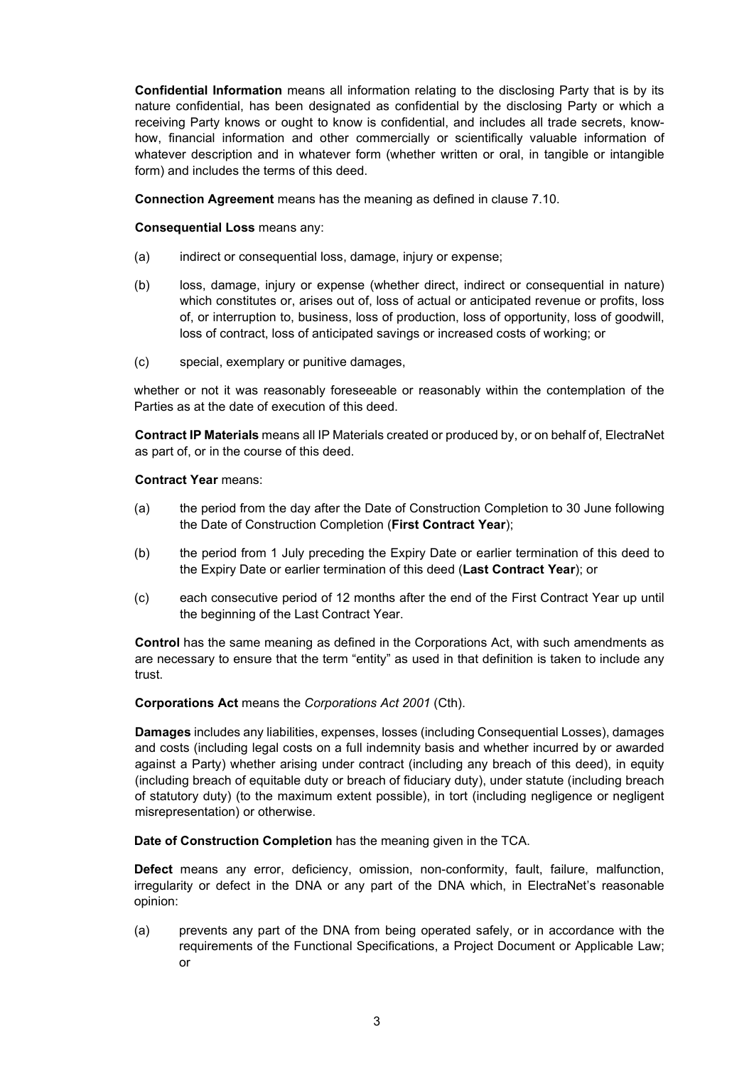**Confidential Information** means all information relating to the disclosing Party that is by its nature confidential, has been designated as confidential by the disclosing Party or which a receiving Party knows or ought to know is confidential, and includes all trade secrets, know-how, financial information and other commercially or scientifically valuable information of whatever description and in whatever form (whether written or oral, in tangible or intangible form) and includes the terms of this deed.

**Connection Agreement** means has the meaning as defined in clause 7.10.

**Consequential Loss** means any:

(a) indirect or consequential loss, damage, injury or expense;

(b) loss, damage, injury or expense (whether direct, indirect or consequential in nature) which constitutes or, arises out of, loss of actual or anticipated revenue or profits, loss of, or interruption to, business, loss of production, loss of opportunity, loss of goodwill, loss of contract, loss of anticipated savings or increased costs of working; or

(c) special, exemplary or punitive damages,

whether or not it was reasonably foreseeable or reasonably within the contemplation of the Parties as at the date of execution of this deed.

**Contract IP Materials** means all IP Materials created or produced by, or on behalf of, ElectraNet as part of, or in the course of this deed.

**Contract Year** means:

(a) the period from the day after the Date of Construction Completion to 30 June following the Date of Construction Completion (**First Contract Year**);

(b) the period from 1 July preceding the Expiry Date or earlier termination of this deed to the Expiry Date or earlier termination of this deed (**Last Contract Year**); or

(c) each consecutive period of 12 months after the end of the First Contract Year up until the beginning of the Last Contract Year.

**Control** has the same meaning as defined in the Corporations Act, with such amendments as are necessary to ensure that the term "entity" as used in that definition is taken to include any trust.

**Corporations Act** means the *Corporations Act 2001* (Cth).

**Damages** includes any liabilities, expenses, losses (including Consequential Losses), damages and costs (including legal costs on a full indemnity basis and whether incurred by or awarded against a Party) whether arising under contract (including any breach of this deed), in equity (including breach of equitable duty or breach of fiduciary duty), under statute (including breach of statutory duty) (to the maximum extent possible), in tort (including negligence or negligent misrepresentation) or otherwise.

**Date of Construction Completion** has the meaning given in the TCA.

**Defect** means any error, deficiency, omission, non-conformity, fault, failure, malfunction, irregularity or defect in the DNA or any part of the DNA which, in ElectraNet's reasonable opinion:

(a) prevents any part of the DNA from being operated safely, or in accordance with the requirements of the Functional Specifications, a Project Document or Applicable Law; or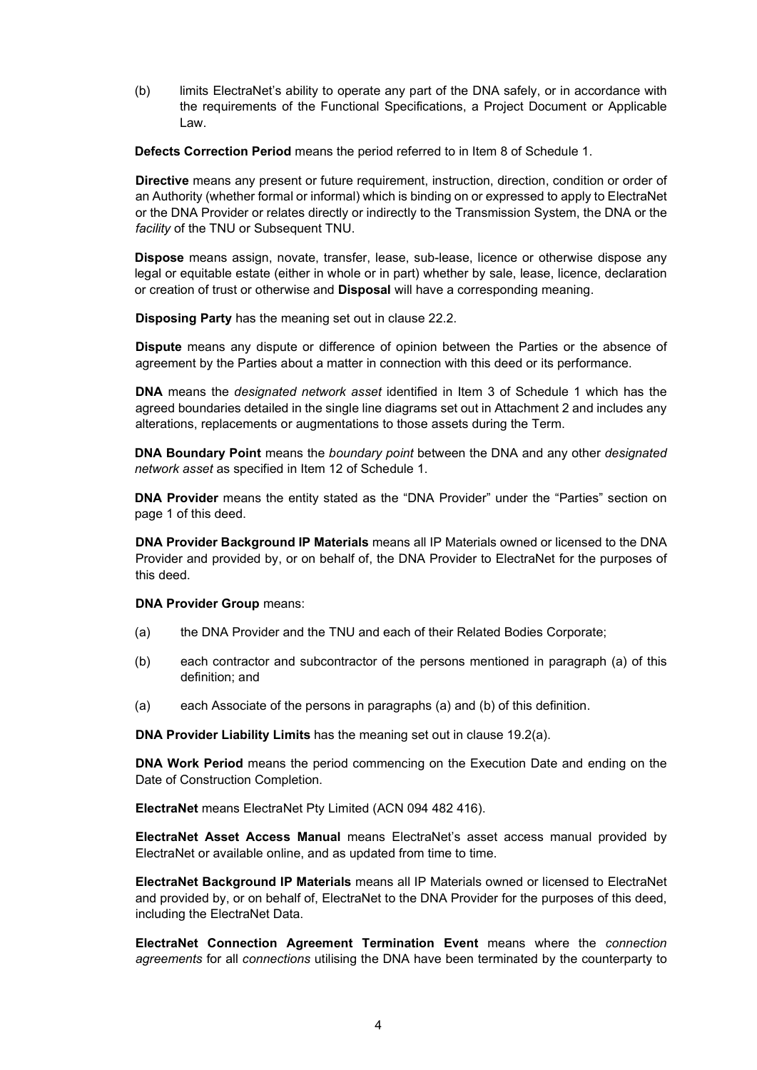(b) limits ElectraNet's ability to operate any part of the DNA safely, or in accordance with the requirements of the Functional Specifications, a Project Document or Applicable Law.

**Defects Correction Period** means the period referred to in Item 8 of Schedule 1.

**Directive** means any present or future requirement, instruction, direction, condition or order of an Authority (whether formal or informal) which is binding on or expressed to apply to ElectraNet or the DNA Provider or relates directly or indirectly to the Transmission System, the DNA or the *facility* of the TNU or Subsequent TNU.

**Dispose** means assign, novate, transfer, lease, sub-lease, licence or otherwise dispose any legal or equitable estate (either in whole or in part) whether by sale, lease, licence, declaration or creation of trust or otherwise and **Disposal** will have a corresponding meaning.

**Disposing Party** has the meaning set out in clause 22.2.

**Dispute** means any dispute or difference of opinion between the Parties or the absence of agreement by the Parties about a matter in connection with this deed or its performance.

**DNA** means the *designated network asset* identified in Item 3 of Schedule 1 which has the agreed boundaries detailed in the single line diagrams set out in Attachment 2 and includes any alterations, replacements or augmentations to those assets during the Term.

**DNA Boundary Point** means the *boundary point* between the DNA and any other *designated network asset* as specified in Item 12 of Schedule 1.

**DNA Provider** means the entity stated as the "DNA Provider" under the "Parties" section on page 1 of this deed.

**DNA Provider Background IP Materials** means all IP Materials owned or licensed to the DNA Provider and provided by, or on behalf of, the DNA Provider to ElectraNet for the purposes of this deed.

**DNA Provider Group** means:

(a) the DNA Provider and the TNU and each of their Related Bodies Corporate;

(b) each contractor and subcontractor of the persons mentioned in paragraph (a) of this definition; and

(a) each Associate of the persons in paragraphs (a) and (b) of this definition.

**DNA Provider Liability Limits** has the meaning set out in clause 19.2(a).

**DNA Work Period** means the period commencing on the Execution Date and ending on the Date of Construction Completion.

**ElectraNet** means ElectraNet Pty Limited (ACN 094 482 416).

**ElectraNet Asset Access Manual** means ElectraNet's asset access manual provided by ElectraNet or available online, and as updated from time to time.

**ElectraNet Background IP Materials** means all IP Materials owned or licensed to ElectraNet and provided by, or on behalf of, ElectraNet to the DNA Provider for the purposes of this deed, including the ElectraNet Data.

**ElectraNet Connection Agreement Termination Event** means where the *connection agreements* for all *connections* utilising the DNA have been terminated by the counterparty to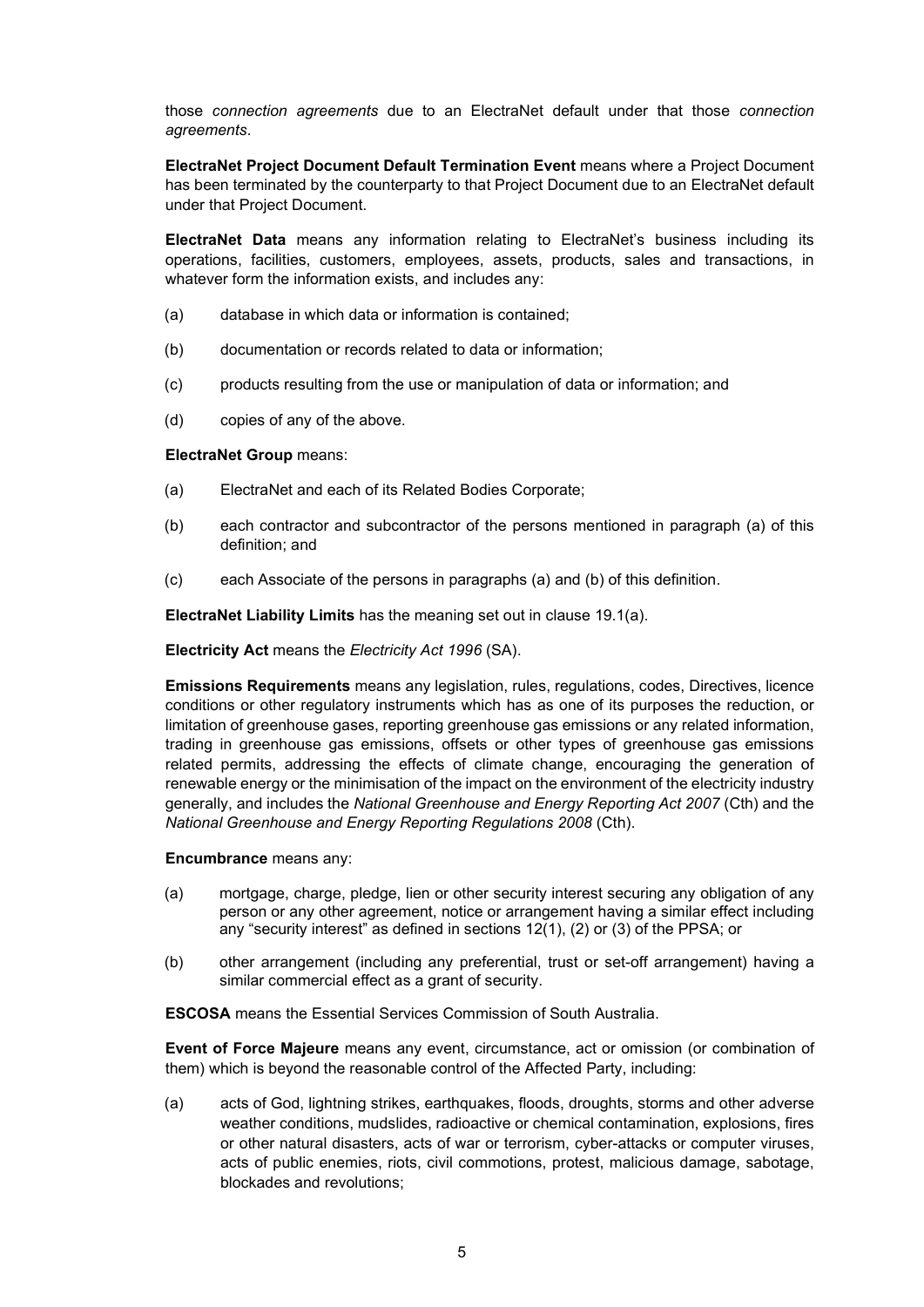those *connection agreements* due to an ElectraNet default under that those *connection agreements*.

**ElectraNet Project Document Default Termination Event** means where a Project Document has been terminated by the counterparty to that Project Document due to an ElectraNet default under that Project Document.

**ElectraNet Data** means any information relating to ElectraNet's business including its operations, facilities, customers, employees, assets, products, sales and transactions, in whatever form the information exists, and includes any:

(a) database in which data or information is contained;

(b) documentation or records related to data or information;

(c) products resulting from the use or manipulation of data or information; and

(d) copies of any of the above.

**ElectraNet Group** means:

(a) ElectraNet and each of its Related Bodies Corporate;

(b) each contractor and subcontractor of the persons mentioned in paragraph (a) of this definition; and

(c) each Associate of the persons in paragraphs (a) and (b) of this definition.

**ElectraNet Liability Limits** has the meaning set out in clause 19.1(a).

**Electricity Act** means the *Electricity Act 1996* (SA).

**Emissions Requirements** means any legislation, rules, regulations, codes, Directives, licence conditions or other regulatory instruments which has as one of its purposes the reduction, or limitation of greenhouse gases, reporting greenhouse gas emissions or any related information, trading in greenhouse gas emissions, offsets or other types of greenhouse gas emissions related permits, addressing the effects of climate change, encouraging the generation of renewable energy or the minimisation of the impact on the environment of the electricity industry generally, and includes the *National Greenhouse and Energy Reporting Act 2007* (Cth) and the *National Greenhouse and Energy Reporting Regulations 2008* (Cth).

**Encumbrance** means any:

(a) mortgage, charge, pledge, lien or other security interest securing any obligation of any person or any other agreement, notice or arrangement having a similar effect including any "security interest" as defined in sections 12(1), (2) or (3) of the PPSA; or

(b) other arrangement (including any preferential, trust or set-off arrangement) having a similar commercial effect as a grant of security.

**ESCOSA** means the Essential Services Commission of South Australia.

**Event of Force Majeure** means any event, circumstance, act or omission (or combination of them) which is beyond the reasonable control of the Affected Party, including:

(a) acts of God, lightning strikes, earthquakes, floods, droughts, storms and other adverse weather conditions, mudslides, radioactive or chemical contamination, explosions, fires or other natural disasters, acts of war or terrorism, cyber-attacks or computer viruses, acts of public enemies, riots, civil commotions, protest, malicious damage, sabotage, blockades and revolutions;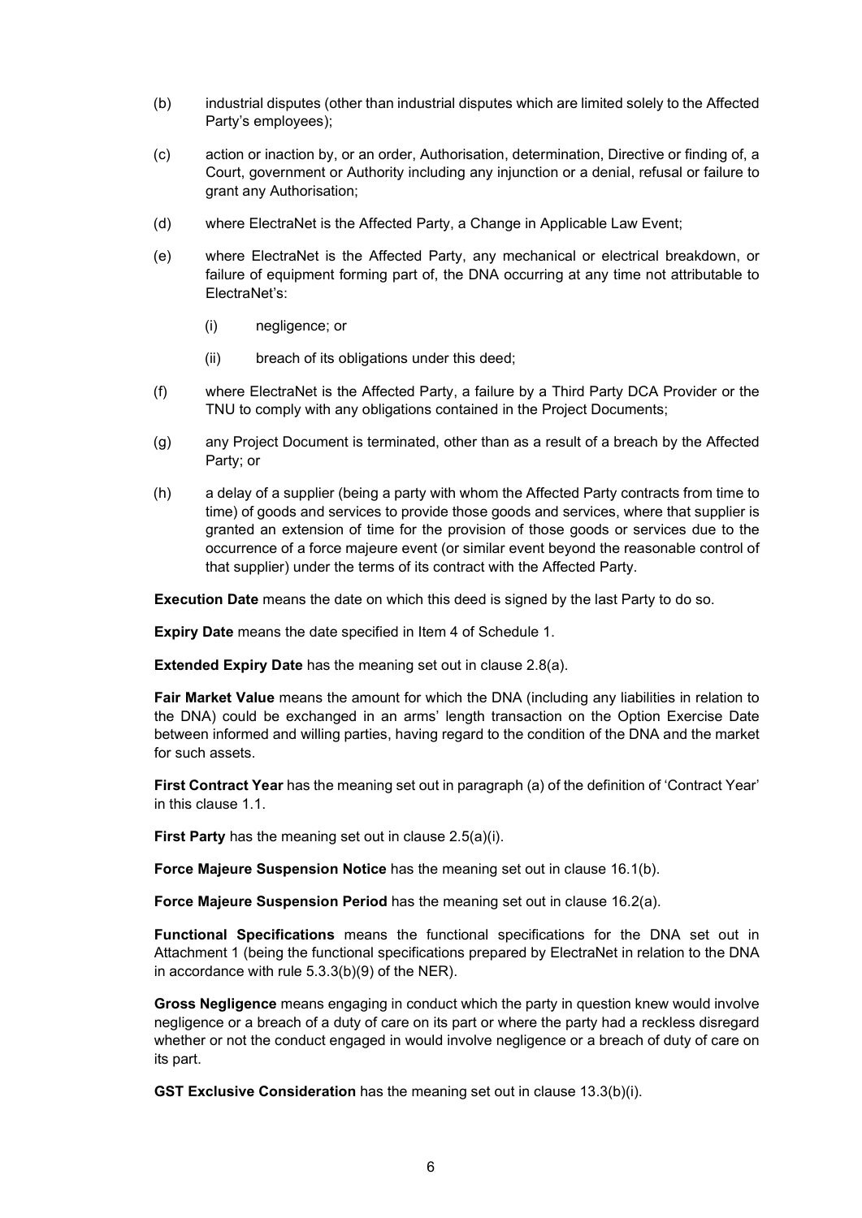(b) industrial disputes (other than industrial disputes which are limited solely to the Affected Party's employees);

(c) action or inaction by, or an order, Authorisation, determination, Directive or finding of, a Court, government or Authority including any injunction or a denial, refusal or failure to grant any Authorisation;

(d) where ElectraNet is the Affected Party, a Change in Applicable Law Event;

(e) where ElectraNet is the Affected Party, any mechanical or electrical breakdown, or failure of equipment forming part of, the DNA occurring at any time not attributable to ElectraNet's:

  (i) negligence; or

  (ii) breach of its obligations under this deed;

(f) where ElectraNet is the Affected Party, a failure by a Third Party DCA Provider or the TNU to comply with any obligations contained in the Project Documents;

(g) any Project Document is terminated, other than as a result of a breach by the Affected Party; or

(h) a delay of a supplier (being a party with whom the Affected Party contracts from time to time) of goods and services to provide those goods and services, where that supplier is granted an extension of time for the provision of those goods or services due to the occurrence of a force majeure event (or similar event beyond the reasonable control of that supplier) under the terms of its contract with the Affected Party.

**Execution Date** means the date on which this deed is signed by the last Party to do so.

**Expiry Date** means the date specified in Item 4 of Schedule 1.

**Extended Expiry Date** has the meaning set out in clause 2.8(a).

**Fair Market Value** means the amount for which the DNA (including any liabilities in relation to the DNA) could be exchanged in an arms' length transaction on the Option Exercise Date between informed and willing parties, having regard to the condition of the DNA and the market for such assets.

**First Contract Year** has the meaning set out in paragraph (a) of the definition of 'Contract Year' in this clause 1.1.

**First Party** has the meaning set out in clause 2.5(a)(i).

**Force Majeure Suspension Notice** has the meaning set out in clause 16.1(b).

**Force Majeure Suspension Period** has the meaning set out in clause 16.2(a).

**Functional Specifications** means the functional specifications for the DNA set out in Attachment 1 (being the functional specifications prepared by ElectraNet in relation to the DNA in accordance with rule 5.3.3(b)(9) of the NER).

**Gross Negligence** means engaging in conduct which the party in question knew would involve negligence or a breach of a duty of care on its part or where the party had a reckless disregard whether or not the conduct engaged in would involve negligence or a breach of duty of care on its part.

**GST Exclusive Consideration** has the meaning set out in clause 13.3(b)(i).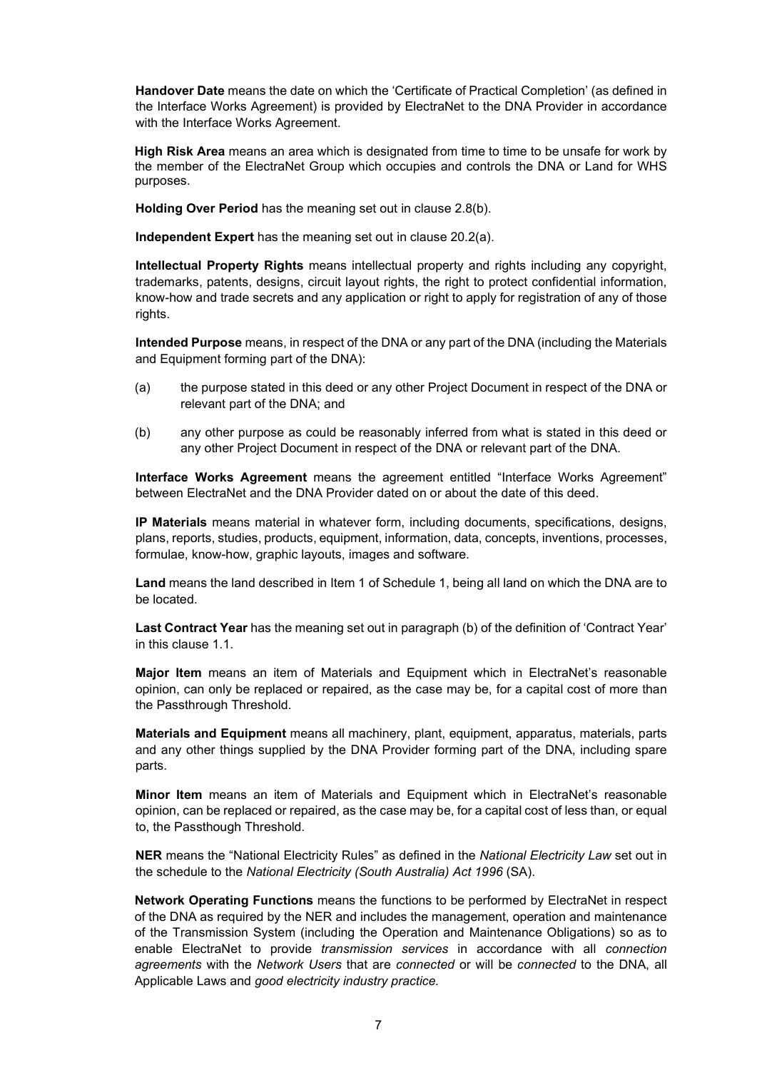**Handover Date** means the date on which the 'Certificate of Practical Completion' (as defined in the Interface Works Agreement) is provided by ElectraNet to the DNA Provider in accordance with the Interface Works Agreement.

**High Risk Area** means an area which is designated from time to time to be unsafe for work by the member of the ElectraNet Group which occupies and controls the DNA or Land for WHS purposes.

**Holding Over Period** has the meaning set out in clause 2.8(b).

**Independent Expert** has the meaning set out in clause 20.2(a).

**Intellectual Property Rights** means intellectual property and rights including any copyright, trademarks, patents, designs, circuit layout rights, the right to protect confidential information, know-how and trade secrets and any application or right to apply for registration of any of those rights.

**Intended Purpose** means, in respect of the DNA or any part of the DNA (including the Materials and Equipment forming part of the DNA):

(a) the purpose stated in this deed or any other Project Document in respect of the DNA or relevant part of the DNA; and

(b) any other purpose as could be reasonably inferred from what is stated in this deed or any other Project Document in respect of the DNA or relevant part of the DNA.

**Interface Works Agreement** means the agreement entitled "Interface Works Agreement" between ElectraNet and the DNA Provider dated on or about the date of this deed.

**IP Materials** means material in whatever form, including documents, specifications, designs, plans, reports, studies, products, equipment, information, data, concepts, inventions, processes, formulae, know-how, graphic layouts, images and software.

**Land** means the land described in Item 1 of Schedule 1, being all land on which the DNA are to be located.

**Last Contract Year** has the meaning set out in paragraph (b) of the definition of 'Contract Year' in this clause 1.1.

**Major Item** means an item of Materials and Equipment which in ElectraNet's reasonable opinion, can only be replaced or repaired, as the case may be, for a capital cost of more than the Passthrough Threshold.

**Materials and Equipment** means all machinery, plant, equipment, apparatus, materials, parts and any other things supplied by the DNA Provider forming part of the DNA, including spare parts.

**Minor Item** means an item of Materials and Equipment which in ElectraNet's reasonable opinion, can be replaced or repaired, as the case may be, for a capital cost of less than, or equal to, the Passthough Threshold.

**NER** means the "National Electricity Rules" as defined in the *National Electricity Law* set out in the schedule to the *National Electricity (South Australia) Act 1996* (SA).

**Network Operating Functions** means the functions to be performed by ElectraNet in respect of the DNA as required by the NER and includes the management, operation and maintenance of the Transmission System (including the Operation and Maintenance Obligations) so as to enable ElectraNet to provide *transmission services* in accordance with all *connection agreements* with the *Network Users* that are *connected* or will be *connected* to the DNA, all Applicable Laws and *good electricity industry practice.*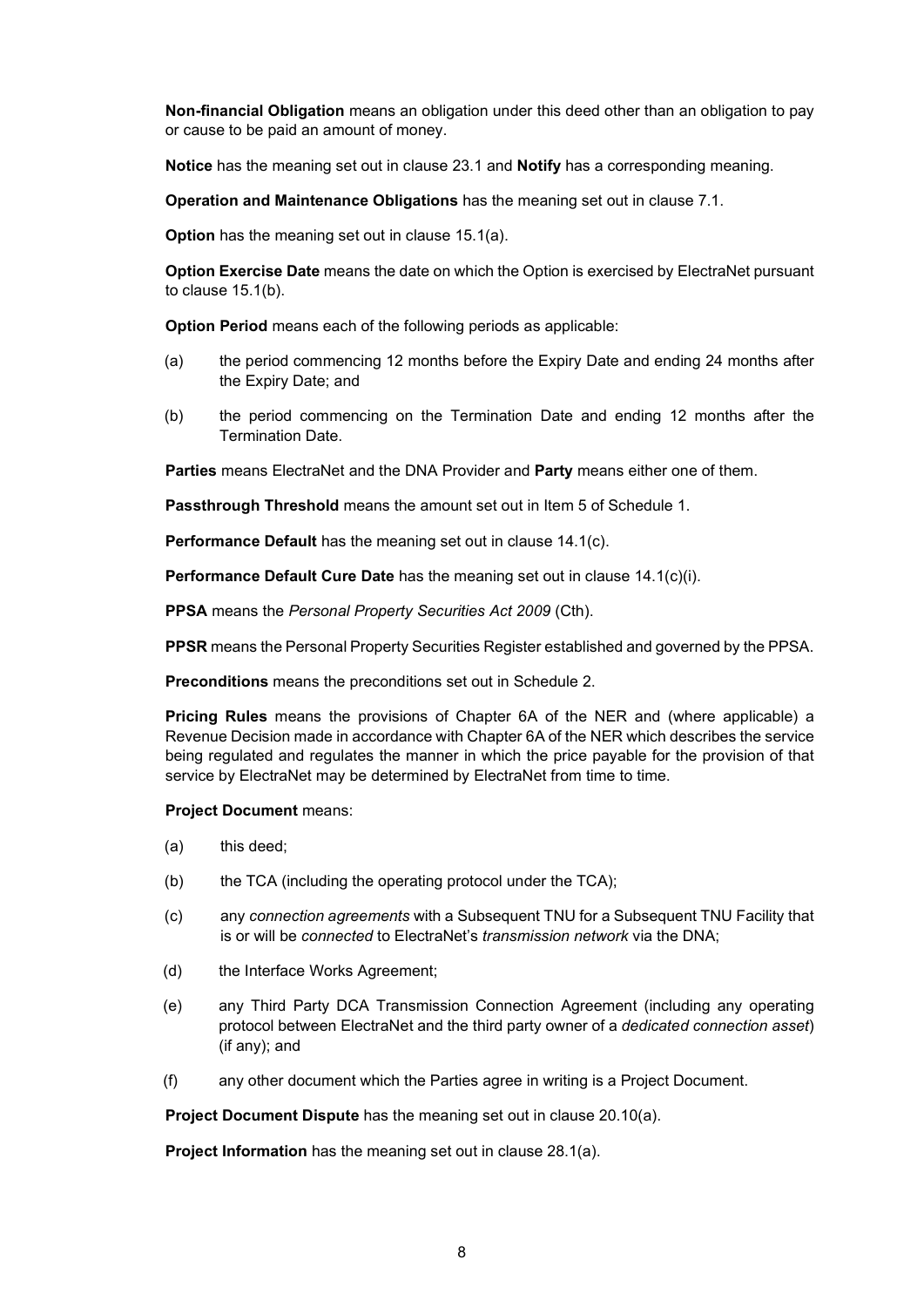**Non-financial Obligation** means an obligation under this deed other than an obligation to pay or cause to be paid an amount of money.

**Notice** has the meaning set out in clause 23.1 and **Notify** has a corresponding meaning.

**Operation and Maintenance Obligations** has the meaning set out in clause 7.1.

**Option** has the meaning set out in clause 15.1(a).

**Option Exercise Date** means the date on which the Option is exercised by ElectraNet pursuant to clause 15.1(b).

**Option Period** means each of the following periods as applicable:

(a) the period commencing 12 months before the Expiry Date and ending 24 months after the Expiry Date; and

(b) the period commencing on the Termination Date and ending 12 months after the Termination Date.

**Parties** means ElectraNet and the DNA Provider and **Party** means either one of them.

**Passthrough Threshold** means the amount set out in Item 5 of Schedule 1.

**Performance Default** has the meaning set out in clause 14.1(c).

**Performance Default Cure Date** has the meaning set out in clause 14.1(c)(i).

**PPSA** means the *Personal Property Securities Act 2009* (Cth).

**PPSR** means the Personal Property Securities Register established and governed by the PPSA.

**Preconditions** means the preconditions set out in Schedule 2.

**Pricing Rules** means the provisions of Chapter 6A of the NER and (where applicable) a Revenue Decision made in accordance with Chapter 6A of the NER which describes the service being regulated and regulates the manner in which the price payable for the provision of that service by ElectraNet may be determined by ElectraNet from time to time.

**Project Document** means:

(a) this deed;

(b) the TCA (including the operating protocol under the TCA);

(c) any *connection agreements* with a Subsequent TNU for a Subsequent TNU Facility that is or will be *connected* to ElectraNet's *transmission network* via the DNA;

(d) the Interface Works Agreement;

(e) any Third Party DCA Transmission Connection Agreement (including any operating protocol between ElectraNet and the third party owner of a *dedicated connection asset*) (if any); and

(f) any other document which the Parties agree in writing is a Project Document.

**Project Document Dispute** has the meaning set out in clause 20.10(a).

**Project Information** has the meaning set out in clause 28.1(a).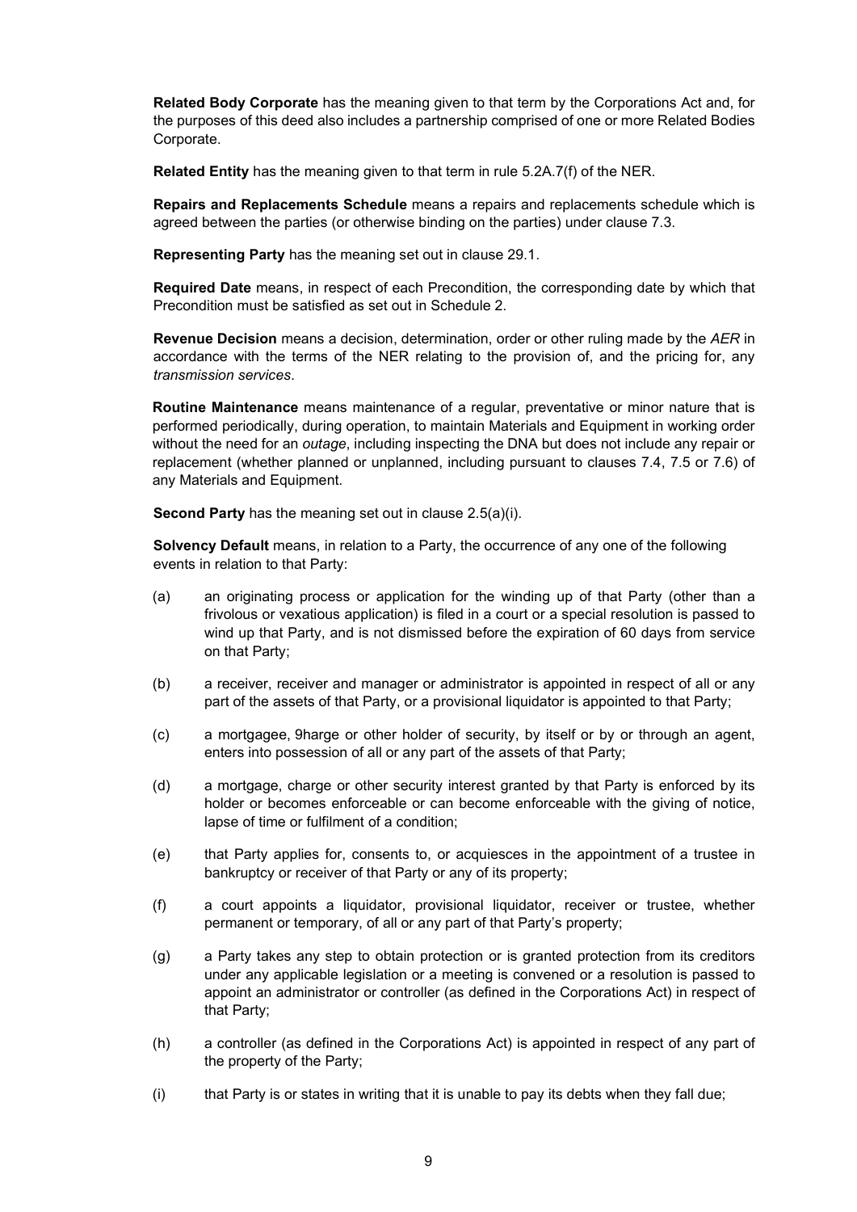**Related Body Corporate** has the meaning given to that term by the Corporations Act and, for the purposes of this deed also includes a partnership comprised of one or more Related Bodies Corporate.

**Related Entity** has the meaning given to that term in rule 5.2A.7(f) of the NER.

**Repairs and Replacements Schedule** means a repairs and replacements schedule which is agreed between the parties (or otherwise binding on the parties) under clause 7.3.

**Representing Party** has the meaning set out in clause 29.1.

**Required Date** means, in respect of each Precondition, the corresponding date by which that Precondition must be satisfied as set out in Schedule 2.

**Revenue Decision** means a decision, determination, order or other ruling made by the *AER* in accordance with the terms of the NER relating to the provision of, and the pricing for, any *transmission services*.

**Routine Maintenance** means maintenance of a regular, preventative or minor nature that is performed periodically, during operation, to maintain Materials and Equipment in working order without the need for an *outage*, including inspecting the DNA but does not include any repair or replacement (whether planned or unplanned, including pursuant to clauses 7.4, 7.5 or 7.6) of any Materials and Equipment.

**Second Party** has the meaning set out in clause 2.5(a)(i).

**Solvency Default** means, in relation to a Party, the occurrence of any one of the following events in relation to that Party:

(a) an originating process or application for the winding up of that Party (other than a frivolous or vexatious application) is filed in a court or a special resolution is passed to wind up that Party, and is not dismissed before the expiration of 60 days from service on that Party;

(b) a receiver, receiver and manager or administrator is appointed in respect of all or any part of the assets of that Party, or a provisional liquidator is appointed to that Party;

(c) a mortgagee, 9harge or other holder of security, by itself or by or through an agent, enters into possession of all or any part of the assets of that Party;

(d) a mortgage, charge or other security interest granted by that Party is enforced by its holder or becomes enforceable or can become enforceable with the giving of notice, lapse of time or fulfilment of a condition;

(e) that Party applies for, consents to, or acquiesces in the appointment of a trustee in bankruptcy or receiver of that Party or any of its property;

(f) a court appoints a liquidator, provisional liquidator, receiver or trustee, whether permanent or temporary, of all or any part of that Party's property;

(g) a Party takes any step to obtain protection or is granted protection from its creditors under any applicable legislation or a meeting is convened or a resolution is passed to appoint an administrator or controller (as defined in the Corporations Act) in respect of that Party;

(h) a controller (as defined in the Corporations Act) is appointed in respect of any part of the property of the Party;

(i) that Party is or states in writing that it is unable to pay its debts when they fall due;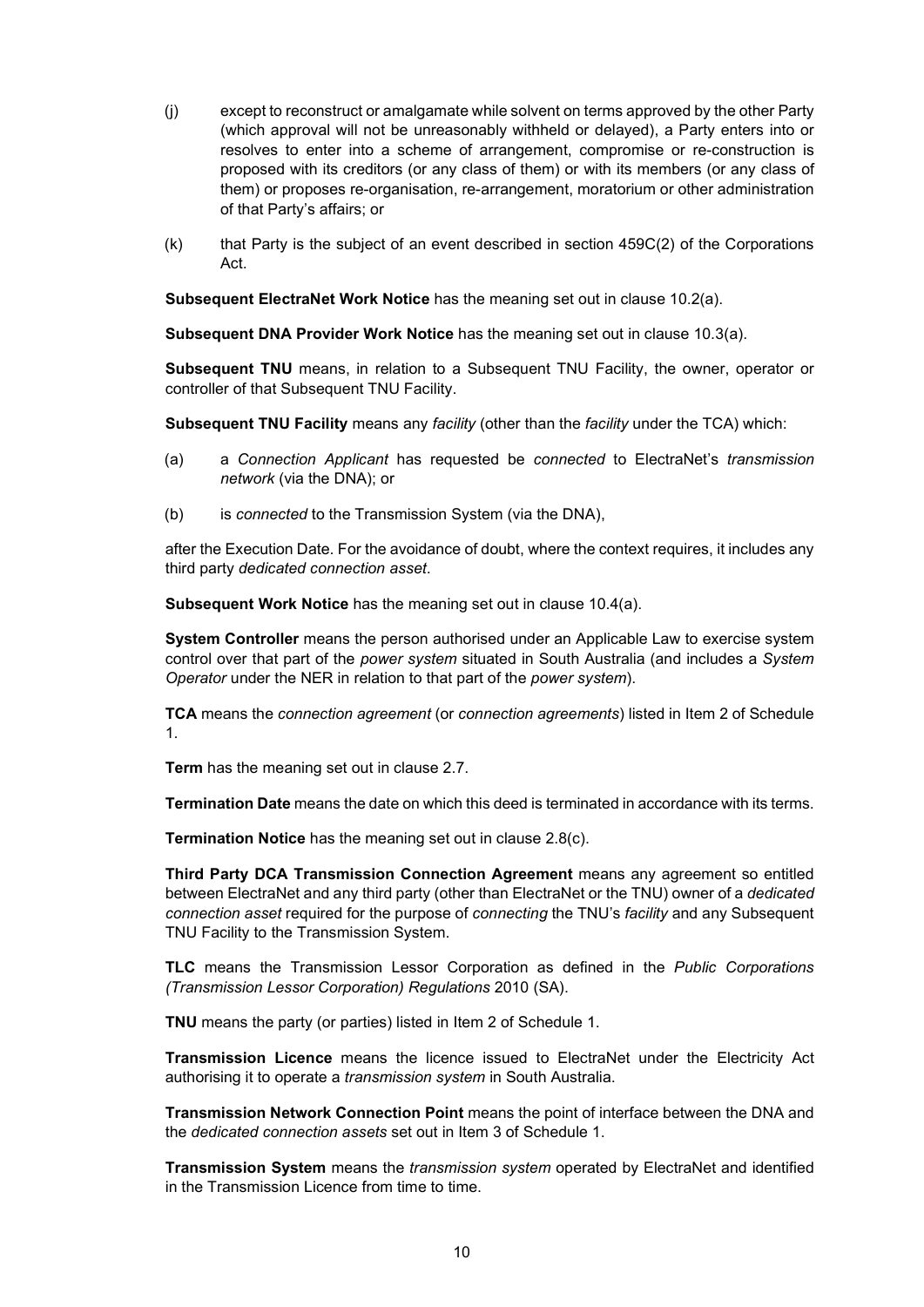(j) except to reconstruct or amalgamate while solvent on terms approved by the other Party (which approval will not be unreasonably withheld or delayed), a Party enters into or resolves to enter into a scheme of arrangement, compromise or re-construction is proposed with its creditors (or any class of them) or with its members (or any class of them) or proposes re-organisation, re-arrangement, moratorium or other administration of that Party's affairs; or

(k) that Party is the subject of an event described in section 459C(2) of the Corporations Act.

**Subsequent ElectraNet Work Notice** has the meaning set out in clause 10.2(a).

**Subsequent DNA Provider Work Notice** has the meaning set out in clause 10.3(a).

**Subsequent TNU** means, in relation to a Subsequent TNU Facility, the owner, operator or controller of that Subsequent TNU Facility.

**Subsequent TNU Facility** means any *facility* (other than the *facility* under the TCA) which:

(a) a *Connection Applicant* has requested be *connected* to ElectraNet's *transmission network* (via the DNA); or

(b) is *connected* to the Transmission System (via the DNA),

after the Execution Date. For the avoidance of doubt, where the context requires, it includes any third party *dedicated connection asset*.

**Subsequent Work Notice** has the meaning set out in clause 10.4(a).

**System Controller** means the person authorised under an Applicable Law to exercise system control over that part of the *power system* situated in South Australia (and includes a *System Operator* under the NER in relation to that part of the *power system*).

**TCA** means the *connection agreement* (or *connection agreements*) listed in Item 2 of Schedule 1.

**Term** has the meaning set out in clause 2.7.

**Termination Date** means the date on which this deed is terminated in accordance with its terms.

**Termination Notice** has the meaning set out in clause 2.8(c).

**Third Party DCA Transmission Connection Agreement** means any agreement so entitled between ElectraNet and any third party (other than ElectraNet or the TNU) owner of a *dedicated connection asset* required for the purpose of *connecting* the TNU's *facility* and any Subsequent TNU Facility to the Transmission System.

**TLC** means the Transmission Lessor Corporation as defined in the *Public Corporations (Transmission Lessor Corporation) Regulations* 2010 (SA).

**TNU** means the party (or parties) listed in Item 2 of Schedule 1.

**Transmission Licence** means the licence issued to ElectraNet under the Electricity Act authorising it to operate a *transmission system* in South Australia.

**Transmission Network Connection Point** means the point of interface between the DNA and the *dedicated connection assets* set out in Item 3 of Schedule 1.

**Transmission System** means the *transmission system* operated by ElectraNet and identified in the Transmission Licence from time to time.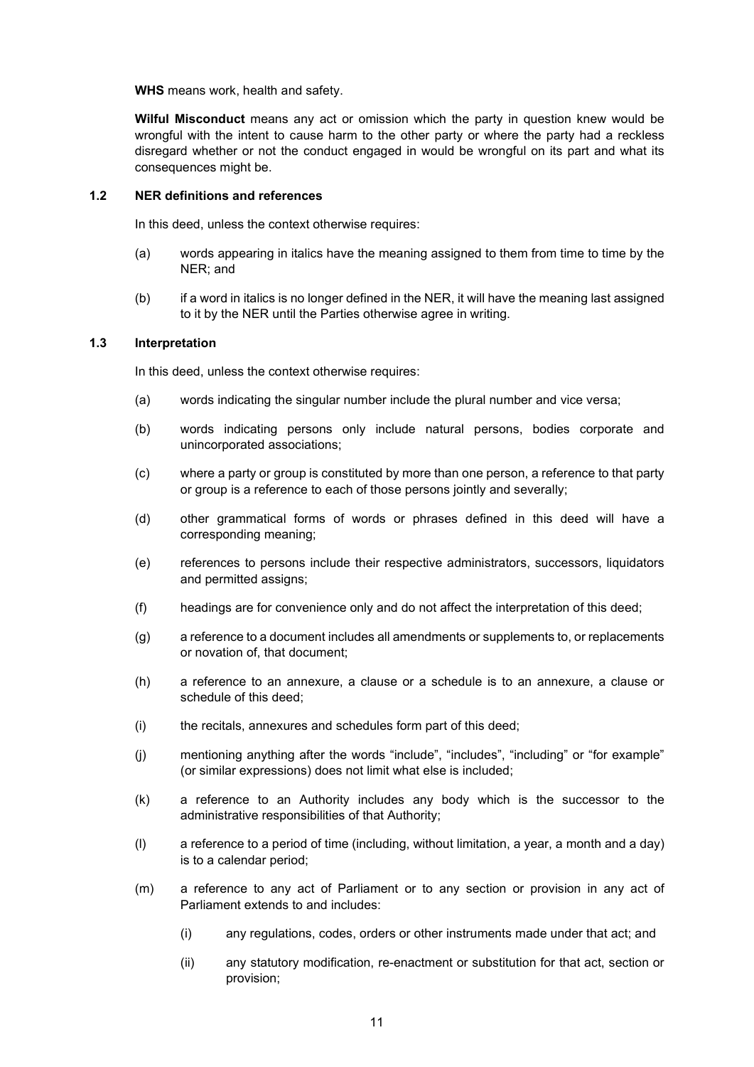**WHS** means work, health and safety.

**Wilful Misconduct** means any act or omission which the party in question knew would be wrongful with the intent to cause harm to the other party or where the party had a reckless disregard whether or not the conduct engaged in would be wrongful on its part and what its consequences might be.

### 1.2 NER definitions and references

In this deed, unless the context otherwise requires:

(a) words appearing in italics have the meaning assigned to them from time to time by the NER; and

(b) if a word in italics is no longer defined in the NER, it will have the meaning last assigned to it by the NER until the Parties otherwise agree in writing.

### 1.3 Interpretation

In this deed, unless the context otherwise requires:

(a) words indicating the singular number include the plural number and vice versa;

(b) words indicating persons only include natural persons, bodies corporate and unincorporated associations;

(c) where a party or group is constituted by more than one person, a reference to that party or group is a reference to each of those persons jointly and severally;

(d) other grammatical forms of words or phrases defined in this deed will have a corresponding meaning;

(e) references to persons include their respective administrators, successors, liquidators and permitted assigns;

(f) headings are for convenience only and do not affect the interpretation of this deed;

(g) a reference to a document includes all amendments or supplements to, or replacements or novation of, that document;

(h) a reference to an annexure, a clause or a schedule is to an annexure, a clause or schedule of this deed;

(i) the recitals, annexures and schedules form part of this deed;

(j) mentioning anything after the words “include”, “includes”, “including” or “for example” (or similar expressions) does not limit what else is included;

(k) a reference to an Authority includes any body which is the successor to the administrative responsibilities of that Authority;

(l) a reference to a period of time (including, without limitation, a year, a month and a day) is to a calendar period;

(m) a reference to any act of Parliament or to any section or provision in any act of Parliament extends to and includes:

  (i) any regulations, codes, orders or other instruments made under that act; and

  (ii) any statutory modification, re-enactment or substitution for that act, section or provision;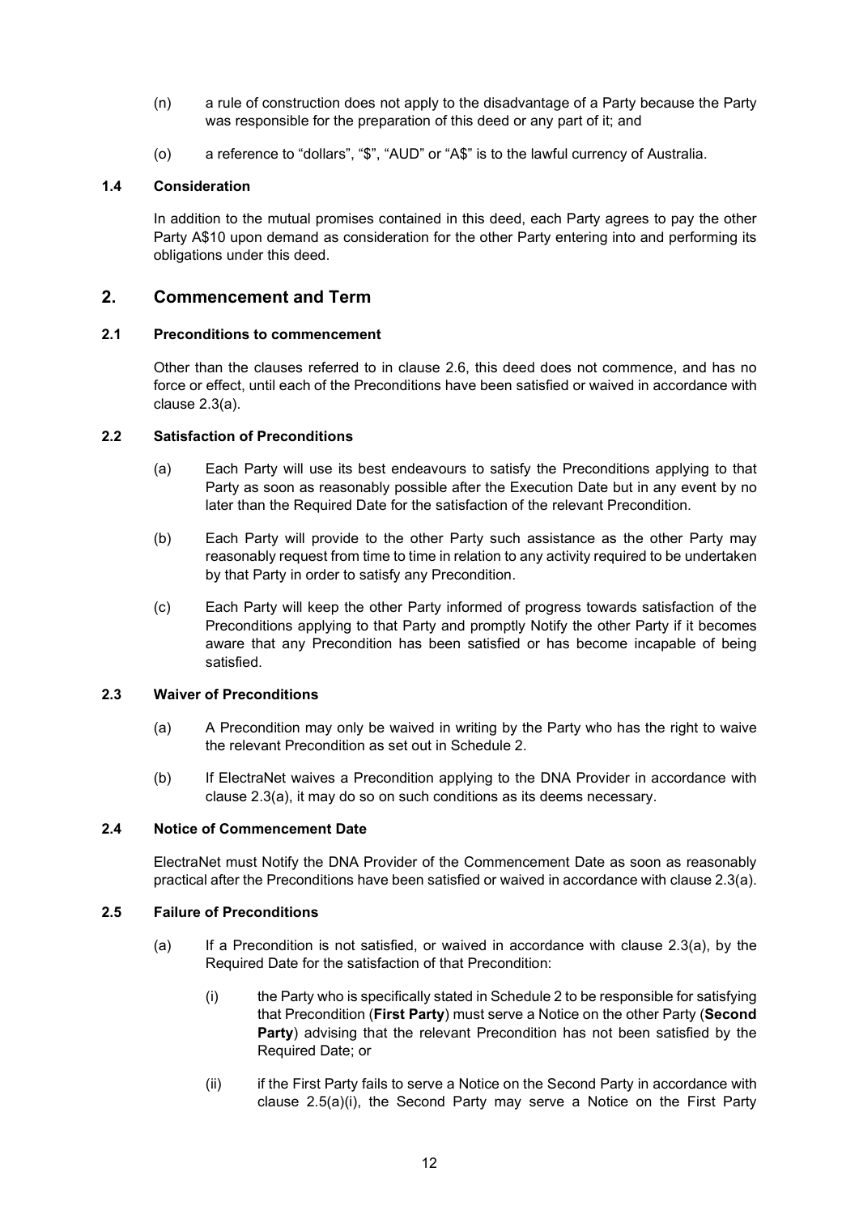(n) a rule of construction does not apply to the disadvantage of a Party because the Party was responsible for the preparation of this deed or any part of it; and

(o) a reference to "dollars", "$", "AUD" or "A$" is to the lawful currency of Australia.

### 1.4 Consideration

In addition to the mutual promises contained in this deed, each Party agrees to pay the other Party A$10 upon demand as consideration for the other Party entering into and performing its obligations under this deed.

## 2. Commencement and Term

### 2.1 Preconditions to commencement

Other than the clauses referred to in clause 2.6, this deed does not commence, and has no force or effect, until each of the Preconditions have been satisfied or waived in accordance with clause 2.3(a).

### 2.2 Satisfaction of Preconditions

(a) Each Party will use its best endeavours to satisfy the Preconditions applying to that Party as soon as reasonably possible after the Execution Date but in any event by no later than the Required Date for the satisfaction of the relevant Precondition.

(b) Each Party will provide to the other Party such assistance as the other Party may reasonably request from time to time in relation to any activity required to be undertaken by that Party in order to satisfy any Precondition.

(c) Each Party will keep the other Party informed of progress towards satisfaction of the Preconditions applying to that Party and promptly Notify the other Party if it becomes aware that any Precondition has been satisfied or has become incapable of being satisfied.

### 2.3 Waiver of Preconditions

(a) A Precondition may only be waived in writing by the Party who has the right to waive the relevant Precondition as set out in Schedule 2.

(b) If ElectraNet waives a Precondition applying to the DNA Provider in accordance with clause 2.3(a), it may do so on such conditions as its deems necessary.

### 2.4 Notice of Commencement Date

ElectraNet must Notify the DNA Provider of the Commencement Date as soon as reasonably practical after the Preconditions have been satisfied or waived in accordance with clause 2.3(a).

### 2.5 Failure of Preconditions

(a) If a Precondition is not satisfied, or waived in accordance with clause 2.3(a), by the Required Date for the satisfaction of that Precondition:

(i) the Party who is specifically stated in Schedule 2 to be responsible for satisfying that Precondition (**First Party**) must serve a Notice on the other Party (**Second Party**) advising that the relevant Precondition has not been satisfied by the Required Date; or

(ii) if the First Party fails to serve a Notice on the Second Party in accordance with clause 2.5(a)(i), the Second Party may serve a Notice on the First Party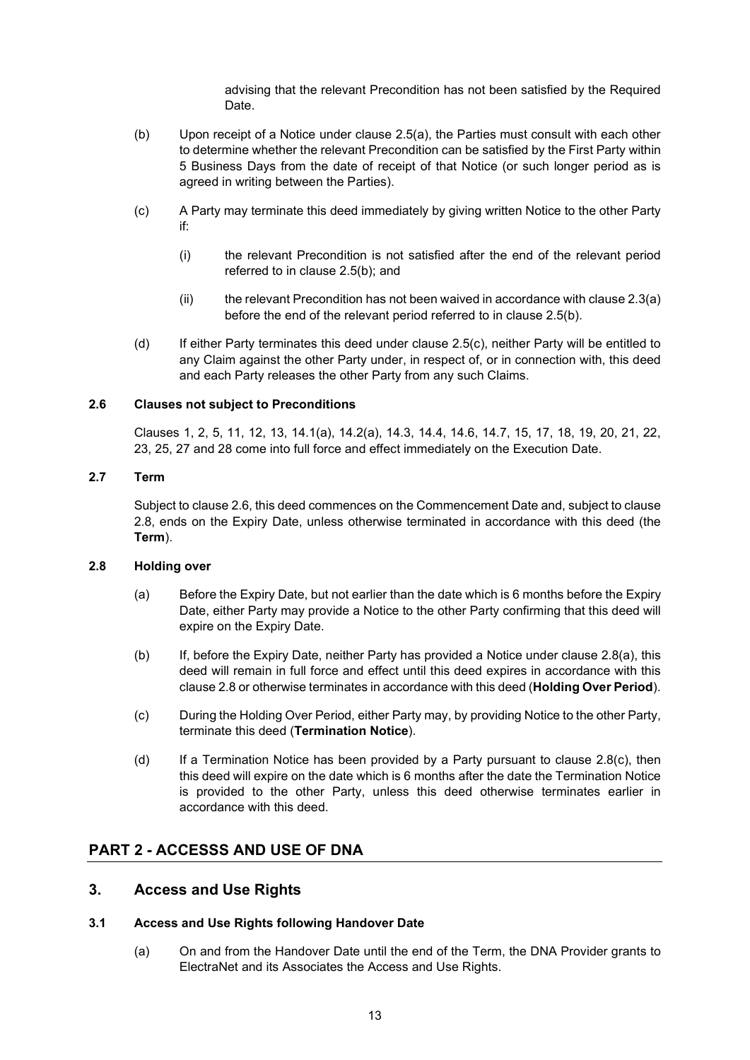advising that the relevant Precondition has not been satisfied by the Required Date.

(b) Upon receipt of a Notice under clause 2.5(a), the Parties must consult with each other to determine whether the relevant Precondition can be satisfied by the First Party within 5 Business Days from the date of receipt of that Notice (or such longer period as is agreed in writing between the Parties).

(c) A Party may terminate this deed immediately by giving written Notice to the other Party if:

(i) the relevant Precondition is not satisfied after the end of the relevant period referred to in clause 2.5(b); and

(ii) the relevant Precondition has not been waived in accordance with clause 2.3(a) before the end of the relevant period referred to in clause 2.5(b).

(d) If either Party terminates this deed under clause 2.5(c), neither Party will be entitled to any Claim against the other Party under, in respect of, or in connection with, this deed and each Party releases the other Party from any such Claims.

### 2.6 Clauses not subject to Preconditions

Clauses 1, 2, 5, 11, 12, 13, 14.1(a), 14.2(a), 14.3, 14.4, 14.6, 14.7, 15, 17, 18, 19, 20, 21, 22, 23, 25, 27 and 28 come into full force and effect immediately on the Execution Date.

### 2.7 Term

Subject to clause 2.6, this deed commences on the Commencement Date and, subject to clause 2.8, ends on the Expiry Date, unless otherwise terminated in accordance with this deed (the **Term**).

### 2.8 Holding over

(a) Before the Expiry Date, but not earlier than the date which is 6 months before the Expiry Date, either Party may provide a Notice to the other Party confirming that this deed will expire on the Expiry Date.

(b) If, before the Expiry Date, neither Party has provided a Notice under clause 2.8(a), this deed will remain in full force and effect until this deed expires in accordance with this clause 2.8 or otherwise terminates in accordance with this deed (**Holding Over Period**).

(c) During the Holding Over Period, either Party may, by providing Notice to the other Party, terminate this deed (**Termination Notice**).

(d) If a Termination Notice has been provided by a Party pursuant to clause 2.8(c), then this deed will expire on the date which is 6 months after the date the Termination Notice is provided to the other Party, unless this deed otherwise terminates earlier in accordance with this deed.

## PART 2 - ACCESSS AND USE OF DNA

## 3. Access and Use Rights

### 3.1 Access and Use Rights following Handover Date

(a) On and from the Handover Date until the end of the Term, the DNA Provider grants to ElectraNet and its Associates the Access and Use Rights.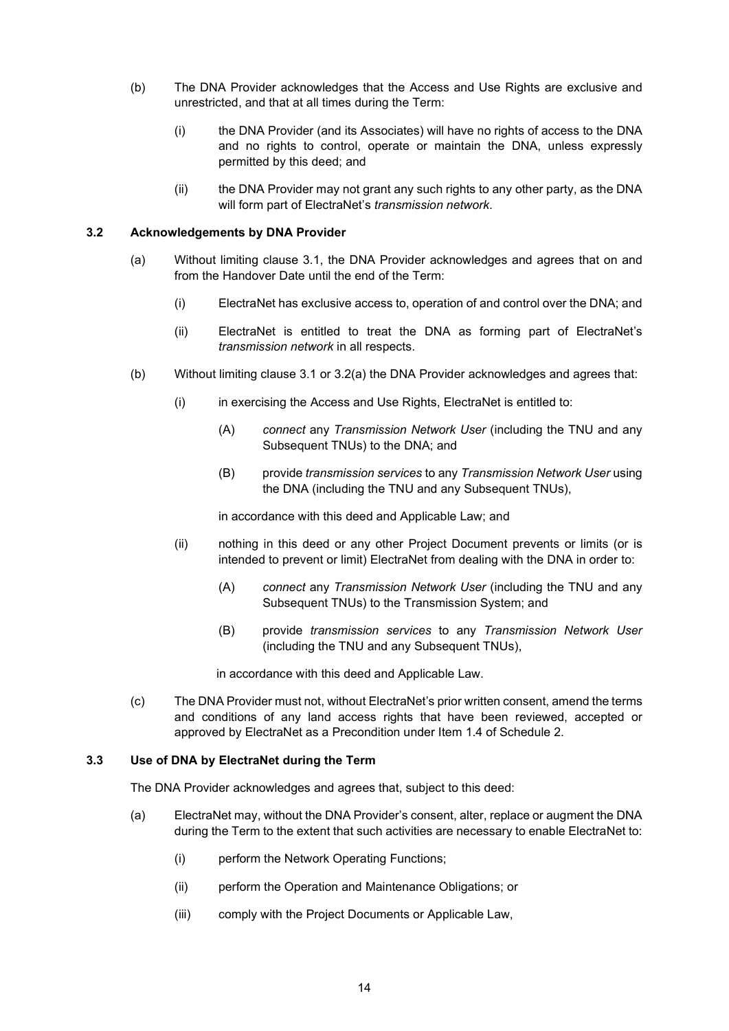(b) The DNA Provider acknowledges that the Access and Use Rights are exclusive and unrestricted, and that at all times during the Term:

   (i) the DNA Provider (and its Associates) will have no rights of access to the DNA and no rights to control, operate or maintain the DNA, unless expressly permitted by this deed; and

   (ii) the DNA Provider may not grant any such rights to any other party, as the DNA will form part of ElectraNet's *transmission network*.

### 3.2 Acknowledgements by DNA Provider

(a) Without limiting clause 3.1, the DNA Provider acknowledges and agrees that on and from the Handover Date until the end of the Term:

   (i) ElectraNet has exclusive access to, operation of and control over the DNA; and

   (ii) ElectraNet is entitled to treat the DNA as forming part of ElectraNet's *transmission network* in all respects.

(b) Without limiting clause 3.1 or 3.2(a) the DNA Provider acknowledges and agrees that:

   (i) in exercising the Access and Use Rights, ElectraNet is entitled to:

      (A) *connect* any *Transmission Network User* (including the TNU and any Subsequent TNUs) to the DNA; and

      (B) provide *transmission services* to any *Transmission Network User* using the DNA (including the TNU and any Subsequent TNUs),

   in accordance with this deed and Applicable Law; and

   (ii) nothing in this deed or any other Project Document prevents or limits (or is intended to prevent or limit) ElectraNet from dealing with the DNA in order to:

      (A) *connect* any *Transmission Network User* (including the TNU and any Subsequent TNUs) to the Transmission System; and

      (B) provide *transmission services* to any *Transmission Network User* (including the TNU and any Subsequent TNUs),

   in accordance with this deed and Applicable Law.

(c) The DNA Provider must not, without ElectraNet's prior written consent, amend the terms and conditions of any land access rights that have been reviewed, accepted or approved by ElectraNet as a Precondition under Item 1.4 of Schedule 2.

### 3.3 Use of DNA by ElectraNet during the Term

The DNA Provider acknowledges and agrees that, subject to this deed:

(a) ElectraNet may, without the DNA Provider's consent, alter, replace or augment the DNA during the Term to the extent that such activities are necessary to enable ElectraNet to:

   (i) perform the Network Operating Functions;

   (ii) perform the Operation and Maintenance Obligations; or

   (iii) comply with the Project Documents or Applicable Law,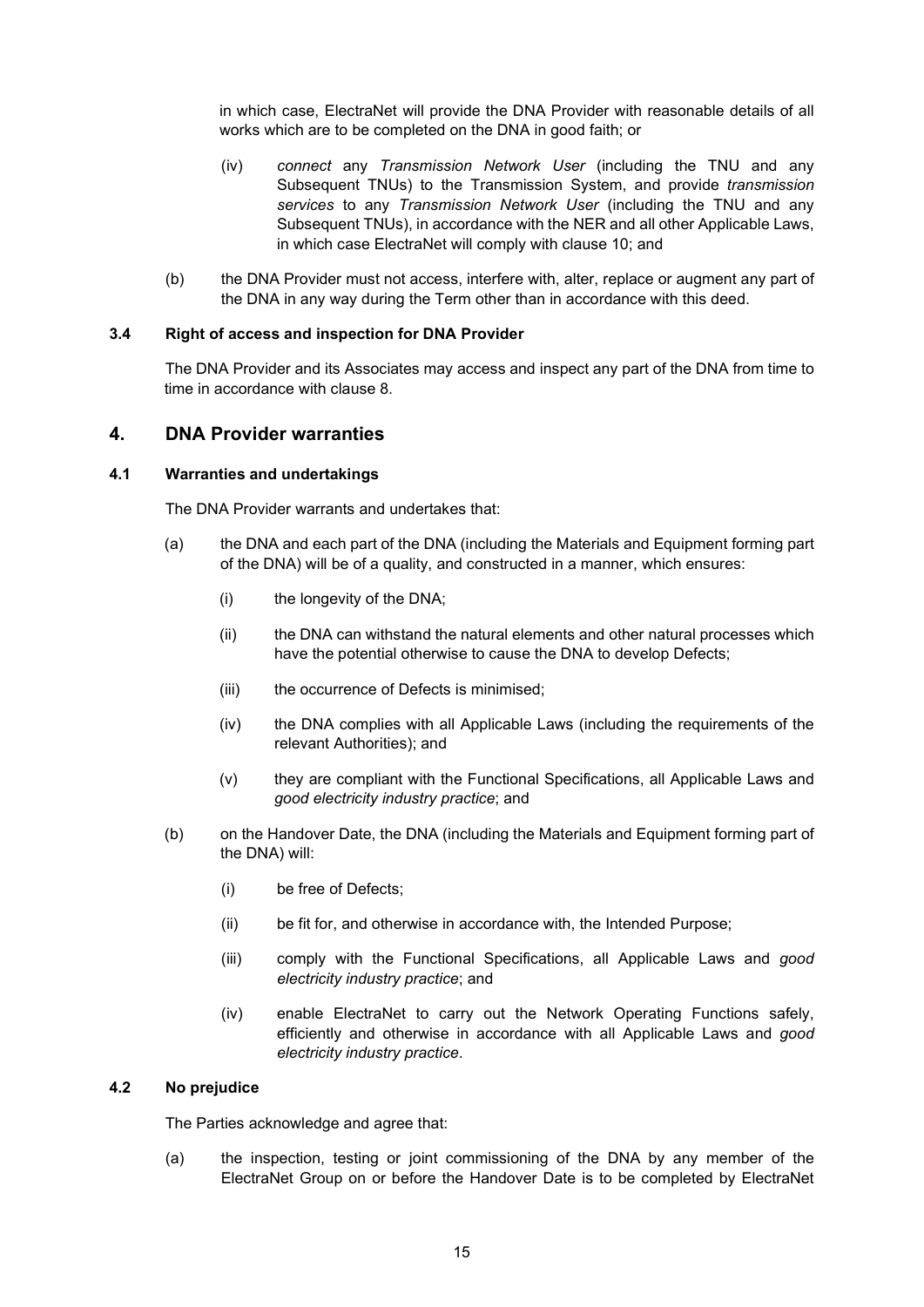in which case, ElectraNet will provide the DNA Provider with reasonable details of all works which are to be completed on the DNA in good faith; or

(iv) *connect* any *Transmission Network User* (including the TNU and any Subsequent TNUs) to the Transmission System, and provide *transmission services* to any *Transmission Network User* (including the TNU and any Subsequent TNUs), in accordance with the NER and all other Applicable Laws, in which case ElectraNet will comply with clause 10; and

(b) the DNA Provider must not access, interfere with, alter, replace or augment any part of the DNA in any way during the Term other than in accordance with this deed.

### 3.4 Right of access and inspection for DNA Provider

The DNA Provider and its Associates may access and inspect any part of the DNA from time to time in accordance with clause 8.

## 4. DNA Provider warranties

### 4.1 Warranties and undertakings

The DNA Provider warrants and undertakes that:

(a) the DNA and each part of the DNA (including the Materials and Equipment forming part of the DNA) will be of a quality, and constructed in a manner, which ensures:

(i) the longevity of the DNA;

(ii) the DNA can withstand the natural elements and other natural processes which have the potential otherwise to cause the DNA to develop Defects;

(iii) the occurrence of Defects is minimised;

(iv) the DNA complies with all Applicable Laws (including the requirements of the relevant Authorities); and

(v) they are compliant with the Functional Specifications, all Applicable Laws and *good electricity industry practice*; and

(b) on the Handover Date, the DNA (including the Materials and Equipment forming part of the DNA) will:

(i) be free of Defects;

(ii) be fit for, and otherwise in accordance with, the Intended Purpose;

(iii) comply with the Functional Specifications, all Applicable Laws and *good electricity industry practice*; and

(iv) enable ElectraNet to carry out the Network Operating Functions safely, efficiently and otherwise in accordance with all Applicable Laws and *good electricity industry practice*.

### 4.2 No prejudice

The Parties acknowledge and agree that:

(a) the inspection, testing or joint commissioning of the DNA by any member of the ElectraNet Group on or before the Handover Date is to be completed by ElectraNet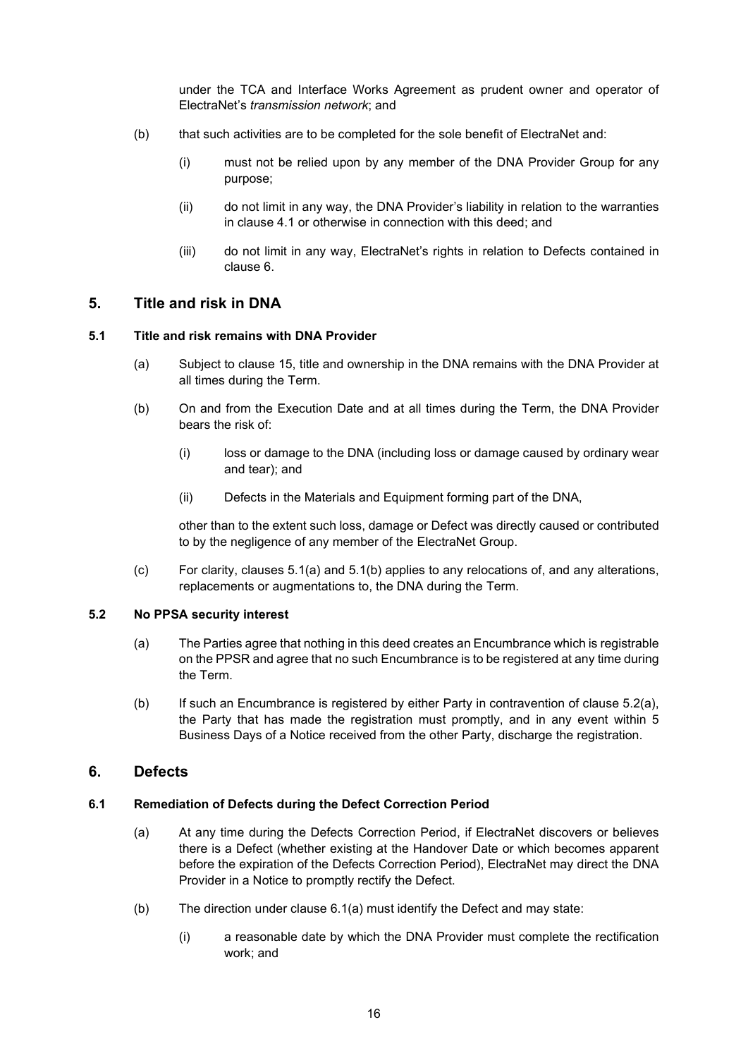under the TCA and Interface Works Agreement as prudent owner and operator of ElectraNet's *transmission network*; and

(b) that such activities are to be completed for the sole benefit of ElectraNet and:

(i) must not be relied upon by any member of the DNA Provider Group for any purpose;

(ii) do not limit in any way, the DNA Provider's liability in relation to the warranties in clause 4.1 or otherwise in connection with this deed; and

(iii) do not limit in any way, ElectraNet's rights in relation to Defects contained in clause 6.

## 5. Title and risk in DNA

### 5.1 Title and risk remains with DNA Provider

(a) Subject to clause 15, title and ownership in the DNA remains with the DNA Provider at all times during the Term.

(b) On and from the Execution Date and at all times during the Term, the DNA Provider bears the risk of:

(i) loss or damage to the DNA (including loss or damage caused by ordinary wear and tear); and

(ii) Defects in the Materials and Equipment forming part of the DNA,

other than to the extent such loss, damage or Defect was directly caused or contributed to by the negligence of any member of the ElectraNet Group.

(c) For clarity, clauses 5.1(a) and 5.1(b) applies to any relocations of, and any alterations, replacements or augmentations to, the DNA during the Term.

### 5.2 No PPSA security interest

(a) The Parties agree that nothing in this deed creates an Encumbrance which is registrable on the PPSR and agree that no such Encumbrance is to be registered at any time during the Term.

(b) If such an Encumbrance is registered by either Party in contravention of clause 5.2(a), the Party that has made the registration must promptly, and in any event within 5 Business Days of a Notice received from the other Party, discharge the registration.

## 6. Defects

### 6.1 Remediation of Defects during the Defect Correction Period

(a) At any time during the Defects Correction Period, if ElectraNet discovers or believes there is a Defect (whether existing at the Handover Date or which becomes apparent before the expiration of the Defects Correction Period), ElectraNet may direct the DNA Provider in a Notice to promptly rectify the Defect.

(b) The direction under clause 6.1(a) must identify the Defect and may state:

(i) a reasonable date by which the DNA Provider must complete the rectification work; and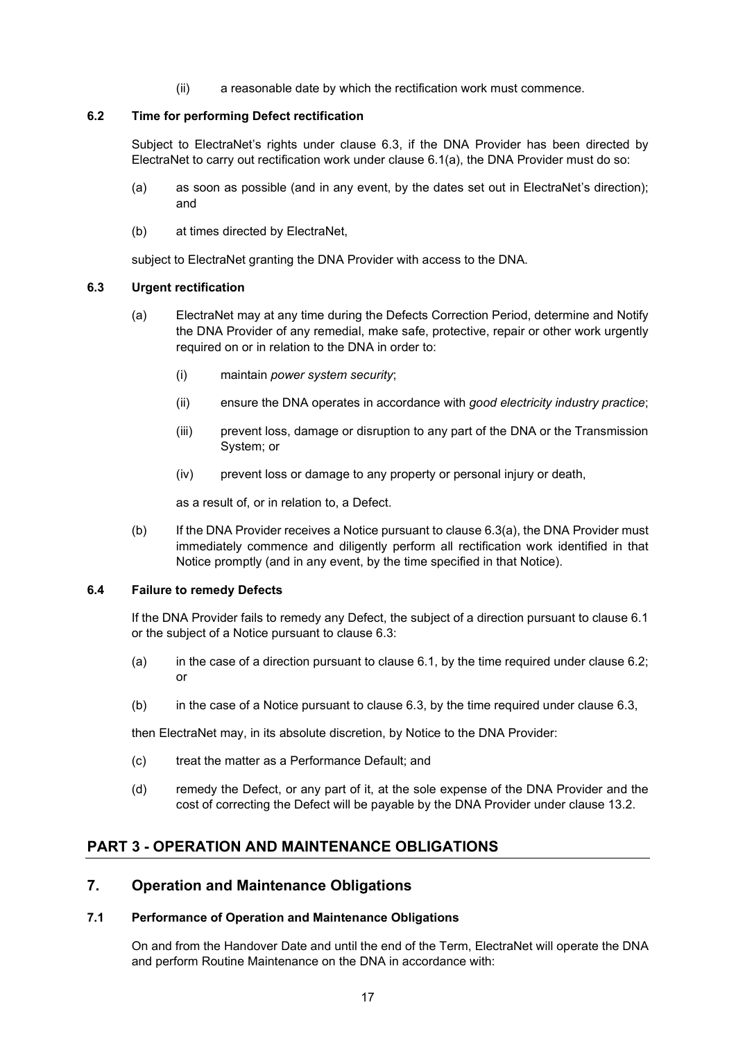(ii) a reasonable date by which the rectification work must commence.

### 6.2 Time for performing Defect rectification

Subject to ElectraNet's rights under clause 6.3, if the DNA Provider has been directed by ElectraNet to carry out rectification work under clause 6.1(a), the DNA Provider must do so:

(a) as soon as possible (and in any event, by the dates set out in ElectraNet's direction); and

(b) at times directed by ElectraNet,

subject to ElectraNet granting the DNA Provider with access to the DNA.

### 6.3 Urgent rectification

(a) ElectraNet may at any time during the Defects Correction Period, determine and Notify the DNA Provider of any remedial, make safe, protective, repair or other work urgently required on or in relation to the DNA in order to:

(i) maintain *power system security*;

(ii) ensure the DNA operates in accordance with *good electricity industry practice*;

(iii) prevent loss, damage or disruption to any part of the DNA or the Transmission System; or

(iv) prevent loss or damage to any property or personal injury or death,

as a result of, or in relation to, a Defect.

(b) If the DNA Provider receives a Notice pursuant to clause 6.3(a), the DNA Provider must immediately commence and diligently perform all rectification work identified in that Notice promptly (and in any event, by the time specified in that Notice).

### 6.4 Failure to remedy Defects

If the DNA Provider fails to remedy any Defect, the subject of a direction pursuant to clause 6.1 or the subject of a Notice pursuant to clause 6.3:

(a) in the case of a direction pursuant to clause 6.1, by the time required under clause 6.2; or

(b) in the case of a Notice pursuant to clause 6.3, by the time required under clause 6.3,

then ElectraNet may, in its absolute discretion, by Notice to the DNA Provider:

(c) treat the matter as a Performance Default; and

(d) remedy the Defect, or any part of it, at the sole expense of the DNA Provider and the cost of correcting the Defect will be payable by the DNA Provider under clause 13.2.

# PART 3 - OPERATION AND MAINTENANCE OBLIGATIONS

## 7. Operation and Maintenance Obligations

### 7.1 Performance of Operation and Maintenance Obligations

On and from the Handover Date and until the end of the Term, ElectraNet will operate the DNA and perform Routine Maintenance on the DNA in accordance with: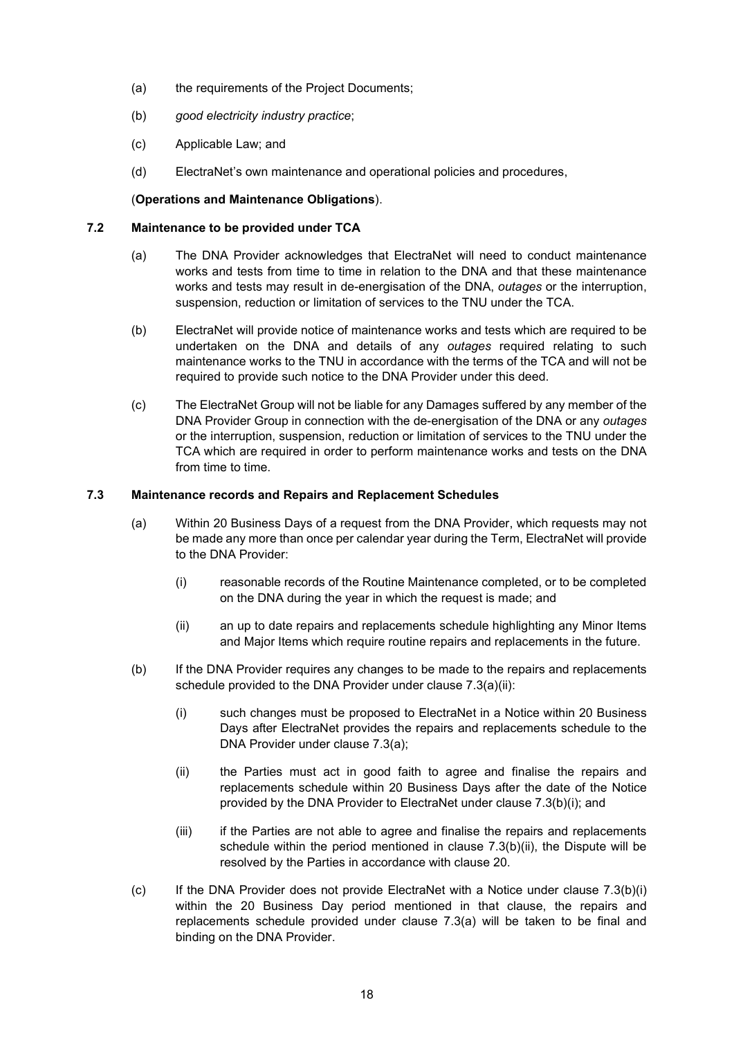(a) the requirements of the Project Documents;

(b) *good electricity industry practice*;

(c) Applicable Law; and

(d) ElectraNet's own maintenance and operational policies and procedures,

(**Operations and Maintenance Obligations**).

### 7.2 Maintenance to be provided under TCA

(a) The DNA Provider acknowledges that ElectraNet will need to conduct maintenance works and tests from time to time in relation to the DNA and that these maintenance works and tests may result in de-energisation of the DNA, *outages* or the interruption, suspension, reduction or limitation of services to the TNU under the TCA.

(b) ElectraNet will provide notice of maintenance works and tests which are required to be undertaken on the DNA and details of any *outages* required relating to such maintenance works to the TNU in accordance with the terms of the TCA and will not be required to provide such notice to the DNA Provider under this deed.

(c) The ElectraNet Group will not be liable for any Damages suffered by any member of the DNA Provider Group in connection with the de-energisation of the DNA or any *outages* or the interruption, suspension, reduction or limitation of services to the TNU under the TCA which are required in order to perform maintenance works and tests on the DNA from time to time.

### 7.3 Maintenance records and Repairs and Replacement Schedules

(a) Within 20 Business Days of a request from the DNA Provider, which requests may not be made any more than once per calendar year during the Term, ElectraNet will provide to the DNA Provider:

(i) reasonable records of the Routine Maintenance completed, or to be completed on the DNA during the year in which the request is made; and

(ii) an up to date repairs and replacements schedule highlighting any Minor Items and Major Items which require routine repairs and replacements in the future.

(b) If the DNA Provider requires any changes to be made to the repairs and replacements schedule provided to the DNA Provider under clause 7.3(a)(ii):

(i) such changes must be proposed to ElectraNet in a Notice within 20 Business Days after ElectraNet provides the repairs and replacements schedule to the DNA Provider under clause 7.3(a);

(ii) the Parties must act in good faith to agree and finalise the repairs and replacements schedule within 20 Business Days after the date of the Notice provided by the DNA Provider to ElectraNet under clause 7.3(b)(i); and

(iii) if the Parties are not able to agree and finalise the repairs and replacements schedule within the period mentioned in clause 7.3(b)(ii), the Dispute will be resolved by the Parties in accordance with clause 20.

(c) If the DNA Provider does not provide ElectraNet with a Notice under clause 7.3(b)(i) within the 20 Business Day period mentioned in that clause, the repairs and replacements schedule provided under clause 7.3(a) will be taken to be final and binding on the DNA Provider.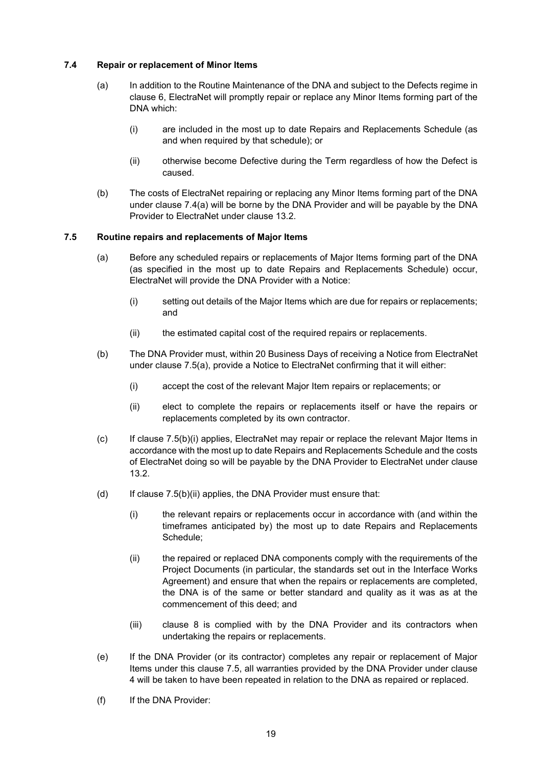### 7.4 Repair or replacement of Minor Items

(a) In addition to the Routine Maintenance of the DNA and subject to the Defects regime in clause 6, ElectraNet will promptly repair or replace any Minor Items forming part of the DNA which:

(i) are included in the most up to date Repairs and Replacements Schedule (as and when required by that schedule); or

(ii) otherwise become Defective during the Term regardless of how the Defect is caused.

(b) The costs of ElectraNet repairing or replacing any Minor Items forming part of the DNA under clause 7.4(a) will be borne by the DNA Provider and will be payable by the DNA Provider to ElectraNet under clause 13.2.

### 7.5 Routine repairs and replacements of Major Items

(a) Before any scheduled repairs or replacements of Major Items forming part of the DNA (as specified in the most up to date Repairs and Replacements Schedule) occur, ElectraNet will provide the DNA Provider with a Notice:

(i) setting out details of the Major Items which are due for repairs or replacements; and

(ii) the estimated capital cost of the required repairs or replacements.

(b) The DNA Provider must, within 20 Business Days of receiving a Notice from ElectraNet under clause 7.5(a), provide a Notice to ElectraNet confirming that it will either:

(i) accept the cost of the relevant Major Item repairs or replacements; or

(ii) elect to complete the repairs or replacements itself or have the repairs or replacements completed by its own contractor.

(c) If clause 7.5(b)(i) applies, ElectraNet may repair or replace the relevant Major Items in accordance with the most up to date Repairs and Replacements Schedule and the costs of ElectraNet doing so will be payable by the DNA Provider to ElectraNet under clause 13.2.

(d) If clause 7.5(b)(ii) applies, the DNA Provider must ensure that:

(i) the relevant repairs or replacements occur in accordance with (and within the timeframes anticipated by) the most up to date Repairs and Replacements Schedule;

(ii) the repaired or replaced DNA components comply with the requirements of the Project Documents (in particular, the standards set out in the Interface Works Agreement) and ensure that when the repairs or replacements are completed, the DNA is of the same or better standard and quality as it was as at the commencement of this deed; and

(iii) clause 8 is complied with by the DNA Provider and its contractors when undertaking the repairs or replacements.

(e) If the DNA Provider (or its contractor) completes any repair or replacement of Major Items under this clause 7.5, all warranties provided by the DNA Provider under clause 4 will be taken to have been repeated in relation to the DNA as repaired or replaced.

(f) If the DNA Provider: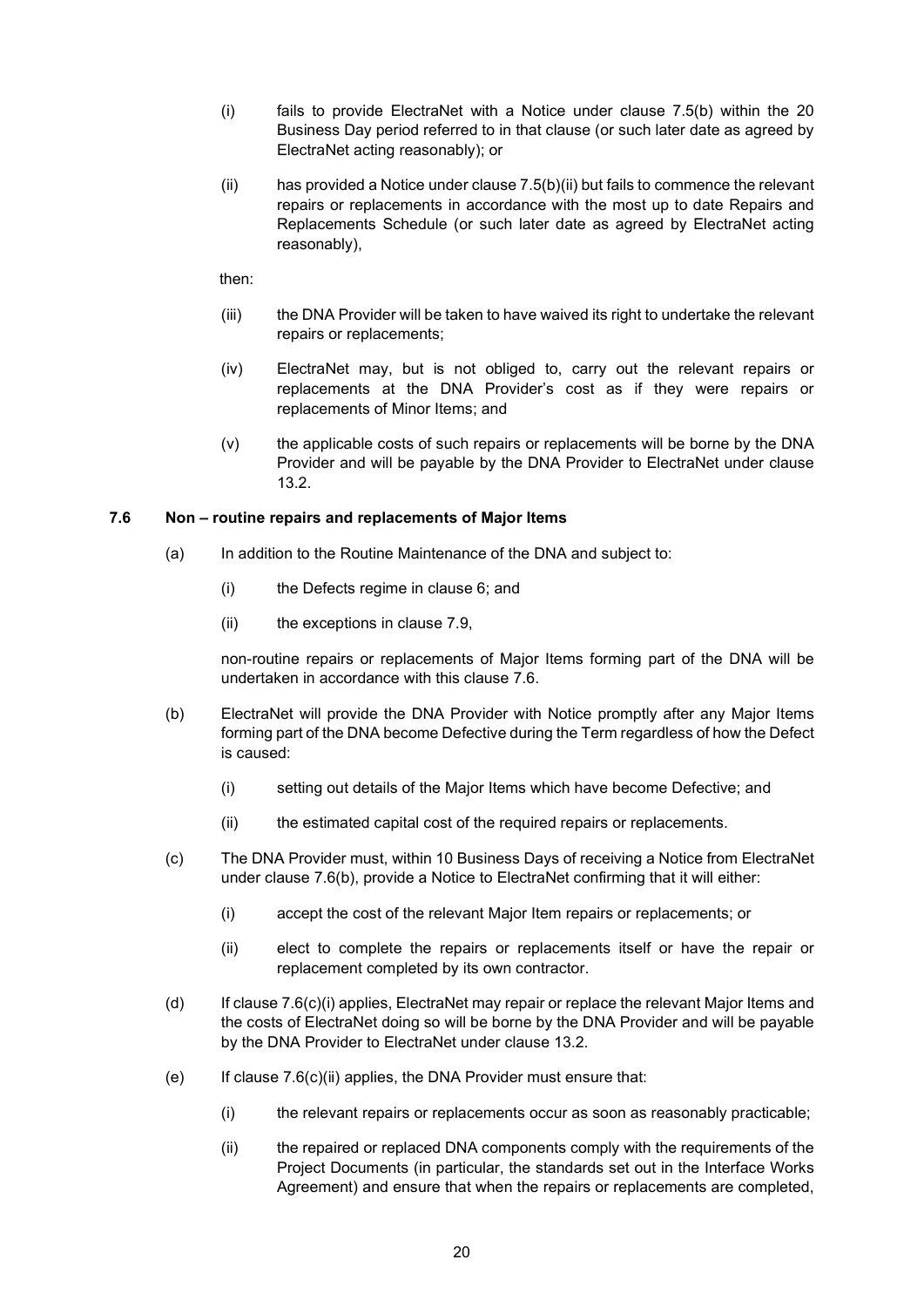(i) fails to provide ElectraNet with a Notice under clause 7.5(b) within the 20 Business Day period referred to in that clause (or such later date as agreed by ElectraNet acting reasonably); or

(ii) has provided a Notice under clause 7.5(b)(ii) but fails to commence the relevant repairs or replacements in accordance with the most up to date Repairs and Replacements Schedule (or such later date as agreed by ElectraNet acting reasonably),

then:

(iii) the DNA Provider will be taken to have waived its right to undertake the relevant repairs or replacements;

(iv) ElectraNet may, but is not obliged to, carry out the relevant repairs or replacements at the DNA Provider's cost as if they were repairs or replacements of Minor Items; and

(v) the applicable costs of such repairs or replacements will be borne by the DNA Provider and will be payable by the DNA Provider to ElectraNet under clause 13.2.

### 7.6 Non – routine repairs and replacements of Major Items

(a) In addition to the Routine Maintenance of the DNA and subject to:

(i) the Defects regime in clause 6; and

(ii) the exceptions in clause 7.9,

non-routine repairs or replacements of Major Items forming part of the DNA will be undertaken in accordance with this clause 7.6.

(b) ElectraNet will provide the DNA Provider with Notice promptly after any Major Items forming part of the DNA become Defective during the Term regardless of how the Defect is caused:

(i) setting out details of the Major Items which have become Defective; and

(ii) the estimated capital cost of the required repairs or replacements.

(c) The DNA Provider must, within 10 Business Days of receiving a Notice from ElectraNet under clause 7.6(b), provide a Notice to ElectraNet confirming that it will either:

(i) accept the cost of the relevant Major Item repairs or replacements; or

(ii) elect to complete the repairs or replacements itself or have the repair or replacement completed by its own contractor.

(d) If clause 7.6(c)(i) applies, ElectraNet may repair or replace the relevant Major Items and the costs of ElectraNet doing so will be borne by the DNA Provider and will be payable by the DNA Provider to ElectraNet under clause 13.2.

(e) If clause 7.6(c)(ii) applies, the DNA Provider must ensure that:

(i) the relevant repairs or replacements occur as soon as reasonably practicable;

(ii) the repaired or replaced DNA components comply with the requirements of the Project Documents (in particular, the standards set out in the Interface Works Agreement) and ensure that when the repairs or replacements are completed,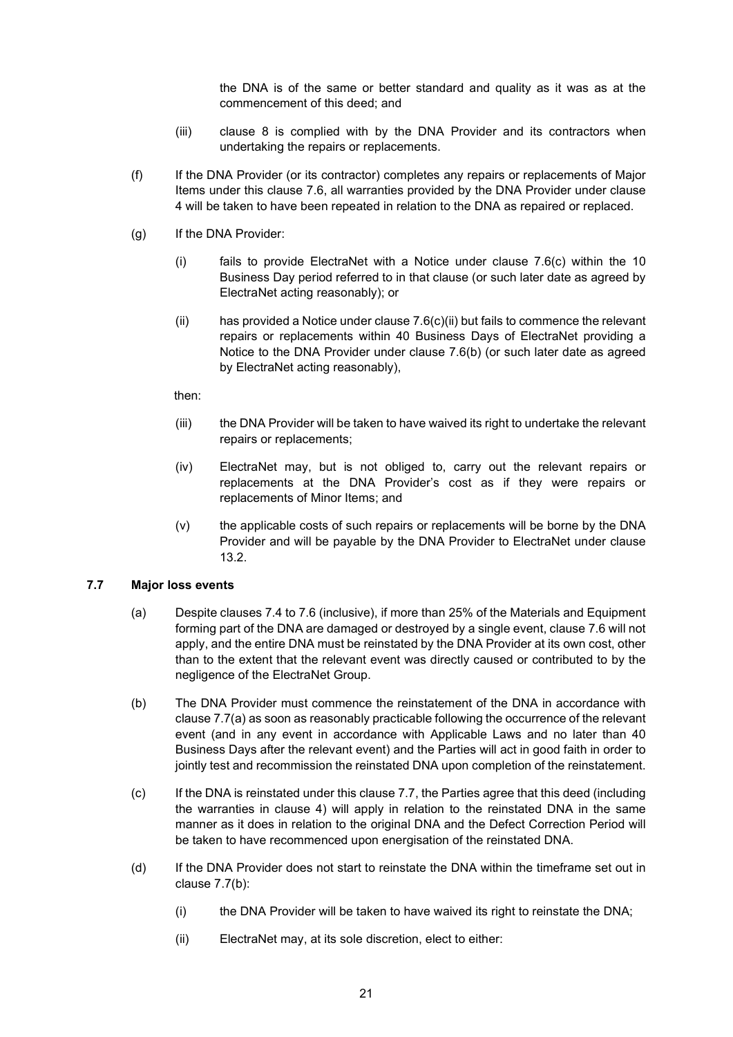the DNA is of the same or better standard and quality as it was as at the commencement of this deed; and

(iii) clause 8 is complied with by the DNA Provider and its contractors when undertaking the repairs or replacements.

(f) If the DNA Provider (or its contractor) completes any repairs or replacements of Major Items under this clause 7.6, all warranties provided by the DNA Provider under clause 4 will be taken to have been repeated in relation to the DNA as repaired or replaced.

(g) If the DNA Provider:

(i) fails to provide ElectraNet with a Notice under clause 7.6(c) within the 10 Business Day period referred to in that clause (or such later date as agreed by ElectraNet acting reasonably); or

(ii) has provided a Notice under clause 7.6(c)(ii) but fails to commence the relevant repairs or replacements within 40 Business Days of ElectraNet providing a Notice to the DNA Provider under clause 7.6(b) (or such later date as agreed by ElectraNet acting reasonably),

then:

(iii) the DNA Provider will be taken to have waived its right to undertake the relevant repairs or replacements;

(iv) ElectraNet may, but is not obliged to, carry out the relevant repairs or replacements at the DNA Provider's cost as if they were repairs or replacements of Minor Items; and

(v) the applicable costs of such repairs or replacements will be borne by the DNA Provider and will be payable by the DNA Provider to ElectraNet under clause 13.2.

### 7.7 Major loss events

(a) Despite clauses 7.4 to 7.6 (inclusive), if more than 25% of the Materials and Equipment forming part of the DNA are damaged or destroyed by a single event, clause 7.6 will not apply, and the entire DNA must be reinstated by the DNA Provider at its own cost, other than to the extent that the relevant event was directly caused or contributed to by the negligence of the ElectraNet Group.

(b) The DNA Provider must commence the reinstatement of the DNA in accordance with clause 7.7(a) as soon as reasonably practicable following the occurrence of the relevant event (and in any event in accordance with Applicable Laws and no later than 40 Business Days after the relevant event) and the Parties will act in good faith in order to jointly test and recommission the reinstated DNA upon completion of the reinstatement.

(c) If the DNA is reinstated under this clause 7.7, the Parties agree that this deed (including the warranties in clause 4) will apply in relation to the reinstated DNA in the same manner as it does in relation to the original DNA and the Defect Correction Period will be taken to have recommenced upon energisation of the reinstated DNA.

(d) If the DNA Provider does not start to reinstate the DNA within the timeframe set out in clause 7.7(b):

(i) the DNA Provider will be taken to have waived its right to reinstate the DNA;

(ii) ElectraNet may, at its sole discretion, elect to either: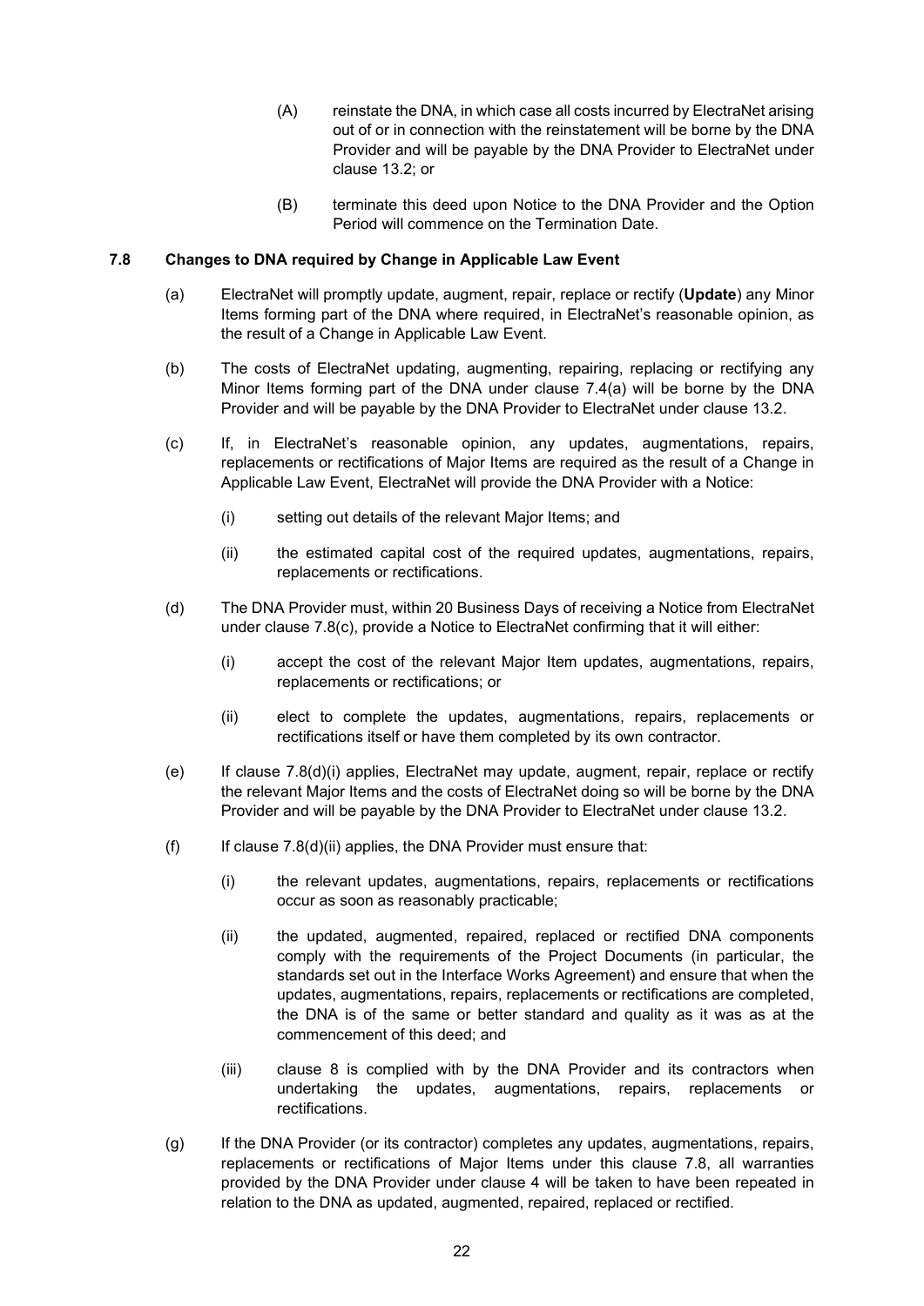(A) reinstate the DNA, in which case all costs incurred by ElectraNet arising out of or in connection with the reinstatement will be borne by the DNA Provider and will be payable by the DNA Provider to ElectraNet under clause 13.2; or

(B) terminate this deed upon Notice to the DNA Provider and the Option Period will commence on the Termination Date.

### 7.8 Changes to DNA required by Change in Applicable Law Event

(a) ElectraNet will promptly update, augment, repair, replace or rectify (**Update**) any Minor Items forming part of the DNA where required, in ElectraNet's reasonable opinion, as the result of a Change in Applicable Law Event.

(b) The costs of ElectraNet updating, augmenting, repairing, replacing or rectifying any Minor Items forming part of the DNA under clause 7.4(a) will be borne by the DNA Provider and will be payable by the DNA Provider to ElectraNet under clause 13.2.

(c) If, in ElectraNet's reasonable opinion, any updates, augmentations, repairs, replacements or rectifications of Major Items are required as the result of a Change in Applicable Law Event, ElectraNet will provide the DNA Provider with a Notice:

(i) setting out details of the relevant Major Items; and

(ii) the estimated capital cost of the required updates, augmentations, repairs, replacements or rectifications.

(d) The DNA Provider must, within 20 Business Days of receiving a Notice from ElectraNet under clause 7.8(c), provide a Notice to ElectraNet confirming that it will either:

(i) accept the cost of the relevant Major Item updates, augmentations, repairs, replacements or rectifications; or

(ii) elect to complete the updates, augmentations, repairs, replacements or rectifications itself or have them completed by its own contractor.

(e) If clause 7.8(d)(i) applies, ElectraNet may update, augment, repair, replace or rectify the relevant Major Items and the costs of ElectraNet doing so will be borne by the DNA Provider and will be payable by the DNA Provider to ElectraNet under clause 13.2.

(f) If clause 7.8(d)(ii) applies, the DNA Provider must ensure that:

(i) the relevant updates, augmentations, repairs, replacements or rectifications occur as soon as reasonably practicable;

(ii) the updated, augmented, repaired, replaced or rectified DNA components comply with the requirements of the Project Documents (in particular, the standards set out in the Interface Works Agreement) and ensure that when the updates, augmentations, repairs, replacements or rectifications are completed, the DNA is of the same or better standard and quality as it was as at the commencement of this deed; and

(iii) clause 8 is complied with by the DNA Provider and its contractors when undertaking the updates, augmentations, repairs, replacements or rectifications.

(g) If the DNA Provider (or its contractor) completes any updates, augmentations, repairs, replacements or rectifications of Major Items under this clause 7.8, all warranties provided by the DNA Provider under clause 4 will be taken to have been repeated in relation to the DNA as updated, augmented, repaired, replaced or rectified.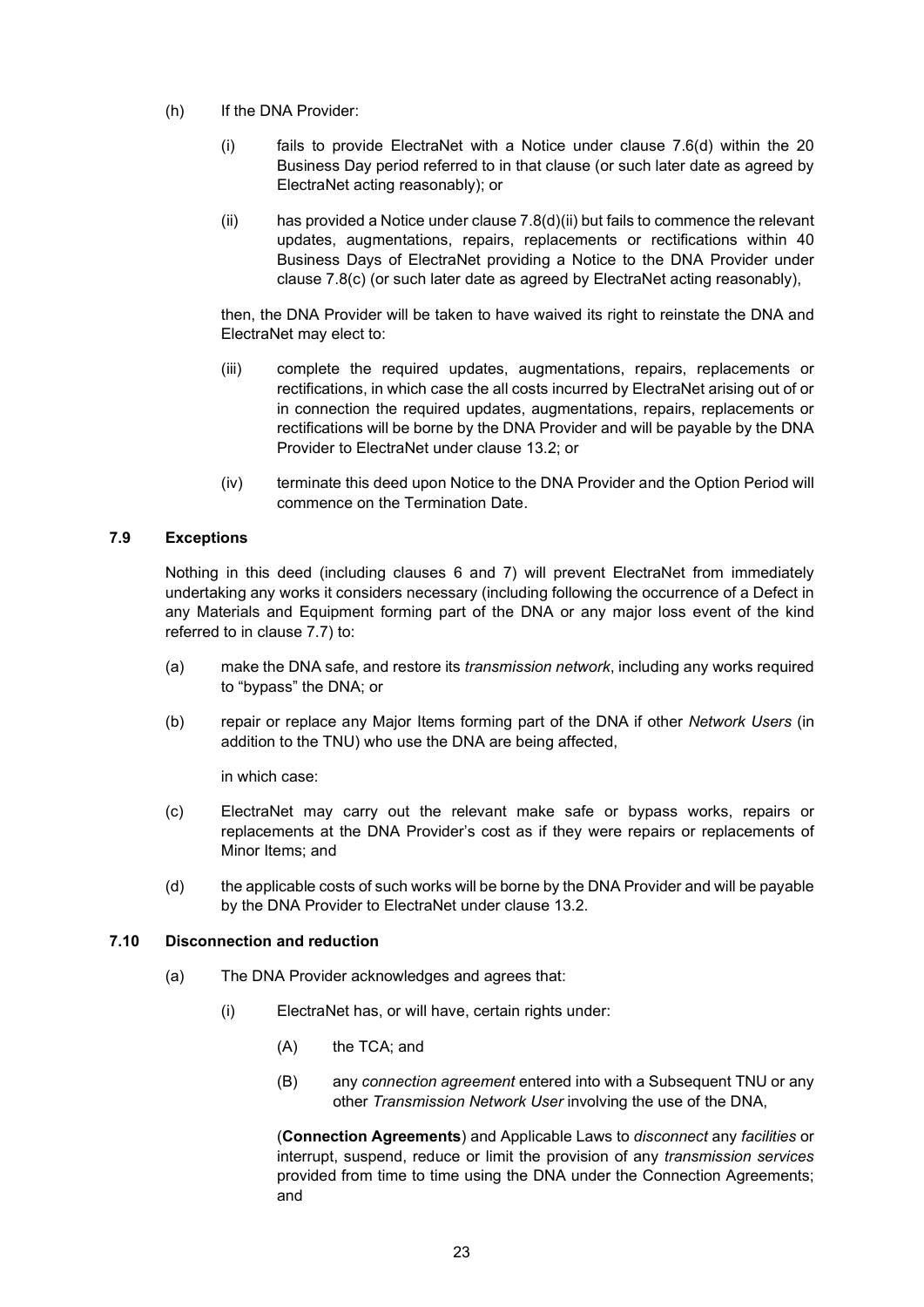(h) If the DNA Provider:

(i) fails to provide ElectraNet with a Notice under clause 7.6(d) within the 20 Business Day period referred to in that clause (or such later date as agreed by ElectraNet acting reasonably); or

(ii) has provided a Notice under clause 7.8(d)(ii) but fails to commence the relevant updates, augmentations, repairs, replacements or rectifications within 40 Business Days of ElectraNet providing a Notice to the DNA Provider under clause 7.8(c) (or such later date as agreed by ElectraNet acting reasonably),

then, the DNA Provider will be taken to have waived its right to reinstate the DNA and ElectraNet may elect to:

(iii) complete the required updates, augmentations, repairs, replacements or rectifications, in which case the all costs incurred by ElectraNet arising out of or in connection the required updates, augmentations, repairs, replacements or rectifications will be borne by the DNA Provider and will be payable by the DNA Provider to ElectraNet under clause 13.2; or

(iv) terminate this deed upon Notice to the DNA Provider and the Option Period will commence on the Termination Date.

### 7.9 Exceptions

Nothing in this deed (including clauses 6 and 7) will prevent ElectraNet from immediately undertaking any works it considers necessary (including following the occurrence of a Defect in any Materials and Equipment forming part of the DNA or any major loss event of the kind referred to in clause 7.7) to:

(a) make the DNA safe, and restore its *transmission network*, including any works required to "bypass" the DNA; or

(b) repair or replace any Major Items forming part of the DNA if other *Network Users* (in addition to the TNU) who use the DNA are being affected,

in which case:

(c) ElectraNet may carry out the relevant make safe or bypass works, repairs or replacements at the DNA Provider's cost as if they were repairs or replacements of Minor Items; and

(d) the applicable costs of such works will be borne by the DNA Provider and will be payable by the DNA Provider to ElectraNet under clause 13.2.

### 7.10 Disconnection and reduction

(a) The DNA Provider acknowledges and agrees that:

(i) ElectraNet has, or will have, certain rights under:

(A) the TCA; and

(B) any *connection agreement* entered into with a Subsequent TNU or any other *Transmission Network User* involving the use of the DNA,

(**Connection Agreements**) and Applicable Laws to *disconnect* any *facilities* or interrupt, suspend, reduce or limit the provision of any *transmission services* provided from time to time using the DNA under the Connection Agreements; and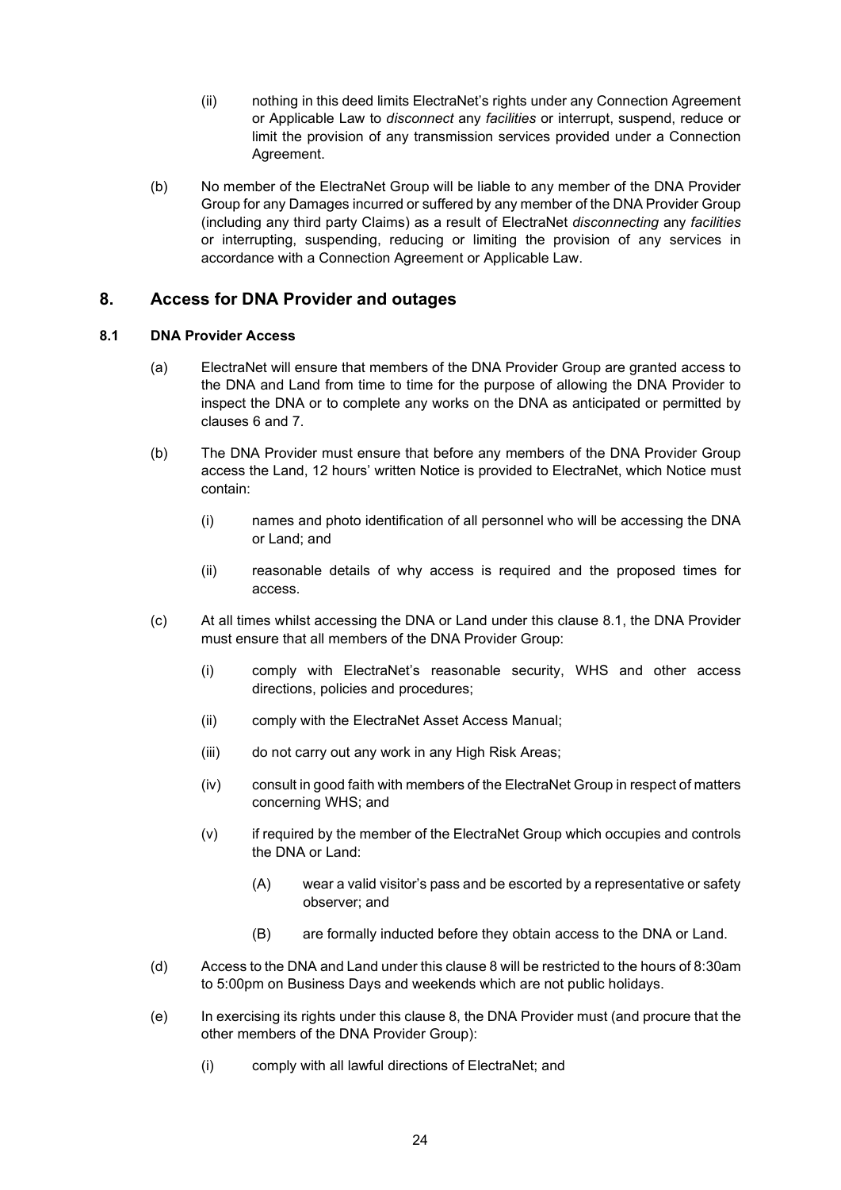(ii) nothing in this deed limits ElectraNet's rights under any Connection Agreement or Applicable Law to *disconnect* any *facilities* or interrupt, suspend, reduce or limit the provision of any transmission services provided under a Connection Agreement.

(b) No member of the ElectraNet Group will be liable to any member of the DNA Provider Group for any Damages incurred or suffered by any member of the DNA Provider Group (including any third party Claims) as a result of ElectraNet *disconnecting* any *facilities* or interrupting, suspending, reducing or limiting the provision of any services in accordance with a Connection Agreement or Applicable Law.

## 8. Access for DNA Provider and outages

### 8.1 DNA Provider Access

(a) ElectraNet will ensure that members of the DNA Provider Group are granted access to the DNA and Land from time to time for the purpose of allowing the DNA Provider to inspect the DNA or to complete any works on the DNA as anticipated or permitted by clauses 6 and 7.

(b) The DNA Provider must ensure that before any members of the DNA Provider Group access the Land, 12 hours' written Notice is provided to ElectraNet, which Notice must contain:

(i) names and photo identification of all personnel who will be accessing the DNA or Land; and

(ii) reasonable details of why access is required and the proposed times for access.

(c) At all times whilst accessing the DNA or Land under this clause 8.1, the DNA Provider must ensure that all members of the DNA Provider Group:

(i) comply with ElectraNet's reasonable security, WHS and other access directions, policies and procedures;

(ii) comply with the ElectraNet Asset Access Manual;

(iii) do not carry out any work in any High Risk Areas;

(iv) consult in good faith with members of the ElectraNet Group in respect of matters concerning WHS; and

(v) if required by the member of the ElectraNet Group which occupies and controls the DNA or Land:

(A) wear a valid visitor's pass and be escorted by a representative or safety observer; and

(B) are formally inducted before they obtain access to the DNA or Land.

(d) Access to the DNA and Land under this clause 8 will be restricted to the hours of 8:30am to 5:00pm on Business Days and weekends which are not public holidays.

(e) In exercising its rights under this clause 8, the DNA Provider must (and procure that the other members of the DNA Provider Group):

(i) comply with all lawful directions of ElectraNet; and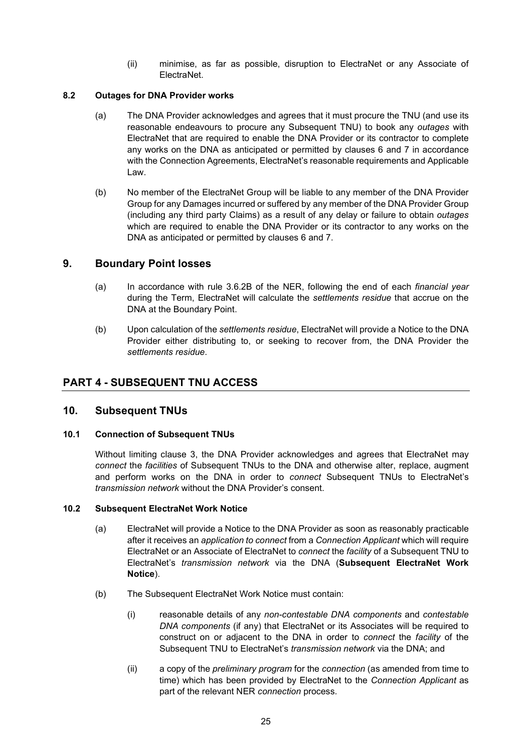(ii) minimise, as far as possible, disruption to ElectraNet or any Associate of ElectraNet.

#### 8.2 Outages for DNA Provider works

(a) The DNA Provider acknowledges and agrees that it must procure the TNU (and use its reasonable endeavours to procure any Subsequent TNU) to book any *outages* with ElectraNet that are required to enable the DNA Provider or its contractor to complete any works on the DNA as anticipated or permitted by clauses 6 and 7 in accordance with the Connection Agreements, ElectraNet's reasonable requirements and Applicable Law.

(b) No member of the ElectraNet Group will be liable to any member of the DNA Provider Group for any Damages incurred or suffered by any member of the DNA Provider Group (including any third party Claims) as a result of any delay or failure to obtain *outages* which are required to enable the DNA Provider or its contractor to any works on the DNA as anticipated or permitted by clauses 6 and 7.

## 9. Boundary Point losses

(a) In accordance with rule 3.6.2B of the NER, following the end of each *financial year* during the Term, ElectraNet will calculate the *settlements residue* that accrue on the DNA at the Boundary Point.

(b) Upon calculation of the *settlements residue*, ElectraNet will provide a Notice to the DNA Provider either distributing to, or seeking to recover from, the DNA Provider the *settlements residue*.

# PART 4 - SUBSEQUENT TNU ACCESS

## 10. Subsequent TNUs

#### 10.1 Connection of Subsequent TNUs

Without limiting clause 3, the DNA Provider acknowledges and agrees that ElectraNet may *connect* the *facilities* of Subsequent TNUs to the DNA and otherwise alter, replace, augment and perform works on the DNA in order to *connect* Subsequent TNUs to ElectraNet's *transmission network* without the DNA Provider's consent.

#### 10.2 Subsequent ElectraNet Work Notice

(a) ElectraNet will provide a Notice to the DNA Provider as soon as reasonably practicable after it receives an *application to connect* from a *Connection Applicant* which will require ElectraNet or an Associate of ElectraNet to *connect* the *facility* of a Subsequent TNU to ElectraNet's *transmission network* via the DNA (**Subsequent ElectraNet Work Notice**).

(b) The Subsequent ElectraNet Work Notice must contain:

(i) reasonable details of any *non-contestable DNA components* and *contestable DNA components* (if any) that ElectraNet or its Associates will be required to construct on or adjacent to the DNA in order to *connect* the *facility* of the Subsequent TNU to ElectraNet's *transmission network* via the DNA; and

(ii) a copy of the *preliminary program* for the *connection* (as amended from time to time) which has been provided by ElectraNet to the *Connection Applicant* as part of the relevant NER *connection* process.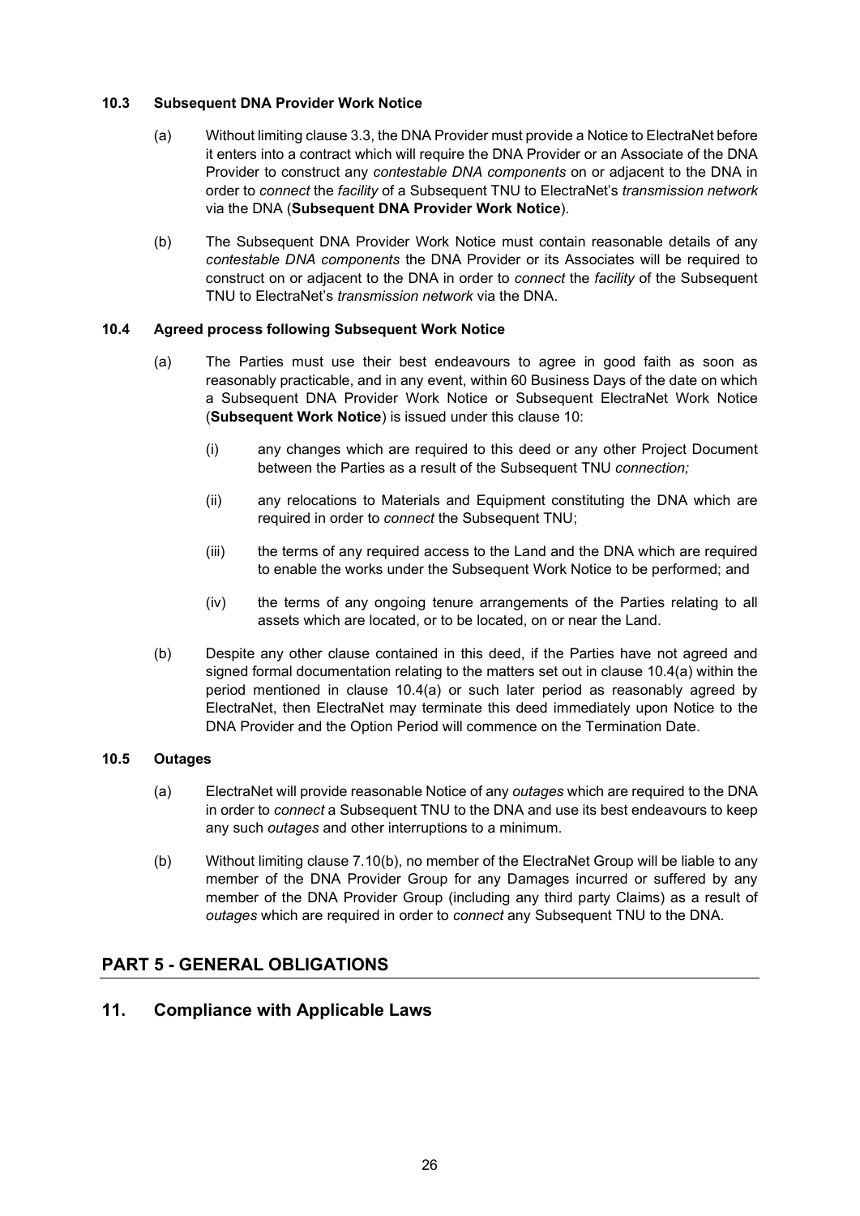### 10.3 Subsequent DNA Provider Work Notice

(a) Without limiting clause 3.3, the DNA Provider must provide a Notice to ElectraNet before it enters into a contract which will require the DNA Provider or an Associate of the DNA Provider to construct any *contestable DNA components* on or adjacent to the DNA in order to *connect* the *facility* of a Subsequent TNU to ElectraNet's *transmission network* via the DNA (**Subsequent DNA Provider Work Notice**).

(b) The Subsequent DNA Provider Work Notice must contain reasonable details of any *contestable DNA components* the DNA Provider or its Associates will be required to construct on or adjacent to the DNA in order to *connect* the *facility* of the Subsequent TNU to ElectraNet's *transmission network* via the DNA.

### 10.4 Agreed process following Subsequent Work Notice

(a) The Parties must use their best endeavours to agree in good faith as soon as reasonably practicable, and in any event, within 60 Business Days of the date on which a Subsequent DNA Provider Work Notice or Subsequent ElectraNet Work Notice (**Subsequent Work Notice**) is issued under this clause 10:

   (i) any changes which are required to this deed or any other Project Document between the Parties as a result of the Subsequent TNU *connection;*

   (ii) any relocations to Materials and Equipment constituting the DNA which are required in order to *connect* the Subsequent TNU;

   (iii) the terms of any required access to the Land and the DNA which are required to enable the works under the Subsequent Work Notice to be performed; and

   (iv) the terms of any ongoing tenure arrangements of the Parties relating to all assets which are located, or to be located, on or near the Land.

(b) Despite any other clause contained in this deed, if the Parties have not agreed and signed formal documentation relating to the matters set out in clause 10.4(a) within the period mentioned in clause 10.4(a) or such later period as reasonably agreed by ElectraNet, then ElectraNet may terminate this deed immediately upon Notice to the DNA Provider and the Option Period will commence on the Termination Date.

### 10.5 Outages

(a) ElectraNet will provide reasonable Notice of any *outages* which are required to the DNA in order to *connect* a Subsequent TNU to the DNA and use its best endeavours to keep any such *outages* and other interruptions to a minimum.

(b) Without limiting clause 7.10(b), no member of the ElectraNet Group will be liable to any member of the DNA Provider Group for any Damages incurred or suffered by any member of the DNA Provider Group (including any third party Claims) as a result of *outages* which are required in order to *connect* any Subsequent TNU to the DNA.

## PART 5 - GENERAL OBLIGATIONS

## 11. Compliance with Applicable Laws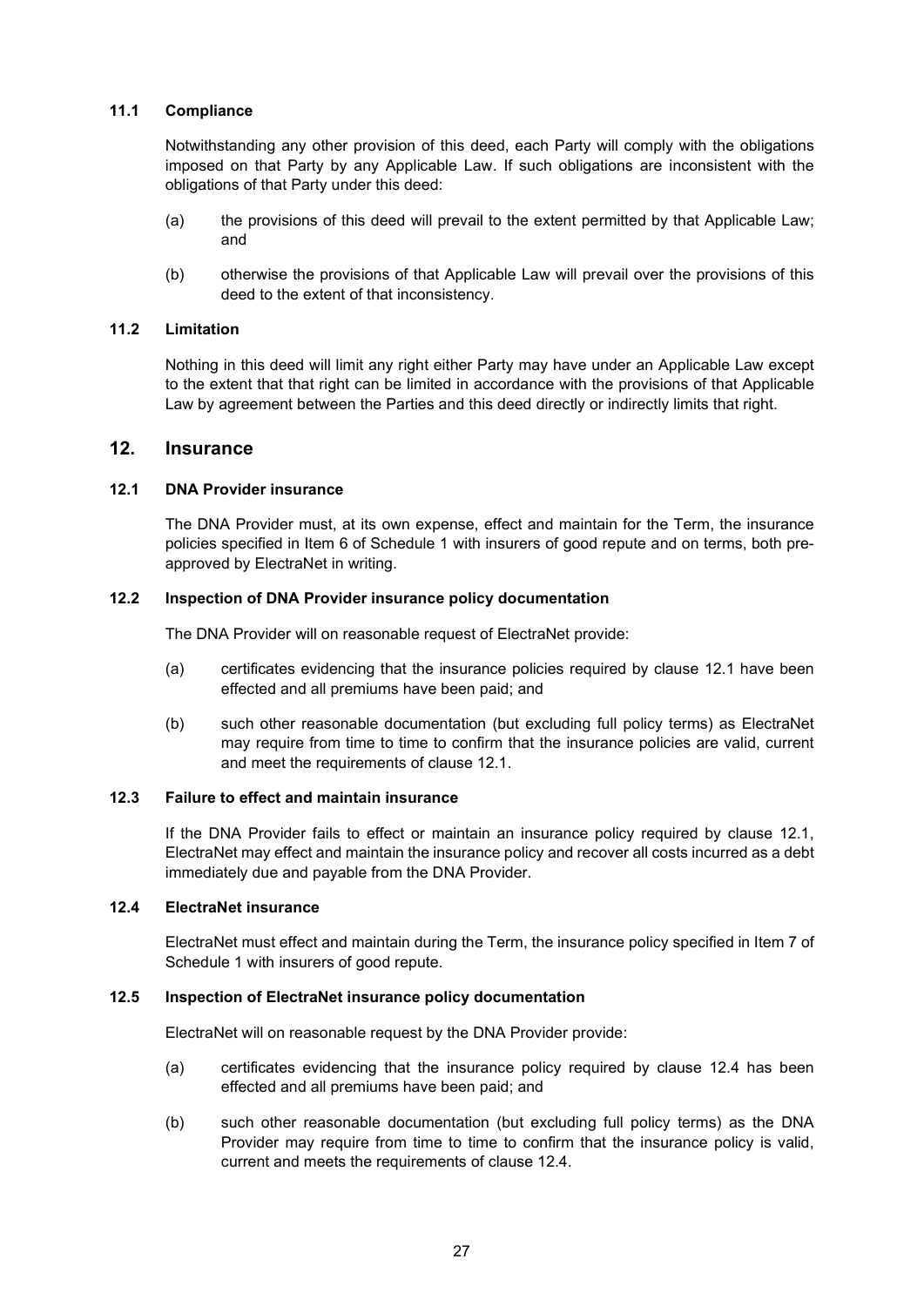### 11.1 Compliance

Notwithstanding any other provision of this deed, each Party will comply with the obligations imposed on that Party by any Applicable Law. If such obligations are inconsistent with the obligations of that Party under this deed:

(a) the provisions of this deed will prevail to the extent permitted by that Applicable Law; and

(b) otherwise the provisions of that Applicable Law will prevail over the provisions of this deed to the extent of that inconsistency.

### 11.2 Limitation

Nothing in this deed will limit any right either Party may have under an Applicable Law except to the extent that that right can be limited in accordance with the provisions of that Applicable Law by agreement between the Parties and this deed directly or indirectly limits that right.

## 12. Insurance

### 12.1 DNA Provider insurance

The DNA Provider must, at its own expense, effect and maintain for the Term, the insurance policies specified in Item 6 of Schedule 1 with insurers of good repute and on terms, both pre-approved by ElectraNet in writing.

### 12.2 Inspection of DNA Provider insurance policy documentation

The DNA Provider will on reasonable request of ElectraNet provide:

(a) certificates evidencing that the insurance policies required by clause 12.1 have been effected and all premiums have been paid; and

(b) such other reasonable documentation (but excluding full policy terms) as ElectraNet may require from time to time to confirm that the insurance policies are valid, current and meet the requirements of clause 12.1.

### 12.3 Failure to effect and maintain insurance

If the DNA Provider fails to effect or maintain an insurance policy required by clause 12.1, ElectraNet may effect and maintain the insurance policy and recover all costs incurred as a debt immediately due and payable from the DNA Provider.

### 12.4 ElectraNet insurance

ElectraNet must effect and maintain during the Term, the insurance policy specified in Item 7 of Schedule 1 with insurers of good repute.

### 12.5 Inspection of ElectraNet insurance policy documentation

ElectraNet will on reasonable request by the DNA Provider provide:

(a) certificates evidencing that the insurance policy required by clause 12.4 has been effected and all premiums have been paid; and

(b) such other reasonable documentation (but excluding full policy terms) as the DNA Provider may require from time to time to confirm that the insurance policy is valid, current and meets the requirements of clause 12.4.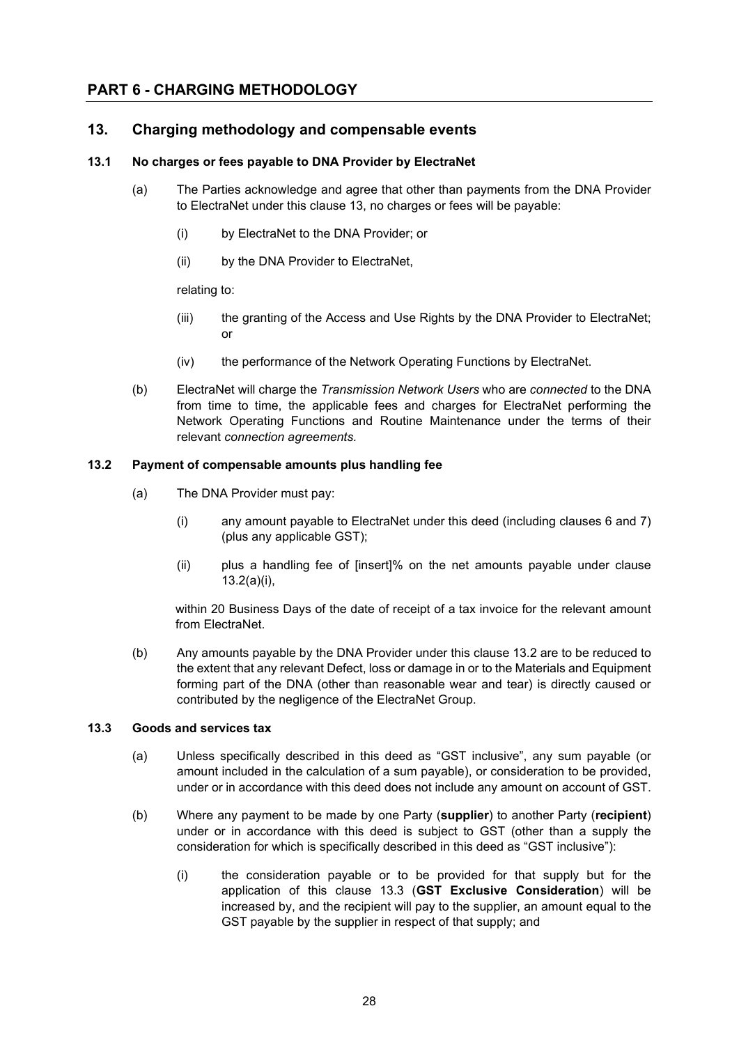# PART 6 - CHARGING METHODOLOGY

## 13. Charging methodology and compensable events

### 13.1 No charges or fees payable to DNA Provider by ElectraNet

(a) The Parties acknowledge and agree that other than payments from the DNA Provider to ElectraNet under this clause 13, no charges or fees will be payable:

(i) by ElectraNet to the DNA Provider; or

(ii) by the DNA Provider to ElectraNet,

relating to:

(iii) the granting of the Access and Use Rights by the DNA Provider to ElectraNet; or

(iv) the performance of the Network Operating Functions by ElectraNet.

(b) ElectraNet will charge the *Transmission Network Users* who are *connected* to the DNA from time to time, the applicable fees and charges for ElectraNet performing the Network Operating Functions and Routine Maintenance under the terms of their relevant *connection agreements*.

### 13.2 Payment of compensable amounts plus handling fee

(a) The DNA Provider must pay:

(i) any amount payable to ElectraNet under this deed (including clauses 6 and 7) (plus any applicable GST);

(ii) plus a handling fee of [insert]% on the net amounts payable under clause 13.2(a)(i),

within 20 Business Days of the date of receipt of a tax invoice for the relevant amount from ElectraNet.

(b) Any amounts payable by the DNA Provider under this clause 13.2 are to be reduced to the extent that any relevant Defect, loss or damage in or to the Materials and Equipment forming part of the DNA (other than reasonable wear and tear) is directly caused or contributed by the negligence of the ElectraNet Group.

### 13.3 Goods and services tax

(a) Unless specifically described in this deed as "GST inclusive", any sum payable (or amount included in the calculation of a sum payable), or consideration to be provided, under or in accordance with this deed does not include any amount on account of GST.

(b) Where any payment to be made by one Party (**supplier**) to another Party (**recipient**) under or in accordance with this deed is subject to GST (other than a supply the consideration for which is specifically described in this deed as "GST inclusive"):

(i) the consideration payable or to be provided for that supply but for the application of this clause 13.3 (**GST Exclusive Consideration**) will be increased by, and the recipient will pay to the supplier, an amount equal to the GST payable by the supplier in respect of that supply; and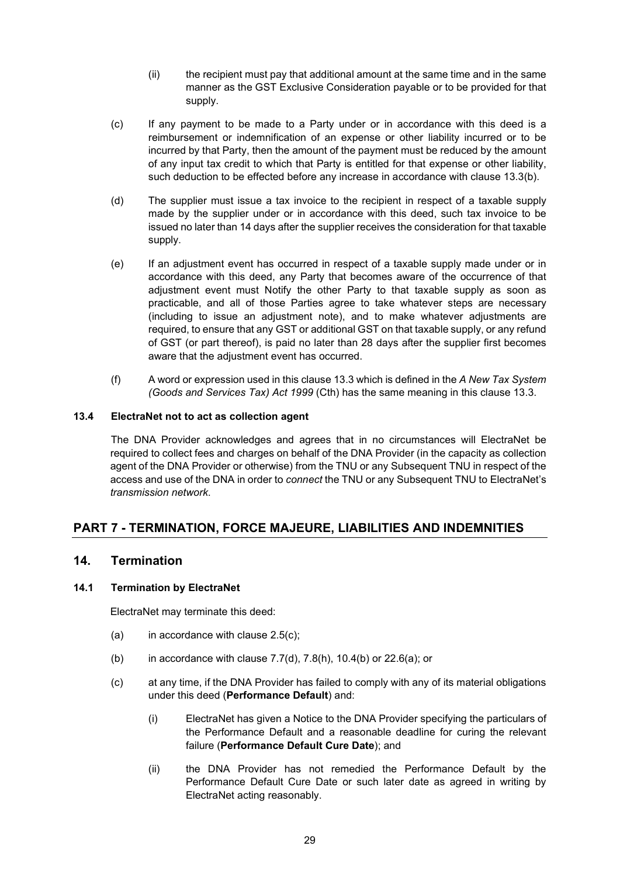(ii) the recipient must pay that additional amount at the same time and in the same manner as the GST Exclusive Consideration payable or to be provided for that supply.

(c) If any payment to be made to a Party under or in accordance with this deed is a reimbursement or indemnification of an expense or other liability incurred or to be incurred by that Party, then the amount of the payment must be reduced by the amount of any input tax credit to which that Party is entitled for that expense or other liability, such deduction to be effected before any increase in accordance with clause 13.3(b).

(d) The supplier must issue a tax invoice to the recipient in respect of a taxable supply made by the supplier under or in accordance with this deed, such tax invoice to be issued no later than 14 days after the supplier receives the consideration for that taxable supply.

(e) If an adjustment event has occurred in respect of a taxable supply made under or in accordance with this deed, any Party that becomes aware of the occurrence of that adjustment event must Notify the other Party to that taxable supply as soon as practicable, and all of those Parties agree to take whatever steps are necessary (including to issue an adjustment note), and to make whatever adjustments are required, to ensure that any GST or additional GST on that taxable supply, or any refund of GST (or part thereof), is paid no later than 28 days after the supplier first becomes aware that the adjustment event has occurred.

(f) A word or expression used in this clause 13.3 which is defined in the *A New Tax System (Goods and Services Tax) Act 1999* (Cth) has the same meaning in this clause 13.3.

#### 13.4 ElectraNet not to act as collection agent

The DNA Provider acknowledges and agrees that in no circumstances will ElectraNet be required to collect fees and charges on behalf of the DNA Provider (in the capacity as collection agent of the DNA Provider or otherwise) from the TNU or any Subsequent TNU in respect of the access and use of the DNA in order to *connect* the TNU or any Subsequent TNU to ElectraNet's *transmission network*.

## PART 7 - TERMINATION, FORCE MAJEURE, LIABILITIES AND INDEMNITIES

### 14. Termination

#### 14.1 Termination by ElectraNet

ElectraNet may terminate this deed:

(a) in accordance with clause 2.5(c);

(b) in accordance with clause 7.7(d), 7.8(h), 10.4(b) or 22.6(a); or

(c) at any time, if the DNA Provider has failed to comply with any of its material obligations under this deed (**Performance Default**) and:

(i) ElectraNet has given a Notice to the DNA Provider specifying the particulars of the Performance Default and a reasonable deadline for curing the relevant failure (**Performance Default Cure Date**); and

(ii) the DNA Provider has not remedied the Performance Default by the Performance Default Cure Date or such later date as agreed in writing by ElectraNet acting reasonably.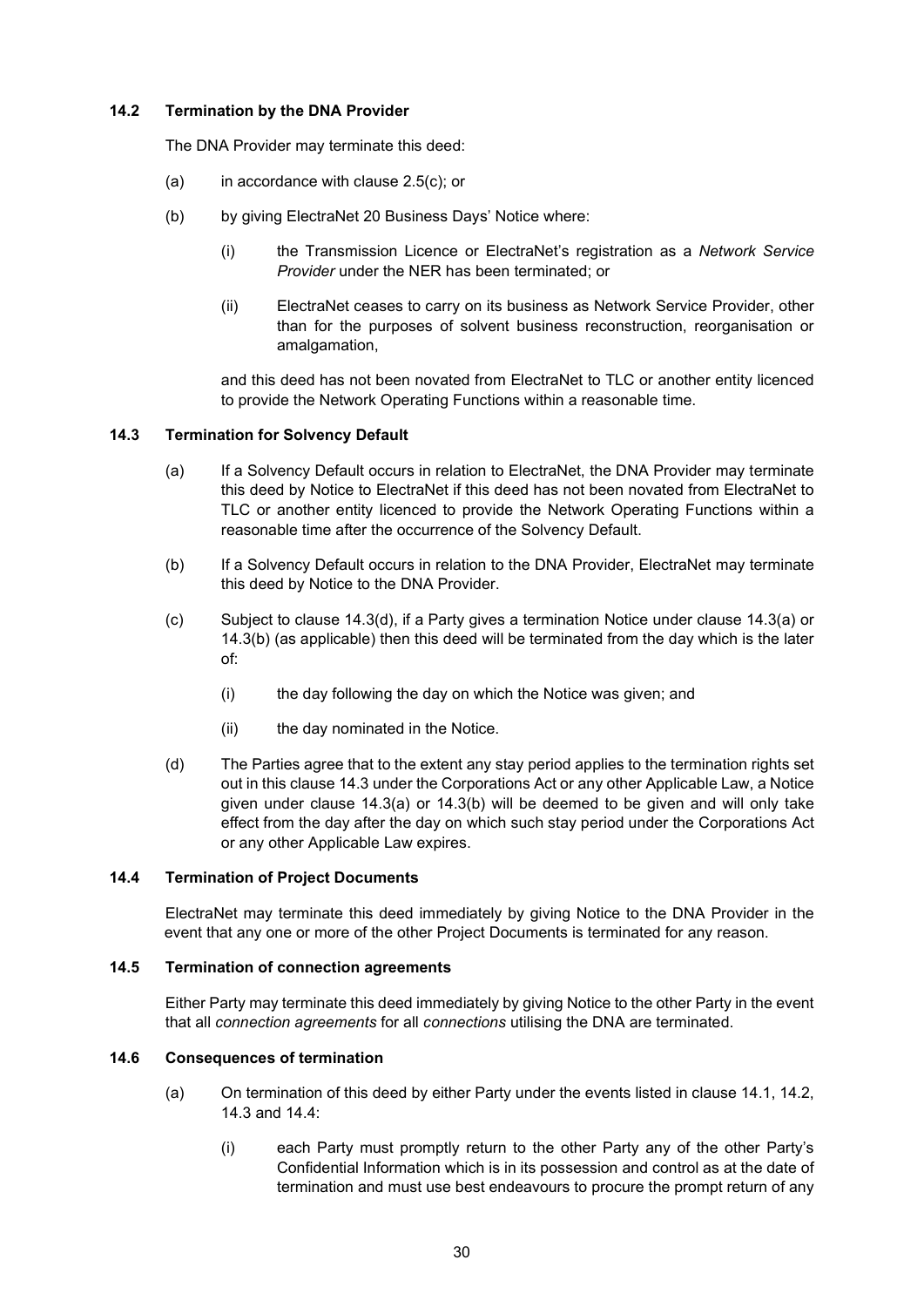### 14.2 Termination by the DNA Provider

The DNA Provider may terminate this deed:

(a) in accordance with clause 2.5(c); or

(b) by giving ElectraNet 20 Business Days' Notice where:

  (i) the Transmission Licence or ElectraNet's registration as a *Network Service Provider* under the NER has been terminated; or

  (ii) ElectraNet ceases to carry on its business as Network Service Provider, other than for the purposes of solvent business reconstruction, reorganisation or amalgamation,

  and this deed has not been novated from ElectraNet to TLC or another entity licenced to provide the Network Operating Functions within a reasonable time.

### 14.3 Termination for Solvency Default

(a) If a Solvency Default occurs in relation to ElectraNet, the DNA Provider may terminate this deed by Notice to ElectraNet if this deed has not been novated from ElectraNet to TLC or another entity licenced to provide the Network Operating Functions within a reasonable time after the occurrence of the Solvency Default.

(b) If a Solvency Default occurs in relation to the DNA Provider, ElectraNet may terminate this deed by Notice to the DNA Provider.

(c) Subject to clause 14.3(d), if a Party gives a termination Notice under clause 14.3(a) or 14.3(b) (as applicable) then this deed will be terminated from the day which is the later of:

  (i) the day following the day on which the Notice was given; and

  (ii) the day nominated in the Notice.

(d) The Parties agree that to the extent any stay period applies to the termination rights set out in this clause 14.3 under the Corporations Act or any other Applicable Law, a Notice given under clause 14.3(a) or 14.3(b) will be deemed to be given and will only take effect from the day after the day on which such stay period under the Corporations Act or any other Applicable Law expires.

### 14.4 Termination of Project Documents

ElectraNet may terminate this deed immediately by giving Notice to the DNA Provider in the event that any one or more of the other Project Documents is terminated for any reason.

### 14.5 Termination of connection agreements

Either Party may terminate this deed immediately by giving Notice to the other Party in the event that all *connection agreements* for all *connections* utilising the DNA are terminated.

### 14.6 Consequences of termination

(a) On termination of this deed by either Party under the events listed in clause 14.1, 14.2, 14.3 and 14.4:

  (i) each Party must promptly return to the other Party any of the other Party's Confidential Information which is in its possession and control as at the date of termination and must use best endeavours to procure the prompt return of any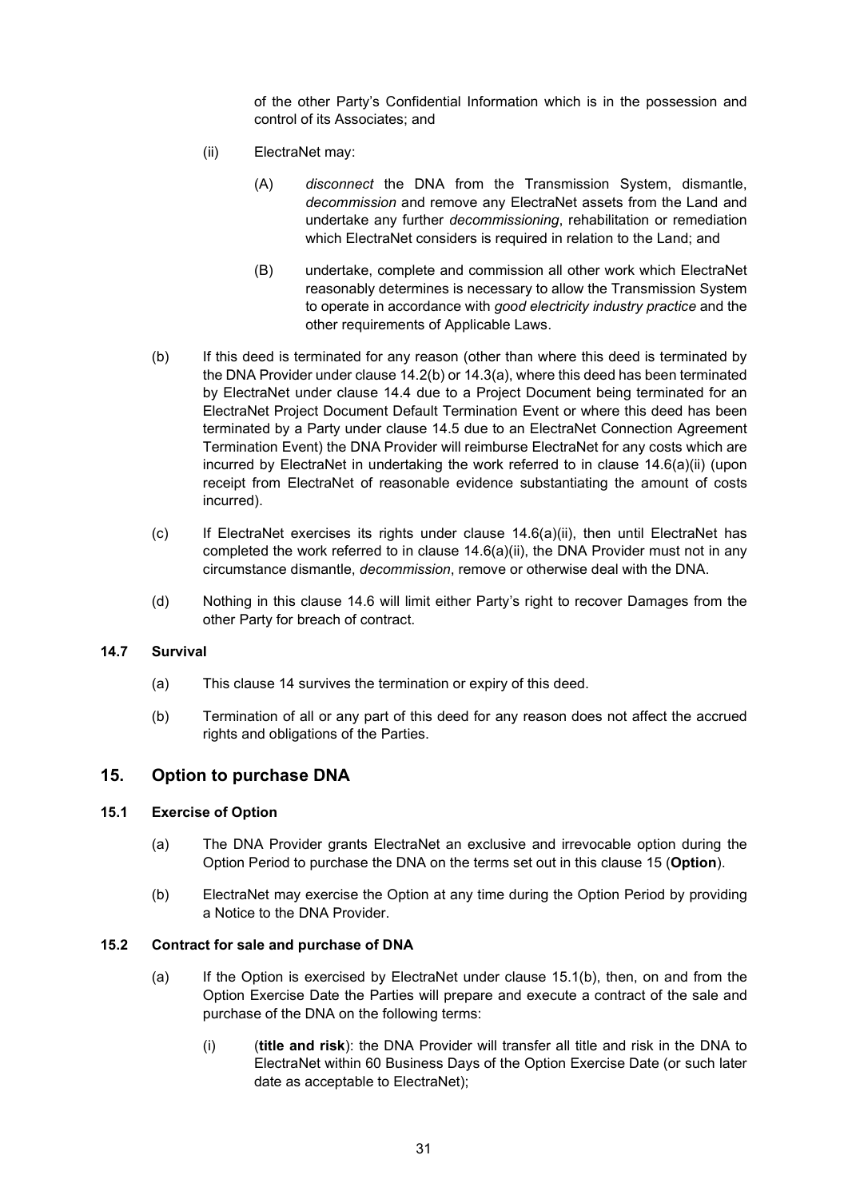of the other Party's Confidential Information which is in the possession and control of its Associates; and

(ii) ElectraNet may:

(A) *disconnect* the DNA from the Transmission System, dismantle, *decommission* and remove any ElectraNet assets from the Land and undertake any further *decommissioning*, rehabilitation or remediation which ElectraNet considers is required in relation to the Land; and

(B) undertake, complete and commission all other work which ElectraNet reasonably determines is necessary to allow the Transmission System to operate in accordance with *good electricity industry practice* and the other requirements of Applicable Laws.

(b) If this deed is terminated for any reason (other than where this deed is terminated by the DNA Provider under clause 14.2(b) or 14.3(a), where this deed has been terminated by ElectraNet under clause 14.4 due to a Project Document being terminated for an ElectraNet Project Document Default Termination Event or where this deed has been terminated by a Party under clause 14.5 due to an ElectraNet Connection Agreement Termination Event) the DNA Provider will reimburse ElectraNet for any costs which are incurred by ElectraNet in undertaking the work referred to in clause 14.6(a)(ii) (upon receipt from ElectraNet of reasonable evidence substantiating the amount of costs incurred).

(c) If ElectraNet exercises its rights under clause 14.6(a)(ii), then until ElectraNet has completed the work referred to in clause 14.6(a)(ii), the DNA Provider must not in any circumstance dismantle, *decommission*, remove or otherwise deal with the DNA.

(d) Nothing in this clause 14.6 will limit either Party's right to recover Damages from the other Party for breach of contract.

### 14.7 Survival

(a) This clause 14 survives the termination or expiry of this deed.

(b) Termination of all or any part of this deed for any reason does not affect the accrued rights and obligations of the Parties.

## 15. Option to purchase DNA

### 15.1 Exercise of Option

(a) The DNA Provider grants ElectraNet an exclusive and irrevocable option during the Option Period to purchase the DNA on the terms set out in this clause 15 (**Option**).

(b) ElectraNet may exercise the Option at any time during the Option Period by providing a Notice to the DNA Provider.

### 15.2 Contract for sale and purchase of DNA

(a) If the Option is exercised by ElectraNet under clause 15.1(b), then, on and from the Option Exercise Date the Parties will prepare and execute a contract of the sale and purchase of the DNA on the following terms:

(i) (**title and risk**): the DNA Provider will transfer all title and risk in the DNA to ElectraNet within 60 Business Days of the Option Exercise Date (or such later date as acceptable to ElectraNet);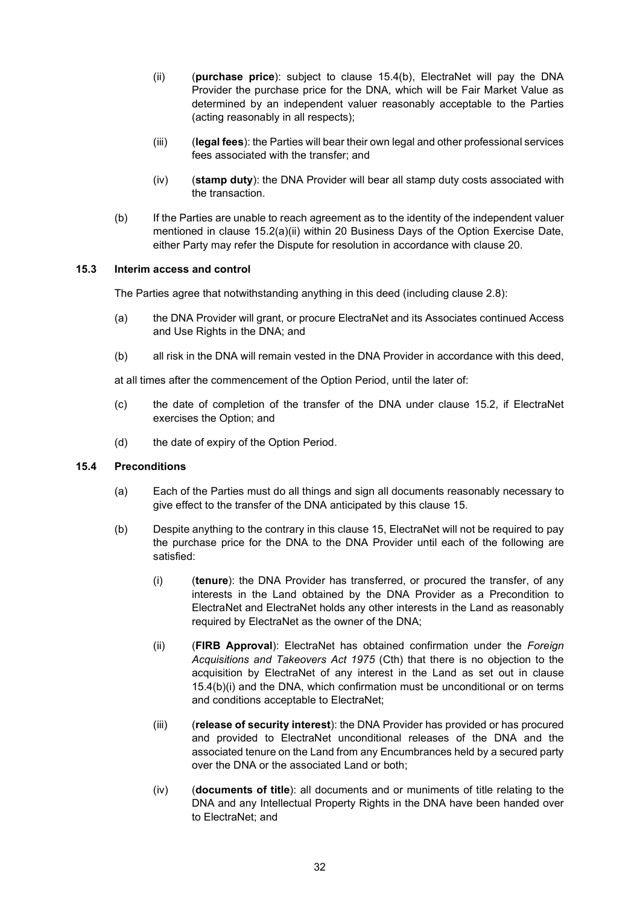(ii) (**purchase price**): subject to clause 15.4(b), ElectraNet will pay the DNA Provider the purchase price for the DNA, which will be Fair Market Value as determined by an independent valuer reasonably acceptable to the Parties (acting reasonably in all respects);

(iii) (**legal fees**): the Parties will bear their own legal and other professional services fees associated with the transfer; and

(iv) (**stamp duty**): the DNA Provider will bear all stamp duty costs associated with the transaction.

(b) If the Parties are unable to reach agreement as to the identity of the independent valuer mentioned in clause 15.2(a)(ii) within 20 Business Days of the Option Exercise Date, either Party may refer the Dispute for resolution in accordance with clause 20.

### 15.3 Interim access and control

The Parties agree that notwithstanding anything in this deed (including clause 2.8):

(a) the DNA Provider will grant, or procure ElectraNet and its Associates continued Access and Use Rights in the DNA; and

(b) all risk in the DNA will remain vested in the DNA Provider in accordance with this deed,

at all times after the commencement of the Option Period, until the later of:

(c) the date of completion of the transfer of the DNA under clause 15.2, if ElectraNet exercises the Option; and

(d) the date of expiry of the Option Period.

### 15.4 Preconditions

(a) Each of the Parties must do all things and sign all documents reasonably necessary to give effect to the transfer of the DNA anticipated by this clause 15.

(b) Despite anything to the contrary in this clause 15, ElectraNet will not be required to pay the purchase price for the DNA to the DNA Provider until each of the following are satisfied:

(i) (**tenure**): the DNA Provider has transferred, or procured the transfer, of any interests in the Land obtained by the DNA Provider as a Precondition to ElectraNet and ElectraNet holds any other interests in the Land as reasonably required by ElectraNet as the owner of the DNA;

(ii) (**FIRB Approval**): ElectraNet has obtained confirmation under the *Foreign Acquisitions and Takeovers Act 1975* (Cth) that there is no objection to the acquisition by ElectraNet of any interest in the Land as set out in clause 15.4(b)(i) and the DNA, which confirmation must be unconditional or on terms and conditions acceptable to ElectraNet;

(iii) (**release of security interest**): the DNA Provider has provided or has procured and provided to ElectraNet unconditional releases of the DNA and the associated tenure on the Land from any Encumbrances held by a secured party over the DNA or the associated Land or both;

(iv) (**documents of title**): all documents and or muniments of title relating to the DNA and any Intellectual Property Rights in the DNA have been handed over to ElectraNet; and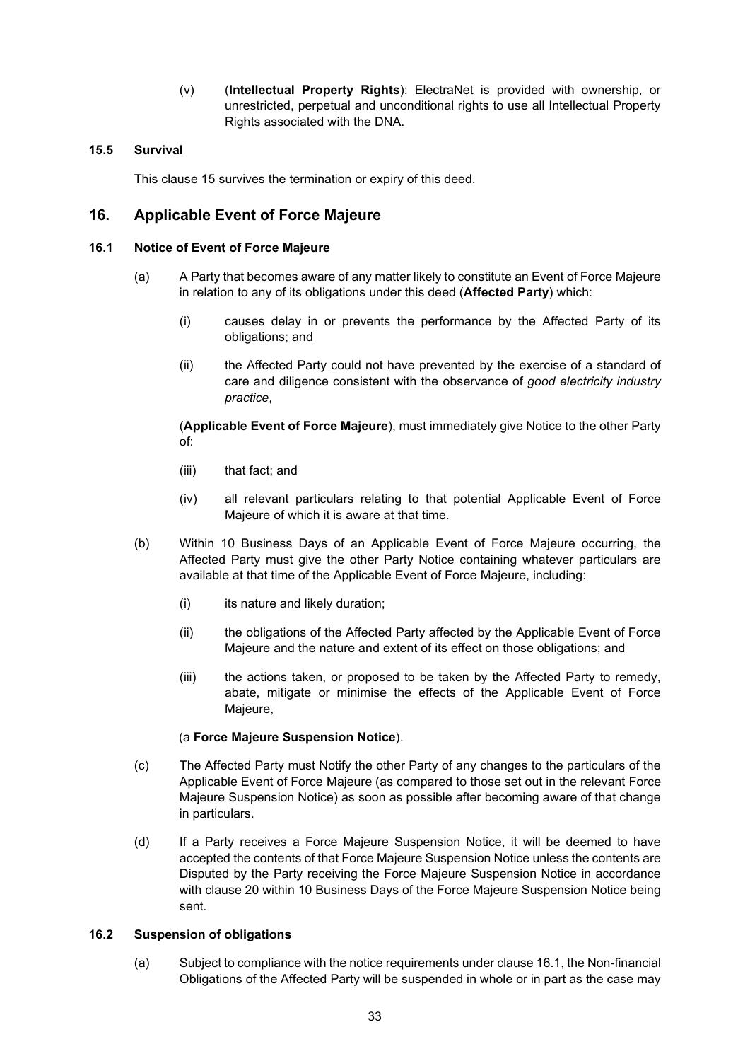(v) (**Intellectual Property Rights**): ElectraNet is provided with ownership, or unrestricted, perpetual and unconditional rights to use all Intellectual Property Rights associated with the DNA.

### 15.5 Survival

This clause 15 survives the termination or expiry of this deed.

## 16. Applicable Event of Force Majeure

### 16.1 Notice of Event of Force Majeure

(a) A Party that becomes aware of any matter likely to constitute an Event of Force Majeure in relation to any of its obligations under this deed (**Affected Party**) which:

(i) causes delay in or prevents the performance by the Affected Party of its obligations; and

(ii) the Affected Party could not have prevented by the exercise of a standard of care and diligence consistent with the observance of *good electricity industry practice*,

(**Applicable Event of Force Majeure**), must immediately give Notice to the other Party of:

(iii) that fact; and

(iv) all relevant particulars relating to that potential Applicable Event of Force Majeure of which it is aware at that time.

(b) Within 10 Business Days of an Applicable Event of Force Majeure occurring, the Affected Party must give the other Party Notice containing whatever particulars are available at that time of the Applicable Event of Force Majeure, including:

(i) its nature and likely duration;

(ii) the obligations of the Affected Party affected by the Applicable Event of Force Majeure and the nature and extent of its effect on those obligations; and

(iii) the actions taken, or proposed to be taken by the Affected Party to remedy, abate, mitigate or minimise the effects of the Applicable Event of Force Majeure,

(a **Force Majeure Suspension Notice**).

(c) The Affected Party must Notify the other Party of any changes to the particulars of the Applicable Event of Force Majeure (as compared to those set out in the relevant Force Majeure Suspension Notice) as soon as possible after becoming aware of that change in particulars.

(d) If a Party receives a Force Majeure Suspension Notice, it will be deemed to have accepted the contents of that Force Majeure Suspension Notice unless the contents are Disputed by the Party receiving the Force Majeure Suspension Notice in accordance with clause 20 within 10 Business Days of the Force Majeure Suspension Notice being sent.

### 16.2 Suspension of obligations

(a) Subject to compliance with the notice requirements under clause 16.1, the Non-financial Obligations of the Affected Party will be suspended in whole or in part as the case may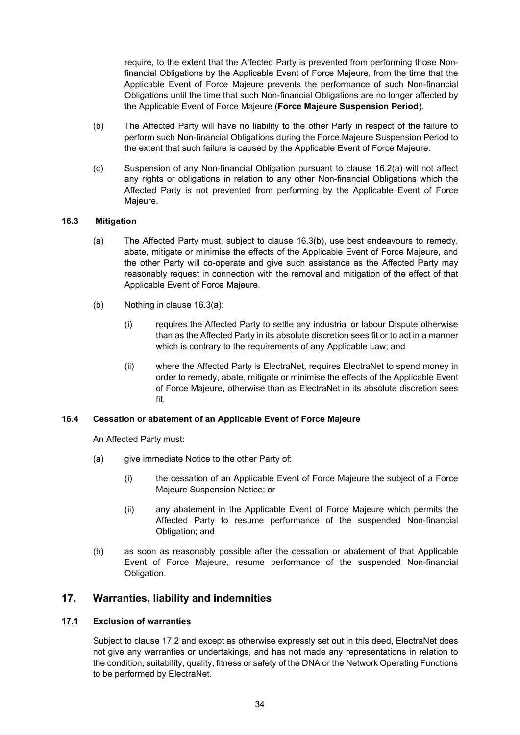require, to the extent that the Affected Party is prevented from performing those Non-financial Obligations by the Applicable Event of Force Majeure, from the time that the Applicable Event of Force Majeure prevents the performance of such Non-financial Obligations until the time that such Non-financial Obligations are no longer affected by the Applicable Event of Force Majeure (**Force Majeure Suspension Period**).

(b) The Affected Party will have no liability to the other Party in respect of the failure to perform such Non-financial Obligations during the Force Majeure Suspension Period to the extent that such failure is caused by the Applicable Event of Force Majeure.

(c) Suspension of any Non-financial Obligation pursuant to clause 16.2(a) will not affect any rights or obligations in relation to any other Non-financial Obligations which the Affected Party is not prevented from performing by the Applicable Event of Force Majeure.

### 16.3 Mitigation

(a) The Affected Party must, subject to clause 16.3(b), use best endeavours to remedy, abate, mitigate or minimise the effects of the Applicable Event of Force Majeure, and the other Party will co-operate and give such assistance as the Affected Party may reasonably request in connection with the removal and mitigation of the effect of that Applicable Event of Force Majeure.

(b) Nothing in clause 16.3(a):

(i) requires the Affected Party to settle any industrial or labour Dispute otherwise than as the Affected Party in its absolute discretion sees fit or to act in a manner which is contrary to the requirements of any Applicable Law; and

(ii) where the Affected Party is ElectraNet, requires ElectraNet to spend money in order to remedy, abate, mitigate or minimise the effects of the Applicable Event of Force Majeure, otherwise than as ElectraNet in its absolute discretion sees fit.

### 16.4 Cessation or abatement of an Applicable Event of Force Majeure

An Affected Party must:

(a) give immediate Notice to the other Party of:

(i) the cessation of an Applicable Event of Force Majeure the subject of a Force Majeure Suspension Notice; or

(ii) any abatement in the Applicable Event of Force Majeure which permits the Affected Party to resume performance of the suspended Non-financial Obligation; and

(b) as soon as reasonably possible after the cessation or abatement of that Applicable Event of Force Majeure, resume performance of the suspended Non-financial Obligation.

## 17. Warranties, liability and indemnities

### 17.1 Exclusion of warranties

Subject to clause 17.2 and except as otherwise expressly set out in this deed, ElectraNet does not give any warranties or undertakings, and has not made any representations in relation to the condition, suitability, quality, fitness or safety of the DNA or the Network Operating Functions to be performed by ElectraNet.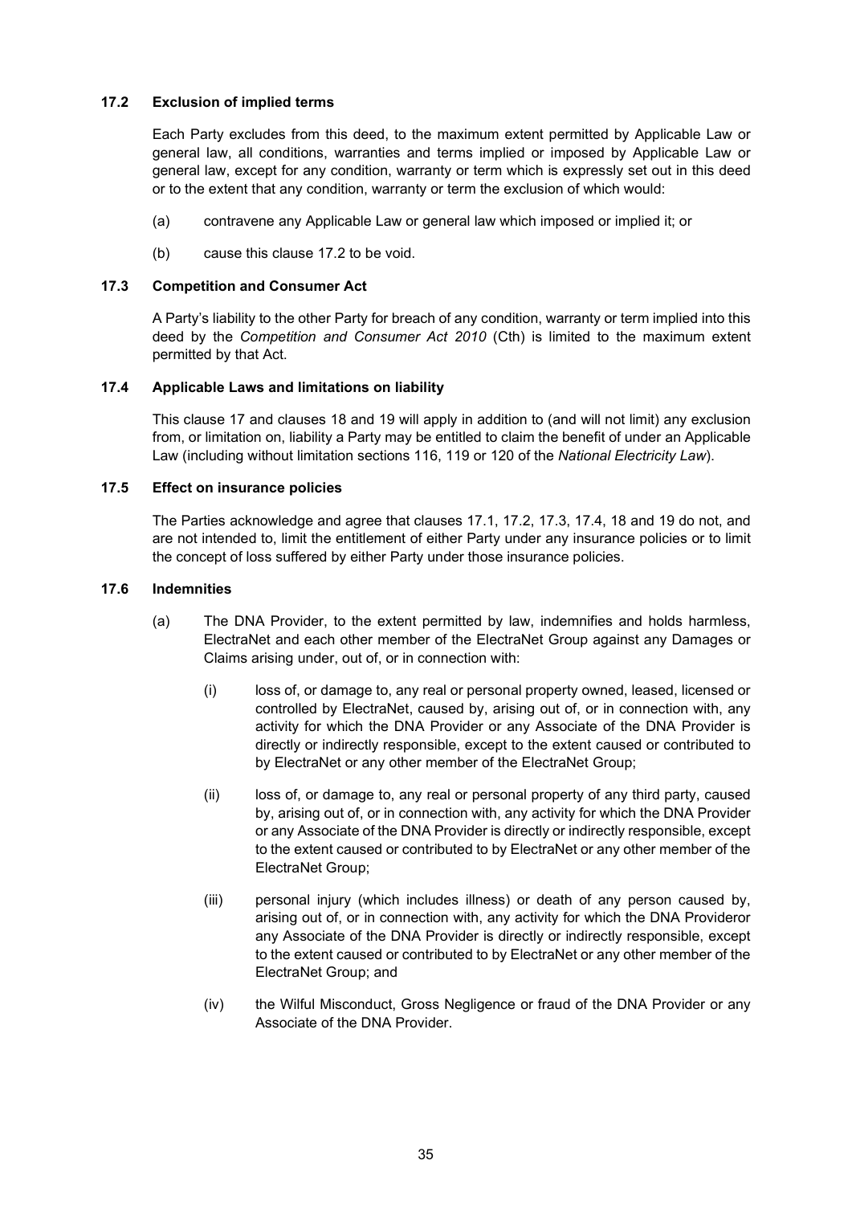### 17.2 Exclusion of implied terms

Each Party excludes from this deed, to the maximum extent permitted by Applicable Law or general law, all conditions, warranties and terms implied or imposed by Applicable Law or general law, except for any condition, warranty or term which is expressly set out in this deed or to the extent that any condition, warranty or term the exclusion of which would:

(a) contravene any Applicable Law or general law which imposed or implied it; or

(b) cause this clause 17.2 to be void.

### 17.3 Competition and Consumer Act

A Party's liability to the other Party for breach of any condition, warranty or term implied into this deed by the *Competition and Consumer Act 2010* (Cth) is limited to the maximum extent permitted by that Act.

### 17.4 Applicable Laws and limitations on liability

This clause 17 and clauses 18 and 19 will apply in addition to (and will not limit) any exclusion from, or limitation on, liability a Party may be entitled to claim the benefit of under an Applicable Law (including without limitation sections 116, 119 or 120 of the *National Electricity Law*).

### 17.5 Effect on insurance policies

The Parties acknowledge and agree that clauses 17.1, 17.2, 17.3, 17.4, 18 and 19 do not, and are not intended to, limit the entitlement of either Party under any insurance policies or to limit the concept of loss suffered by either Party under those insurance policies.

### 17.6 Indemnities

(a) The DNA Provider, to the extent permitted by law, indemnifies and holds harmless, ElectraNet and each other member of the ElectraNet Group against any Damages or Claims arising under, out of, or in connection with:

(i) loss of, or damage to, any real or personal property owned, leased, licensed or controlled by ElectraNet, caused by, arising out of, or in connection with, any activity for which the DNA Provider or any Associate of the DNA Provider is directly or indirectly responsible, except to the extent caused or contributed to by ElectraNet or any other member of the ElectraNet Group;

(ii) loss of, or damage to, any real or personal property of any third party, caused by, arising out of, or in connection with, any activity for which the DNA Provider or any Associate of the DNA Provider is directly or indirectly responsible, except to the extent caused or contributed to by ElectraNet or any other member of the ElectraNet Group;

(iii) personal injury (which includes illness) or death of any person caused by, arising out of, or in connection with, any activity for which the DNA Provideror any Associate of the DNA Provider is directly or indirectly responsible, except to the extent caused or contributed to by ElectraNet or any other member of the ElectraNet Group; and

(iv) the Wilful Misconduct, Gross Negligence or fraud of the DNA Provider or any Associate of the DNA Provider.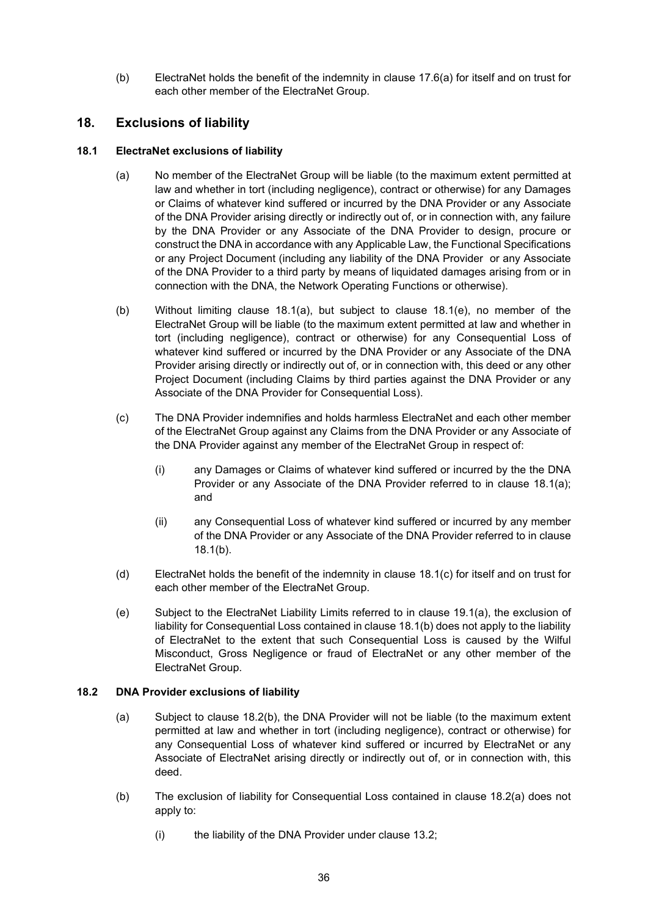(b) ElectraNet holds the benefit of the indemnity in clause 17.6(a) for itself and on trust for each other member of the ElectraNet Group.

## 18. Exclusions of liability

### 18.1 ElectraNet exclusions of liability

(a) No member of the ElectraNet Group will be liable (to the maximum extent permitted at law and whether in tort (including negligence), contract or otherwise) for any Damages or Claims of whatever kind suffered or incurred by the DNA Provider or any Associate of the DNA Provider arising directly or indirectly out of, or in connection with, any failure by the DNA Provider or any Associate of the DNA Provider to design, procure or construct the DNA in accordance with any Applicable Law, the Functional Specifications or any Project Document (including any liability of the DNA Provider or any Associate of the DNA Provider to a third party by means of liquidated damages arising from or in connection with the DNA, the Network Operating Functions or otherwise).

(b) Without limiting clause 18.1(a), but subject to clause 18.1(e), no member of the ElectraNet Group will be liable (to the maximum extent permitted at law and whether in tort (including negligence), contract or otherwise) for any Consequential Loss of whatever kind suffered or incurred by the DNA Provider or any Associate of the DNA Provider arising directly or indirectly out of, or in connection with, this deed or any other Project Document (including Claims by third parties against the DNA Provider or any Associate of the DNA Provider for Consequential Loss).

(c) The DNA Provider indemnifies and holds harmless ElectraNet and each other member of the ElectraNet Group against any Claims from the DNA Provider or any Associate of the DNA Provider against any member of the ElectraNet Group in respect of:

(i) any Damages or Claims of whatever kind suffered or incurred by the the DNA Provider or any Associate of the DNA Provider referred to in clause 18.1(a); and

(ii) any Consequential Loss of whatever kind suffered or incurred by any member of the DNA Provider or any Associate of the DNA Provider referred to in clause 18.1(b).

(d) ElectraNet holds the benefit of the indemnity in clause 18.1(c) for itself and on trust for each other member of the ElectraNet Group.

(e) Subject to the ElectraNet Liability Limits referred to in clause 19.1(a), the exclusion of liability for Consequential Loss contained in clause 18.1(b) does not apply to the liability of ElectraNet to the extent that such Consequential Loss is caused by the Wilful Misconduct, Gross Negligence or fraud of ElectraNet or any other member of the ElectraNet Group.

### 18.2 DNA Provider exclusions of liability

(a) Subject to clause 18.2(b), the DNA Provider will not be liable (to the maximum extent permitted at law and whether in tort (including negligence), contract or otherwise) for any Consequential Loss of whatever kind suffered or incurred by ElectraNet or any Associate of ElectraNet arising directly or indirectly out of, or in connection with, this deed.

(b) The exclusion of liability for Consequential Loss contained in clause 18.2(a) does not apply to:

(i) the liability of the DNA Provider under clause 13.2;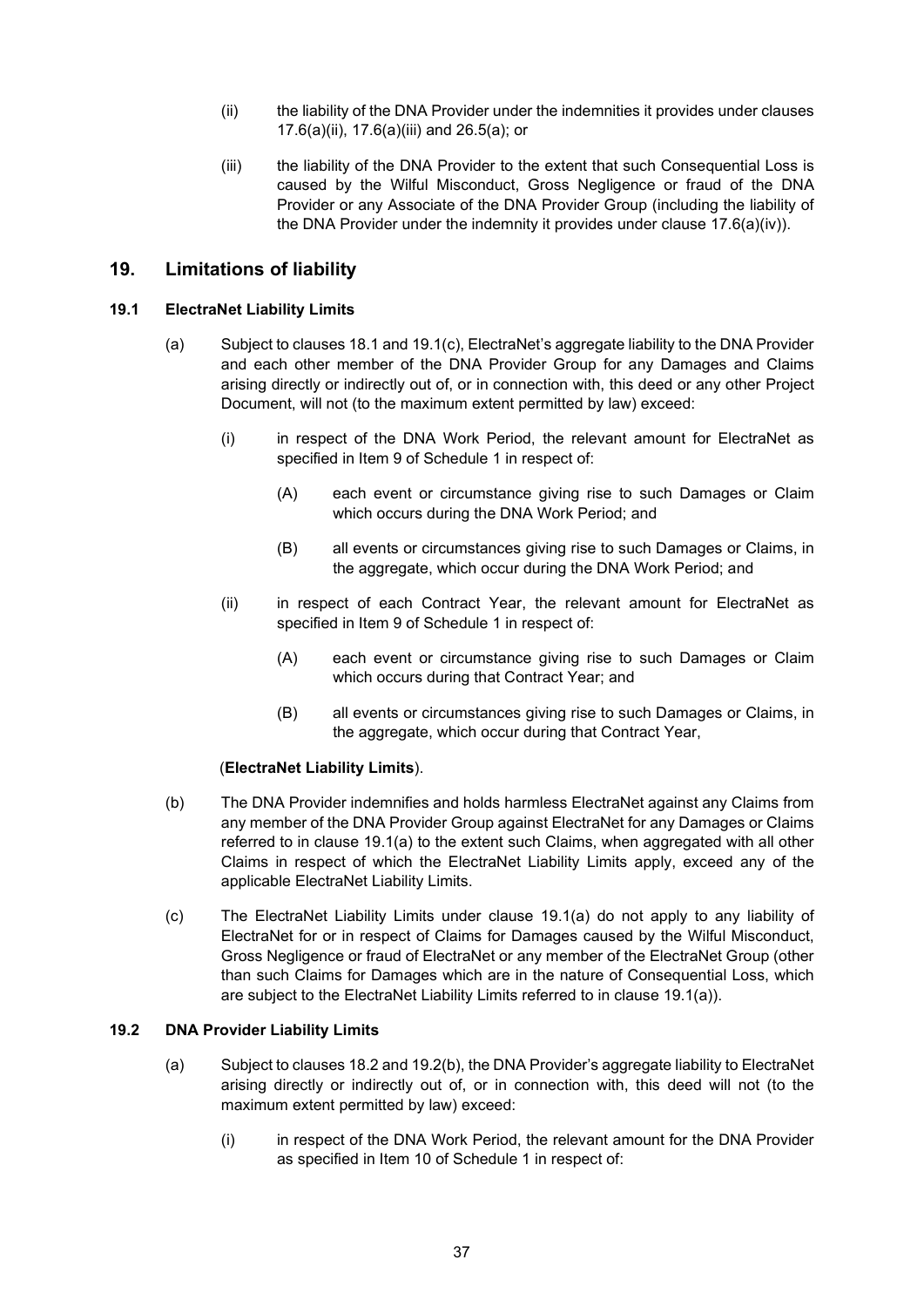(ii) the liability of the DNA Provider under the indemnities it provides under clauses 17.6(a)(ii), 17.6(a)(iii) and 26.5(a); or

(iii) the liability of the DNA Provider to the extent that such Consequential Loss is caused by the Wilful Misconduct, Gross Negligence or fraud of the DNA Provider or any Associate of the DNA Provider Group (including the liability of the DNA Provider under the indemnity it provides under clause 17.6(a)(iv)).

## 19. Limitations of liability

### 19.1 ElectraNet Liability Limits

(a) Subject to clauses 18.1 and 19.1(c), ElectraNet's aggregate liability to the DNA Provider and each other member of the DNA Provider Group for any Damages and Claims arising directly or indirectly out of, or in connection with, this deed or any other Project Document, will not (to the maximum extent permitted by law) exceed:

(i) in respect of the DNA Work Period, the relevant amount for ElectraNet as specified in Item 9 of Schedule 1 in respect of:

(A) each event or circumstance giving rise to such Damages or Claim which occurs during the DNA Work Period; and

(B) all events or circumstances giving rise to such Damages or Claims, in the aggregate, which occur during the DNA Work Period; and

(ii) in respect of each Contract Year, the relevant amount for ElectraNet as specified in Item 9 of Schedule 1 in respect of:

(A) each event or circumstance giving rise to such Damages or Claim which occurs during that Contract Year; and

(B) all events or circumstances giving rise to such Damages or Claims, in the aggregate, which occur during that Contract Year,

(**ElectraNet Liability Limits**).

(b) The DNA Provider indemnifies and holds harmless ElectraNet against any Claims from any member of the DNA Provider Group against ElectraNet for any Damages or Claims referred to in clause 19.1(a) to the extent such Claims, when aggregated with all other Claims in respect of which the ElectraNet Liability Limits apply, exceed any of the applicable ElectraNet Liability Limits.

(c) The ElectraNet Liability Limits under clause 19.1(a) do not apply to any liability of ElectraNet for or in respect of Claims for Damages caused by the Wilful Misconduct, Gross Negligence or fraud of ElectraNet or any member of the ElectraNet Group (other than such Claims for Damages which are in the nature of Consequential Loss, which are subject to the ElectraNet Liability Limits referred to in clause 19.1(a)).

### 19.2 DNA Provider Liability Limits

(a) Subject to clauses 18.2 and 19.2(b), the DNA Provider's aggregate liability to ElectraNet arising directly or indirectly out of, or in connection with, this deed will not (to the maximum extent permitted by law) exceed:

(i) in respect of the DNA Work Period, the relevant amount for the DNA Provider as specified in Item 10 of Schedule 1 in respect of: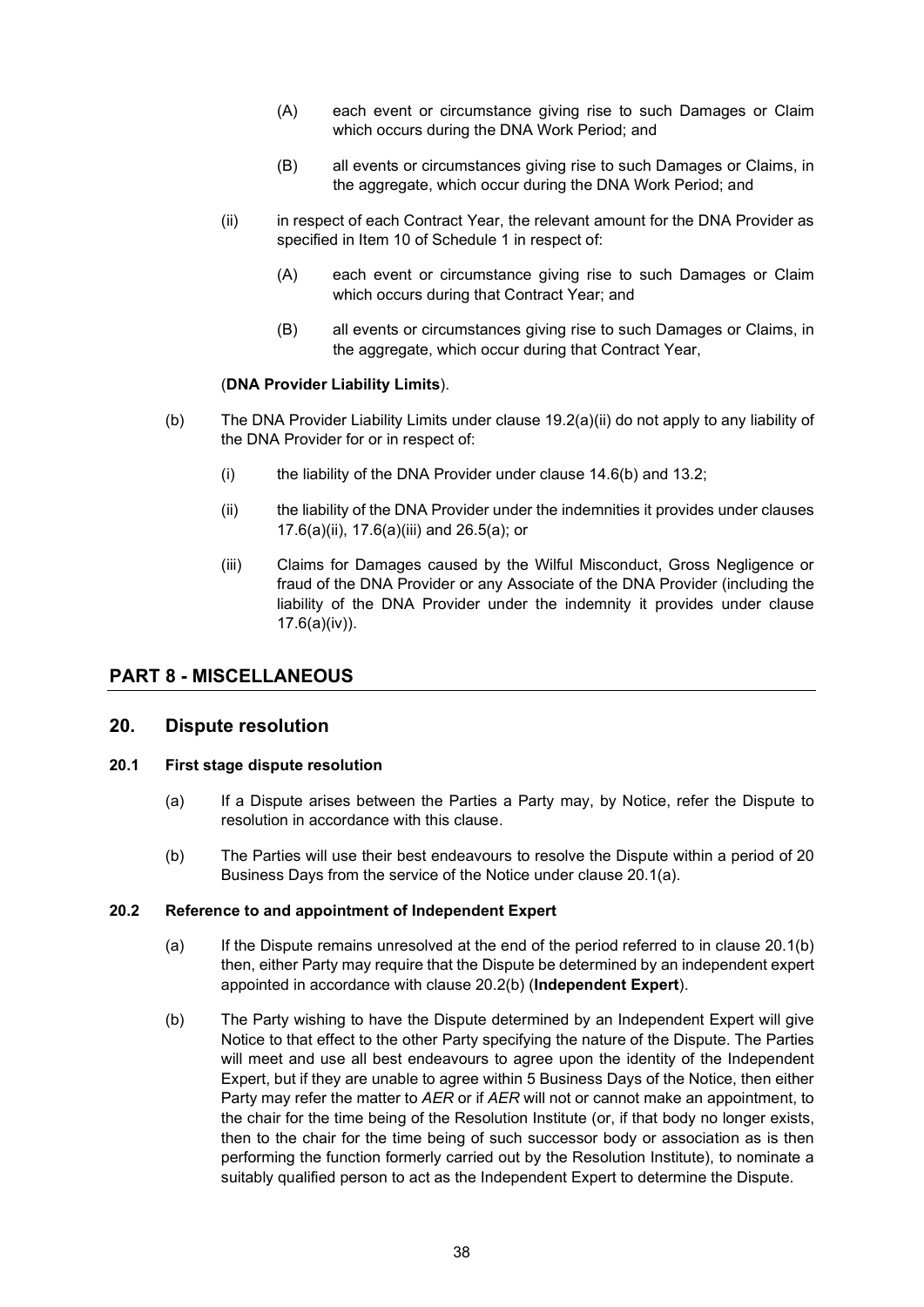(A) each event or circumstance giving rise to such Damages or Claim which occurs during the DNA Work Period; and

(B) all events or circumstances giving rise to such Damages or Claims, in the aggregate, which occur during the DNA Work Period; and

(ii) in respect of each Contract Year, the relevant amount for the DNA Provider as specified in Item 10 of Schedule 1 in respect of:

(A) each event or circumstance giving rise to such Damages or Claim which occurs during that Contract Year; and

(B) all events or circumstances giving rise to such Damages or Claims, in the aggregate, which occur during that Contract Year,

(**DNA Provider Liability Limits**).

(b) The DNA Provider Liability Limits under clause 19.2(a)(ii) do not apply to any liability of the DNA Provider for or in respect of:

(i) the liability of the DNA Provider under clause 14.6(b) and 13.2;

(ii) the liability of the DNA Provider under the indemnities it provides under clauses 17.6(a)(ii), 17.6(a)(iii) and 26.5(a); or

(iii) Claims for Damages caused by the Wilful Misconduct, Gross Negligence or fraud of the DNA Provider or any Associate of the DNA Provider (including the liability of the DNA Provider under the indemnity it provides under clause 17.6(a)(iv)).

# PART 8 - MISCELLANEOUS

## 20. Dispute resolution

### 20.1 First stage dispute resolution

(a) If a Dispute arises between the Parties a Party may, by Notice, refer the Dispute to resolution in accordance with this clause.

(b) The Parties will use their best endeavours to resolve the Dispute within a period of 20 Business Days from the service of the Notice under clause 20.1(a).

### 20.2 Reference to and appointment of Independent Expert

(a) If the Dispute remains unresolved at the end of the period referred to in clause 20.1(b) then, either Party may require that the Dispute be determined by an independent expert appointed in accordance with clause 20.2(b) (**Independent Expert**).

(b) The Party wishing to have the Dispute determined by an Independent Expert will give Notice to that effect to the other Party specifying the nature of the Dispute. The Parties will meet and use all best endeavours to agree upon the identity of the Independent Expert, but if they are unable to agree within 5 Business Days of the Notice, then either Party may refer the matter to *AER* or if *AER* will not or cannot make an appointment, to the chair for the time being of the Resolution Institute (or, if that body no longer exists, then to the chair for the time being of such successor body or association as is then performing the function formerly carried out by the Resolution Institute), to nominate a suitably qualified person to act as the Independent Expert to determine the Dispute.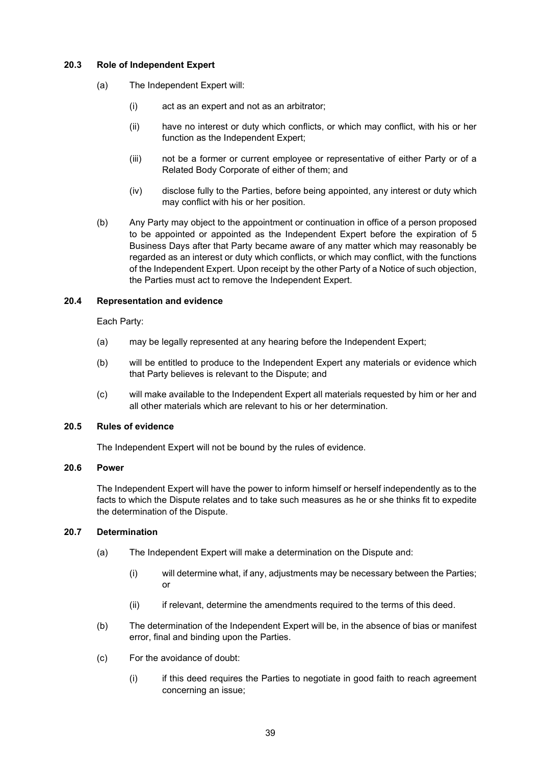### 20.3 Role of Independent Expert

(a) The Independent Expert will:

(i) act as an expert and not as an arbitrator;

(ii) have no interest or duty which conflicts, or which may conflict, with his or her function as the Independent Expert;

(iii) not be a former or current employee or representative of either Party or of a Related Body Corporate of either of them; and

(iv) disclose fully to the Parties, before being appointed, any interest or duty which may conflict with his or her position.

(b) Any Party may object to the appointment or continuation in office of a person proposed to be appointed or appointed as the Independent Expert before the expiration of 5 Business Days after that Party became aware of any matter which may reasonably be regarded as an interest or duty which conflicts, or which may conflict, with the functions of the Independent Expert. Upon receipt by the other Party of a Notice of such objection, the Parties must act to remove the Independent Expert.

### 20.4 Representation and evidence

Each Party:

(a) may be legally represented at any hearing before the Independent Expert;

(b) will be entitled to produce to the Independent Expert any materials or evidence which that Party believes is relevant to the Dispute; and

(c) will make available to the Independent Expert all materials requested by him or her and all other materials which are relevant to his or her determination.

### 20.5 Rules of evidence

The Independent Expert will not be bound by the rules of evidence.

### 20.6 Power

The Independent Expert will have the power to inform himself or herself independently as to the facts to which the Dispute relates and to take such measures as he or she thinks fit to expedite the determination of the Dispute.

### 20.7 Determination

(a) The Independent Expert will make a determination on the Dispute and:

(i) will determine what, if any, adjustments may be necessary between the Parties; or

(ii) if relevant, determine the amendments required to the terms of this deed.

(b) The determination of the Independent Expert will be, in the absence of bias or manifest error, final and binding upon the Parties.

(c) For the avoidance of doubt:

(i) if this deed requires the Parties to negotiate in good faith to reach agreement concerning an issue;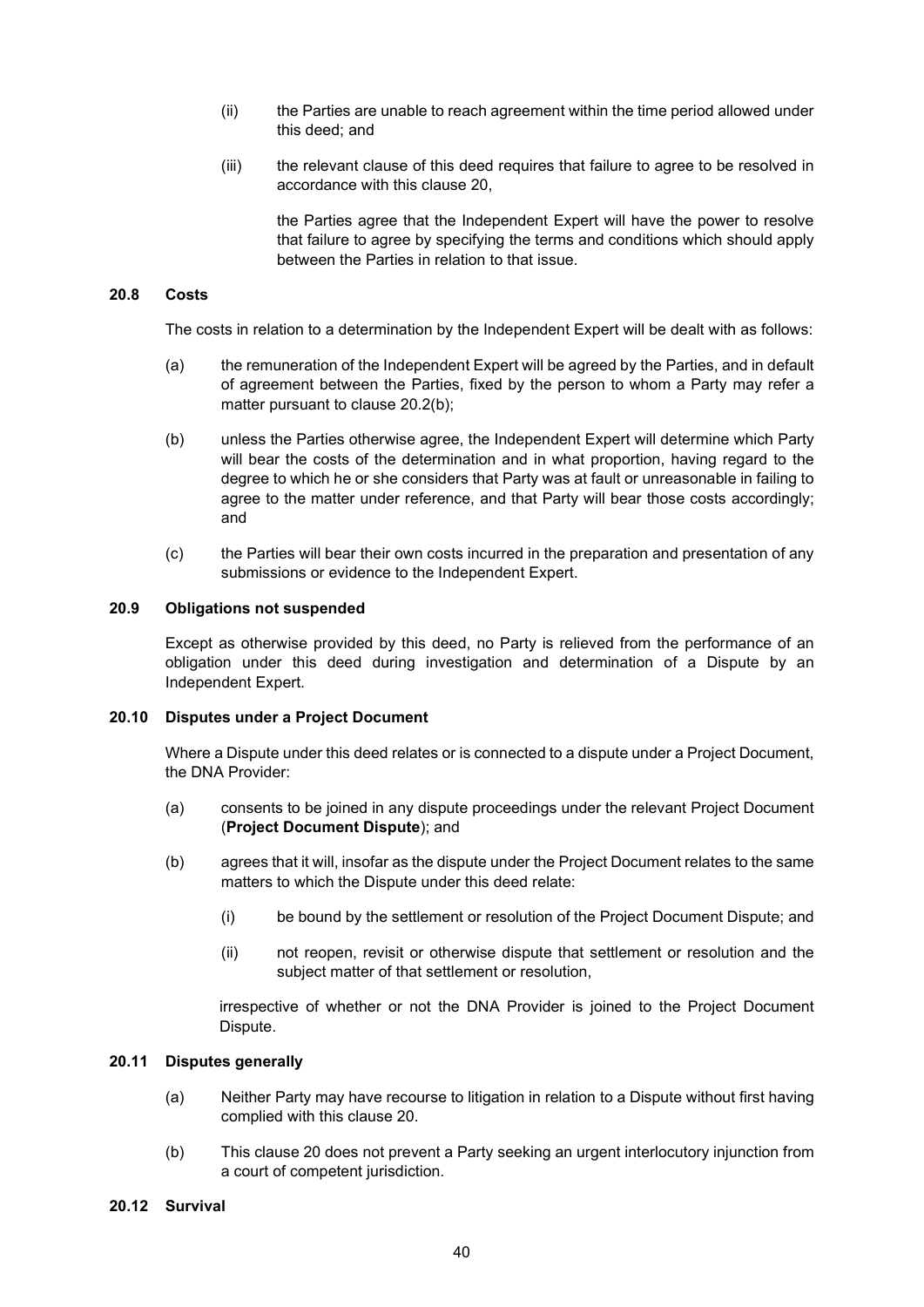(ii) the Parties are unable to reach agreement within the time period allowed under this deed; and

(iii) the relevant clause of this deed requires that failure to agree to be resolved in accordance with this clause 20,

the Parties agree that the Independent Expert will have the power to resolve that failure to agree by specifying the terms and conditions which should apply between the Parties in relation to that issue.

### 20.8 Costs

The costs in relation to a determination by the Independent Expert will be dealt with as follows:

(a) the remuneration of the Independent Expert will be agreed by the Parties, and in default of agreement between the Parties, fixed by the person to whom a Party may refer a matter pursuant to clause 20.2(b);

(b) unless the Parties otherwise agree, the Independent Expert will determine which Party will bear the costs of the determination and in what proportion, having regard to the degree to which he or she considers that Party was at fault or unreasonable in failing to agree to the matter under reference, and that Party will bear those costs accordingly; and

(c) the Parties will bear their own costs incurred in the preparation and presentation of any submissions or evidence to the Independent Expert.

### 20.9 Obligations not suspended

Except as otherwise provided by this deed, no Party is relieved from the performance of an obligation under this deed during investigation and determination of a Dispute by an Independent Expert.

### 20.10 Disputes under a Project Document

Where a Dispute under this deed relates or is connected to a dispute under a Project Document, the DNA Provider:

(a) consents to be joined in any dispute proceedings under the relevant Project Document (**Project Document Dispute**); and

(b) agrees that it will, insofar as the dispute under the Project Document relates to the same matters to which the Dispute under this deed relate:

(i) be bound by the settlement or resolution of the Project Document Dispute; and

(ii) not reopen, revisit or otherwise dispute that settlement or resolution and the subject matter of that settlement or resolution,

irrespective of whether or not the DNA Provider is joined to the Project Document Dispute.

### 20.11 Disputes generally

(a) Neither Party may have recourse to litigation in relation to a Dispute without first having complied with this clause 20.

(b) This clause 20 does not prevent a Party seeking an urgent interlocutory injunction from a court of competent jurisdiction.

### 20.12 Survival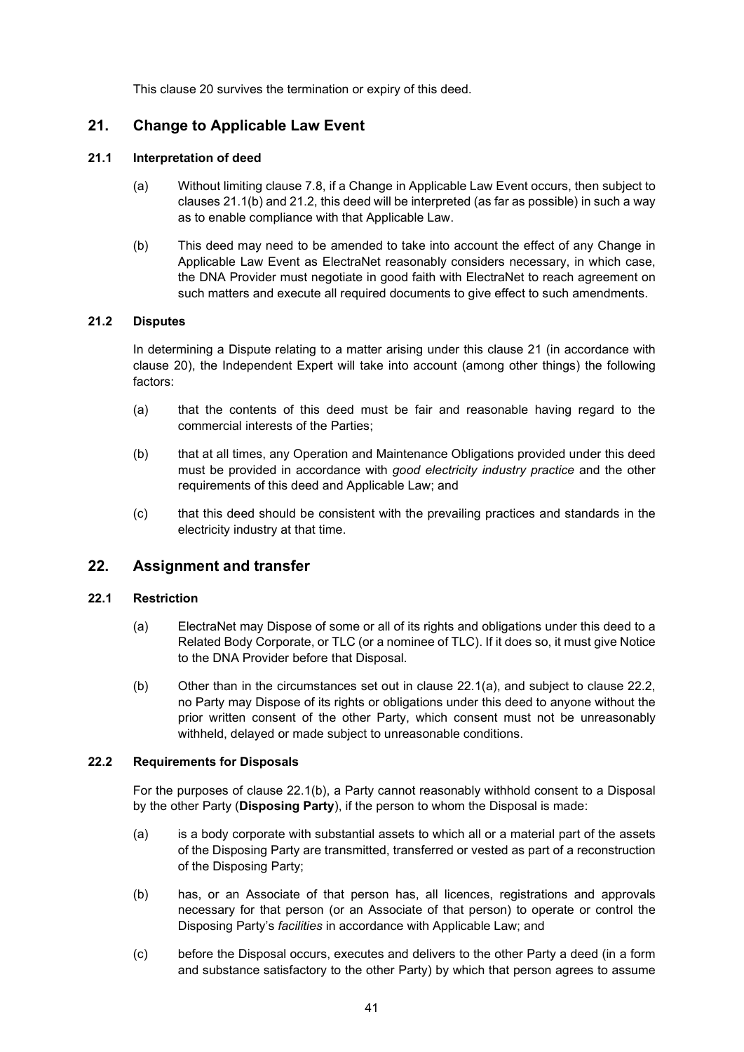This clause 20 survives the termination or expiry of this deed.

## 21. Change to Applicable Law Event

### 21.1 Interpretation of deed

(a) Without limiting clause 7.8, if a Change in Applicable Law Event occurs, then subject to clauses 21.1(b) and 21.2, this deed will be interpreted (as far as possible) in such a way as to enable compliance with that Applicable Law.

(b) This deed may need to be amended to take into account the effect of any Change in Applicable Law Event as ElectraNet reasonably considers necessary, in which case, the DNA Provider must negotiate in good faith with ElectraNet to reach agreement on such matters and execute all required documents to give effect to such amendments.

### 21.2 Disputes

In determining a Dispute relating to a matter arising under this clause 21 (in accordance with clause 20), the Independent Expert will take into account (among other things) the following factors:

(a) that the contents of this deed must be fair and reasonable having regard to the commercial interests of the Parties;

(b) that at all times, any Operation and Maintenance Obligations provided under this deed must be provided in accordance with *good electricity industry practice* and the other requirements of this deed and Applicable Law; and

(c) that this deed should be consistent with the prevailing practices and standards in the electricity industry at that time.

## 22. Assignment and transfer

### 22.1 Restriction

(a) ElectraNet may Dispose of some or all of its rights and obligations under this deed to a Related Body Corporate, or TLC (or a nominee of TLC). If it does so, it must give Notice to the DNA Provider before that Disposal.

(b) Other than in the circumstances set out in clause 22.1(a), and subject to clause 22.2, no Party may Dispose of its rights or obligations under this deed to anyone without the prior written consent of the other Party, which consent must not be unreasonably withheld, delayed or made subject to unreasonable conditions.

### 22.2 Requirements for Disposals

For the purposes of clause 22.1(b), a Party cannot reasonably withhold consent to a Disposal by the other Party (**Disposing Party**), if the person to whom the Disposal is made:

(a) is a body corporate with substantial assets to which all or a material part of the assets of the Disposing Party are transmitted, transferred or vested as part of a reconstruction of the Disposing Party;

(b) has, or an Associate of that person has, all licences, registrations and approvals necessary for that person (or an Associate of that person) to operate or control the Disposing Party's *facilities* in accordance with Applicable Law; and

(c) before the Disposal occurs, executes and delivers to the other Party a deed (in a form and substance satisfactory to the other Party) by which that person agrees to assume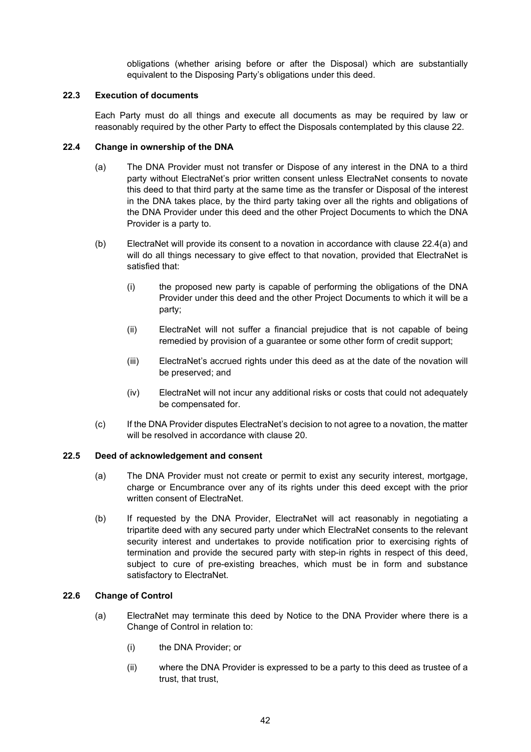obligations (whether arising before or after the Disposal) which are substantially equivalent to the Disposing Party's obligations under this deed.

### 22.3 Execution of documents

Each Party must do all things and execute all documents as may be required by law or reasonably required by the other Party to effect the Disposals contemplated by this clause 22.

### 22.4 Change in ownership of the DNA

(a) The DNA Provider must not transfer or Dispose of any interest in the DNA to a third party without ElectraNet's prior written consent unless ElectraNet consents to novate this deed to that third party at the same time as the transfer or Disposal of the interest in the DNA takes place, by the third party taking over all the rights and obligations of the DNA Provider under this deed and the other Project Documents to which the DNA Provider is a party to.

(b) ElectraNet will provide its consent to a novation in accordance with clause 22.4(a) and will do all things necessary to give effect to that novation, provided that ElectraNet is satisfied that:

   (i) the proposed new party is capable of performing the obligations of the DNA Provider under this deed and the other Project Documents to which it will be a party;

   (ii) ElectraNet will not suffer a financial prejudice that is not capable of being remedied by provision of a guarantee or some other form of credit support;

   (iii) ElectraNet's accrued rights under this deed as at the date of the novation will be preserved; and

   (iv) ElectraNet will not incur any additional risks or costs that could not adequately be compensated for.

(c) If the DNA Provider disputes ElectraNet's decision to not agree to a novation, the matter will be resolved in accordance with clause 20.

### 22.5 Deed of acknowledgement and consent

(a) The DNA Provider must not create or permit to exist any security interest, mortgage, charge or Encumbrance over any of its rights under this deed except with the prior written consent of ElectraNet.

(b) If requested by the DNA Provider, ElectraNet will act reasonably in negotiating a tripartite deed with any secured party under which ElectraNet consents to the relevant security interest and undertakes to provide notification prior to exercising rights of termination and provide the secured party with step-in rights in respect of this deed, subject to cure of pre-existing breaches, which must be in form and substance satisfactory to ElectraNet.

### 22.6 Change of Control

(a) ElectraNet may terminate this deed by Notice to the DNA Provider where there is a Change of Control in relation to:

   (i) the DNA Provider; or

   (ii) where the DNA Provider is expressed to be a party to this deed as trustee of a trust, that trust,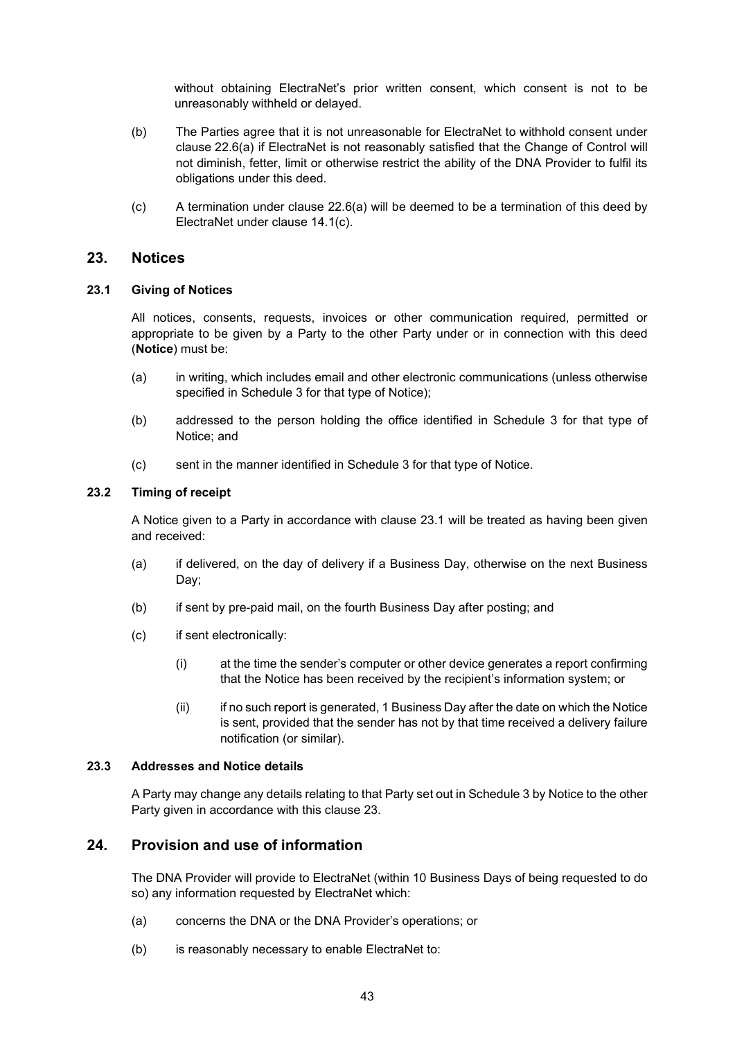without obtaining ElectraNet's prior written consent, which consent is not to be unreasonably withheld or delayed.

(b) The Parties agree that it is not unreasonable for ElectraNet to withhold consent under clause 22.6(a) if ElectraNet is not reasonably satisfied that the Change of Control will not diminish, fetter, limit or otherwise restrict the ability of the DNA Provider to fulfil its obligations under this deed.

(c) A termination under clause 22.6(a) will be deemed to be a termination of this deed by ElectraNet under clause 14.1(c).

## 23. Notices

### 23.1 Giving of Notices

All notices, consents, requests, invoices or other communication required, permitted or appropriate to be given by a Party to the other Party under or in connection with this deed (**Notice**) must be:

(a) in writing, which includes email and other electronic communications (unless otherwise specified in Schedule 3 for that type of Notice);

(b) addressed to the person holding the office identified in Schedule 3 for that type of Notice; and

(c) sent in the manner identified in Schedule 3 for that type of Notice.

### 23.2 Timing of receipt

A Notice given to a Party in accordance with clause 23.1 will be treated as having been given and received:

(a) if delivered, on the day of delivery if a Business Day, otherwise on the next Business Day;

(b) if sent by pre-paid mail, on the fourth Business Day after posting; and

(c) if sent electronically:

(i) at the time the sender's computer or other device generates a report confirming that the Notice has been received by the recipient's information system; or

(ii) if no such report is generated, 1 Business Day after the date on which the Notice is sent, provided that the sender has not by that time received a delivery failure notification (or similar).

### 23.3 Addresses and Notice details

A Party may change any details relating to that Party set out in Schedule 3 by Notice to the other Party given in accordance with this clause 23.

## 24. Provision and use of information

The DNA Provider will provide to ElectraNet (within 10 Business Days of being requested to do so) any information requested by ElectraNet which:

(a) concerns the DNA or the DNA Provider's operations; or

(b) is reasonably necessary to enable ElectraNet to: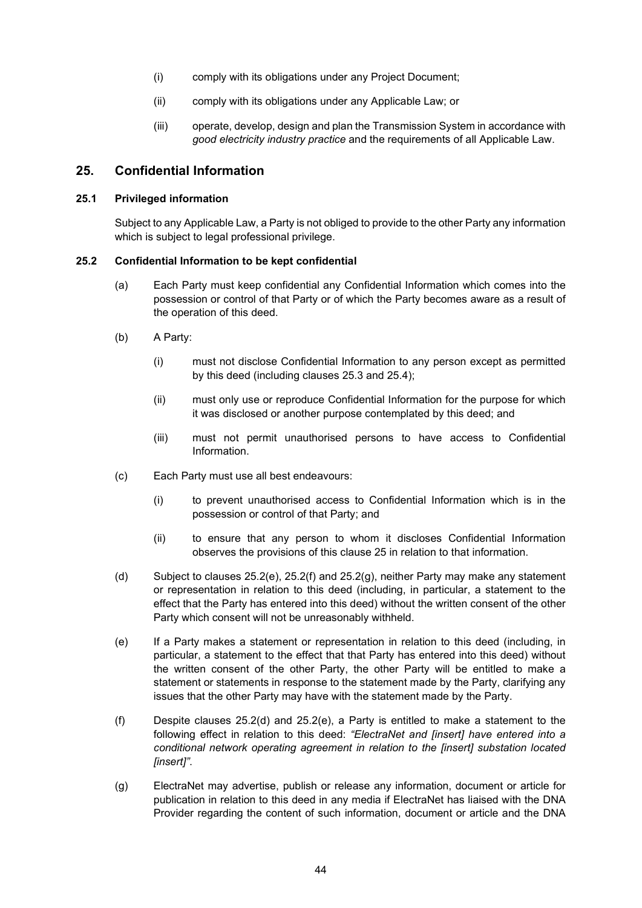(i) comply with its obligations under any Project Document;

(ii) comply with its obligations under any Applicable Law; or

(iii) operate, develop, design and plan the Transmission System in accordance with *good electricity industry practice* and the requirements of all Applicable Law.

## 25. Confidential Information

### 25.1 Privileged information

Subject to any Applicable Law, a Party is not obliged to provide to the other Party any information which is subject to legal professional privilege.

### 25.2 Confidential Information to be kept confidential

(a) Each Party must keep confidential any Confidential Information which comes into the possession or control of that Party or of which the Party becomes aware as a result of the operation of this deed.

(b) A Party:

(i) must not disclose Confidential Information to any person except as permitted by this deed (including clauses 25.3 and 25.4);

(ii) must only use or reproduce Confidential Information for the purpose for which it was disclosed or another purpose contemplated by this deed; and

(iii) must not permit unauthorised persons to have access to Confidential Information.

(c) Each Party must use all best endeavours:

(i) to prevent unauthorised access to Confidential Information which is in the possession or control of that Party; and

(ii) to ensure that any person to whom it discloses Confidential Information observes the provisions of this clause 25 in relation to that information.

(d) Subject to clauses 25.2(e), 25.2(f) and 25.2(g), neither Party may make any statement or representation in relation to this deed (including, in particular, a statement to the effect that the Party has entered into this deed) without the written consent of the other Party which consent will not be unreasonably withheld.

(e) If a Party makes a statement or representation in relation to this deed (including, in particular, a statement to the effect that that Party has entered into this deed) without the written consent of the other Party, the other Party will be entitled to make a statement or statements in response to the statement made by the Party, clarifying any issues that the other Party may have with the statement made by the Party.

(f) Despite clauses 25.2(d) and 25.2(e), a Party is entitled to make a statement to the following effect in relation to this deed: *"ElectraNet and [insert] have entered into a conditional network operating agreement in relation to the [insert] substation located [insert]"*.

(g) ElectraNet may advertise, publish or release any information, document or article for publication in relation to this deed in any media if ElectraNet has liaised with the DNA Provider regarding the content of such information, document or article and the DNA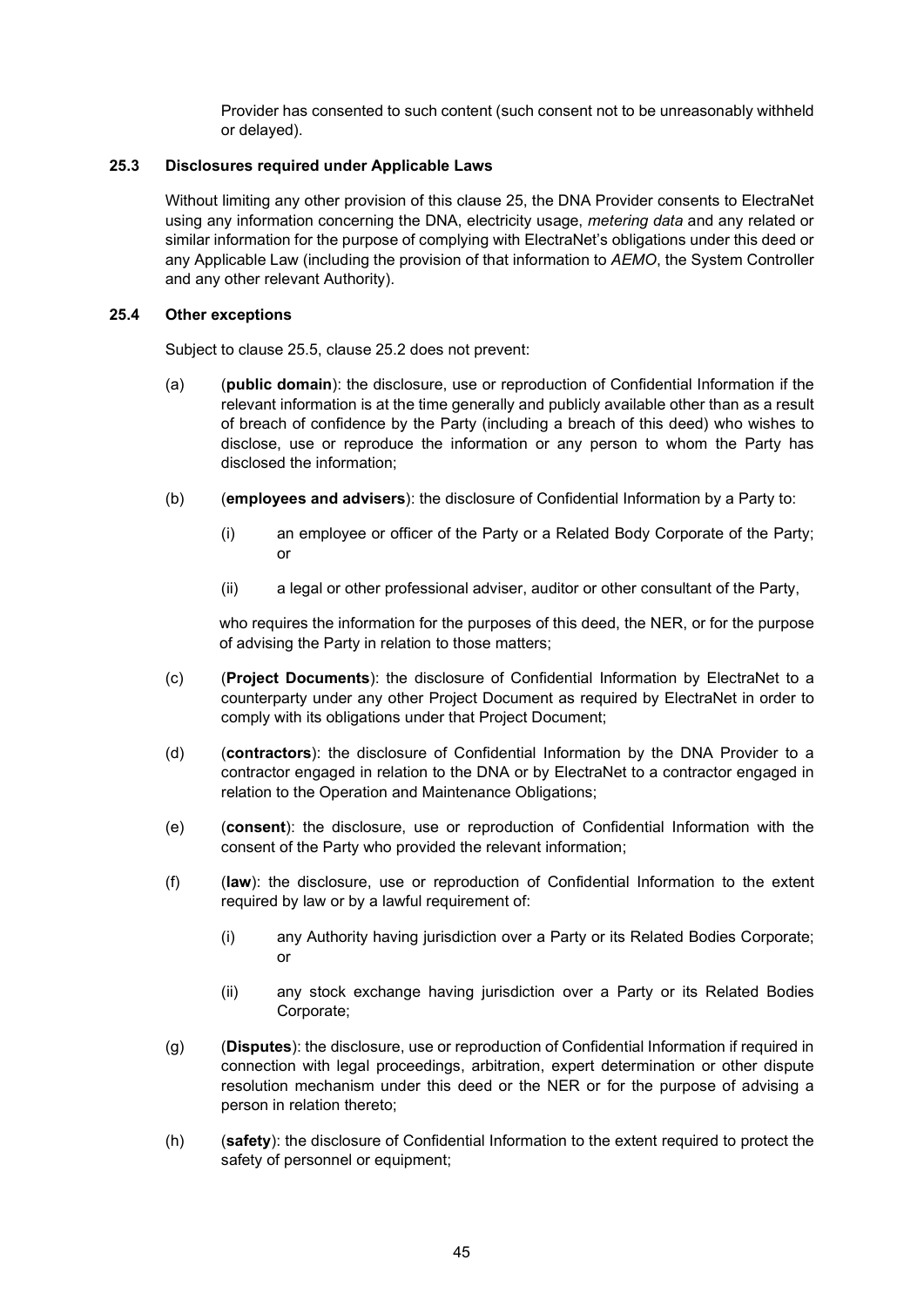Provider has consented to such content (such consent not to be unreasonably withheld or delayed).

### 25.3 Disclosures required under Applicable Laws

Without limiting any other provision of this clause 25, the DNA Provider consents to ElectraNet using any information concerning the DNA, electricity usage, *metering data* and any related or similar information for the purpose of complying with ElectraNet's obligations under this deed or any Applicable Law (including the provision of that information to *AEMO*, the System Controller and any other relevant Authority).

### 25.4 Other exceptions

Subject to clause 25.5, clause 25.2 does not prevent:

(a) (**public domain**): the disclosure, use or reproduction of Confidential Information if the relevant information is at the time generally and publicly available other than as a result of breach of confidence by the Party (including a breach of this deed) who wishes to disclose, use or reproduce the information or any person to whom the Party has disclosed the information;

(b) (**employees and advisers**): the disclosure of Confidential Information by a Party to:

(i) an employee or officer of the Party or a Related Body Corporate of the Party; or

(ii) a legal or other professional adviser, auditor or other consultant of the Party,

who requires the information for the purposes of this deed, the NER, or for the purpose of advising the Party in relation to those matters;

(c) (**Project Documents**): the disclosure of Confidential Information by ElectraNet to a counterparty under any other Project Document as required by ElectraNet in order to comply with its obligations under that Project Document;

(d) (**contractors**): the disclosure of Confidential Information by the DNA Provider to a contractor engaged in relation to the DNA or by ElectraNet to a contractor engaged in relation to the Operation and Maintenance Obligations;

(e) (**consent**): the disclosure, use or reproduction of Confidential Information with the consent of the Party who provided the relevant information;

(f) (**law**): the disclosure, use or reproduction of Confidential Information to the extent required by law or by a lawful requirement of:

(i) any Authority having jurisdiction over a Party or its Related Bodies Corporate; or

(ii) any stock exchange having jurisdiction over a Party or its Related Bodies Corporate;

(g) (**Disputes**): the disclosure, use or reproduction of Confidential Information if required in connection with legal proceedings, arbitration, expert determination or other dispute resolution mechanism under this deed or the NER or for the purpose of advising a person in relation thereto;

(h) (**safety**): the disclosure of Confidential Information to the extent required to protect the safety of personnel or equipment;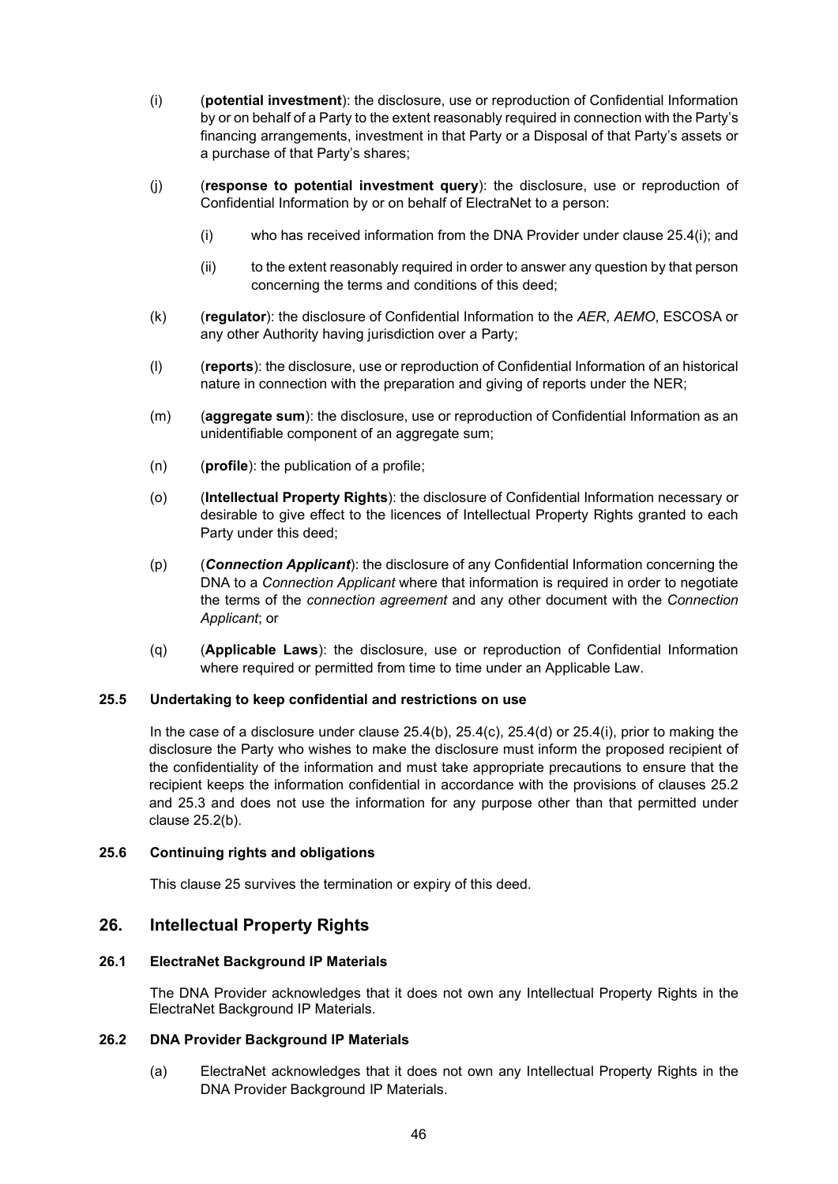(i) (**potential investment**): the disclosure, use or reproduction of Confidential Information by or on behalf of a Party to the extent reasonably required in connection with the Party's financing arrangements, investment in that Party or a Disposal of that Party's assets or a purchase of that Party's shares;

(j) (**response to potential investment query**): the disclosure, use or reproduction of Confidential Information by or on behalf of ElectraNet to a person:

(i) who has received information from the DNA Provider under clause 25.4(i); and

(ii) to the extent reasonably required in order to answer any question by that person concerning the terms and conditions of this deed;

(k) (**regulator**): the disclosure of Confidential Information to the *AER*, *AEMO*, ESCOSA or any other Authority having jurisdiction over a Party;

(l) (**reports**): the disclosure, use or reproduction of Confidential Information of an historical nature in connection with the preparation and giving of reports under the NER;

(m) (**aggregate sum**): the disclosure, use or reproduction of Confidential Information as an unidentifiable component of an aggregate sum;

(n) (**profile**): the publication of a profile;

(o) (**Intellectual Property Rights**): the disclosure of Confidential Information necessary or desirable to give effect to the licences of Intellectual Property Rights granted to each Party under this deed;

(p) (***Connection Applicant***): the disclosure of any Confidential Information concerning the DNA to a *Connection Applicant* where that information is required in order to negotiate the terms of the *connection agreement* and any other document with the *Connection Applicant*; or

(q) (**Applicable Laws**): the disclosure, use or reproduction of Confidential Information where required or permitted from time to time under an Applicable Law.

#### 25.5 Undertaking to keep confidential and restrictions on use

In the case of a disclosure under clause 25.4(b), 25.4(c), 25.4(d) or 25.4(i), prior to making the disclosure the Party who wishes to make the disclosure must inform the proposed recipient of the confidentiality of the information and must take appropriate precautions to ensure that the recipient keeps the information confidential in accordance with the provisions of clauses 25.2 and 25.3 and does not use the information for any purpose other than that permitted under clause 25.2(b).

#### 25.6 Continuing rights and obligations

This clause 25 survives the termination or expiry of this deed.

## 26. Intellectual Property Rights

#### 26.1 ElectraNet Background IP Materials

The DNA Provider acknowledges that it does not own any Intellectual Property Rights in the ElectraNet Background IP Materials.

#### 26.2 DNA Provider Background IP Materials

(a) ElectraNet acknowledges that it does not own any Intellectual Property Rights in the DNA Provider Background IP Materials.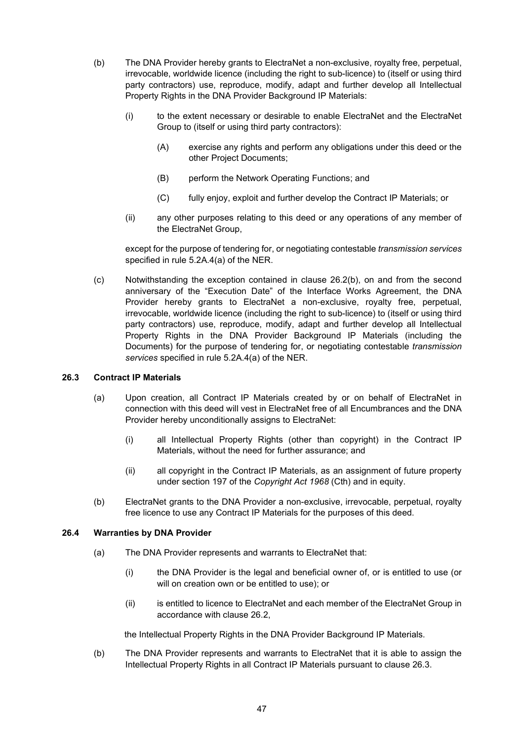(b) The DNA Provider hereby grants to ElectraNet a non-exclusive, royalty free, perpetual, irrevocable, worldwide licence (including the right to sub-licence) to (itself or using third party contractors) use, reproduce, modify, adapt and further develop all Intellectual Property Rights in the DNA Provider Background IP Materials:

(i) to the extent necessary or desirable to enable ElectraNet and the ElectraNet Group to (itself or using third party contractors):

(A) exercise any rights and perform any obligations under this deed or the other Project Documents;

(B) perform the Network Operating Functions; and

(C) fully enjoy, exploit and further develop the Contract IP Materials; or

(ii) any other purposes relating to this deed or any operations of any member of the ElectraNet Group,

except for the purpose of tendering for, or negotiating contestable *transmission services* specified in rule 5.2A.4(a) of the NER.

(c) Notwithstanding the exception contained in clause 26.2(b), on and from the second anniversary of the "Execution Date" of the Interface Works Agreement, the DNA Provider hereby grants to ElectraNet a non-exclusive, royalty free, perpetual, irrevocable, worldwide licence (including the right to sub-licence) to (itself or using third party contractors) use, reproduce, modify, adapt and further develop all Intellectual Property Rights in the DNA Provider Background IP Materials (including the Documents) for the purpose of tendering for, or negotiating contestable *transmission services* specified in rule 5.2A.4(a) of the NER.

### 26.3 Contract IP Materials

(a) Upon creation, all Contract IP Materials created by or on behalf of ElectraNet in connection with this deed will vest in ElectraNet free of all Encumbrances and the DNA Provider hereby unconditionally assigns to ElectraNet:

(i) all Intellectual Property Rights (other than copyright) in the Contract IP Materials, without the need for further assurance; and

(ii) all copyright in the Contract IP Materials, as an assignment of future property under section 197 of the *Copyright Act 1968* (Cth) and in equity.

(b) ElectraNet grants to the DNA Provider a non-exclusive, irrevocable, perpetual, royalty free licence to use any Contract IP Materials for the purposes of this deed.

### 26.4 Warranties by DNA Provider

(a) The DNA Provider represents and warrants to ElectraNet that:

(i) the DNA Provider is the legal and beneficial owner of, or is entitled to use (or will on creation own or be entitled to use); or

(ii) is entitled to licence to ElectraNet and each member of the ElectraNet Group in accordance with clause 26.2,

the Intellectual Property Rights in the DNA Provider Background IP Materials.

(b) The DNA Provider represents and warrants to ElectraNet that it is able to assign the Intellectual Property Rights in all Contract IP Materials pursuant to clause 26.3.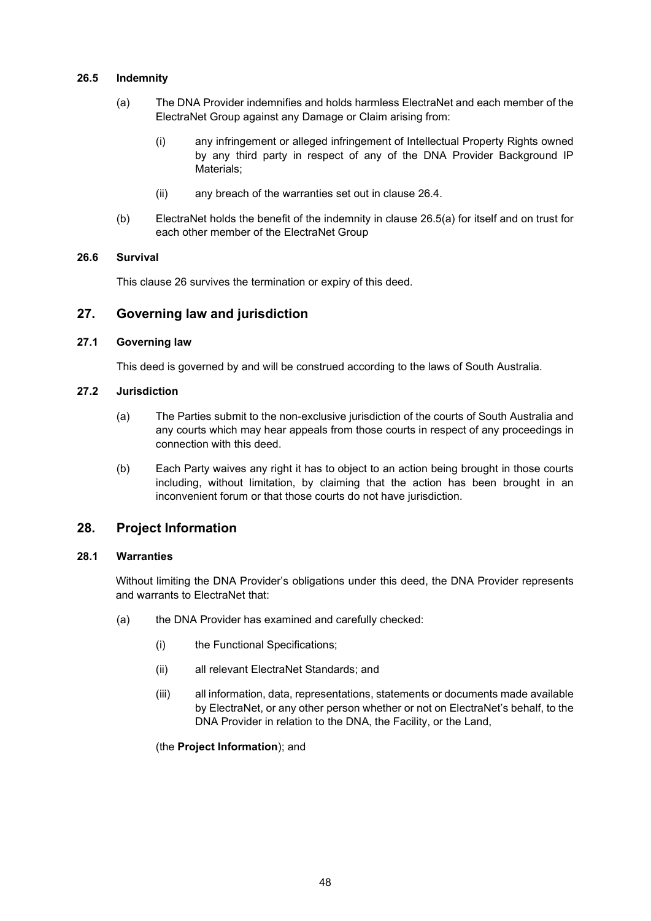#### 26.5 Indemnity

(a) The DNA Provider indemnifies and holds harmless ElectraNet and each member of the ElectraNet Group against any Damage or Claim arising from:

(i) any infringement or alleged infringement of Intellectual Property Rights owned by any third party in respect of any of the DNA Provider Background IP Materials;

(ii) any breach of the warranties set out in clause 26.4.

(b) ElectraNet holds the benefit of the indemnity in clause 26.5(a) for itself and on trust for each other member of the ElectraNet Group

#### 26.6 Survival

This clause 26 survives the termination or expiry of this deed.

## 27. Governing law and jurisdiction

#### 27.1 Governing law

This deed is governed by and will be construed according to the laws of South Australia.

#### 27.2 Jurisdiction

(a) The Parties submit to the non-exclusive jurisdiction of the courts of South Australia and any courts which may hear appeals from those courts in respect of any proceedings in connection with this deed.

(b) Each Party waives any right it has to object to an action being brought in those courts including, without limitation, by claiming that the action has been brought in an inconvenient forum or that those courts do not have jurisdiction.

## 28. Project Information

#### 28.1 Warranties

Without limiting the DNA Provider's obligations under this deed, the DNA Provider represents and warrants to ElectraNet that:

(a) the DNA Provider has examined and carefully checked:

(i) the Functional Specifications;

(ii) all relevant ElectraNet Standards; and

(iii) all information, data, representations, statements or documents made available by ElectraNet, or any other person whether or not on ElectraNet's behalf, to the DNA Provider in relation to the DNA, the Facility, or the Land,

(the **Project Information**); and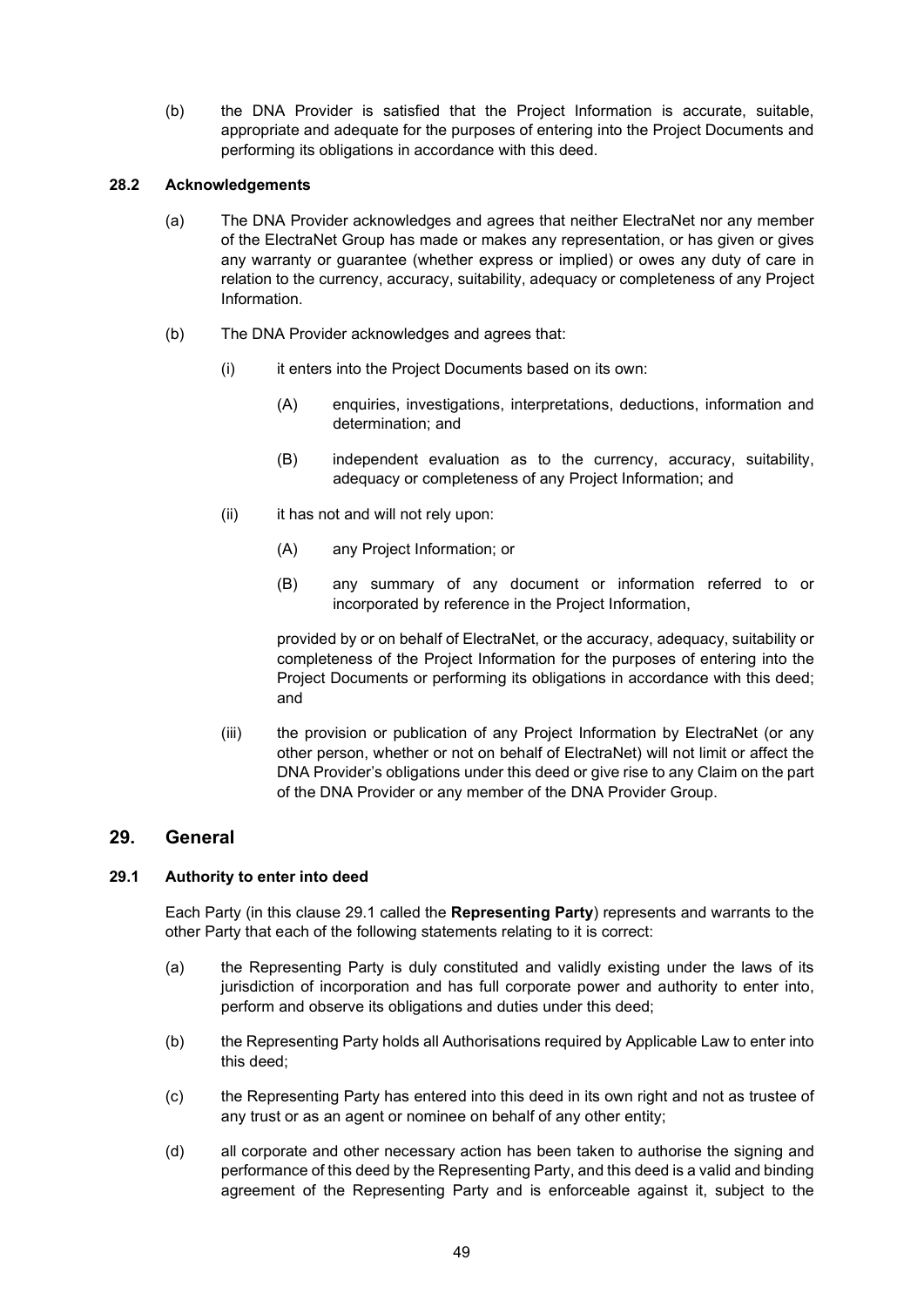(b) the DNA Provider is satisfied that the Project Information is accurate, suitable, appropriate and adequate for the purposes of entering into the Project Documents and performing its obligations in accordance with this deed.

### 28.2 Acknowledgements

(a) The DNA Provider acknowledges and agrees that neither ElectraNet nor any member of the ElectraNet Group has made or makes any representation, or has given or gives any warranty or guarantee (whether express or implied) or owes any duty of care in relation to the currency, accuracy, suitability, adequacy or completeness of any Project Information.

(b) The DNA Provider acknowledges and agrees that:

(i) it enters into the Project Documents based on its own:

(A) enquiries, investigations, interpretations, deductions, information and determination; and

(B) independent evaluation as to the currency, accuracy, suitability, adequacy or completeness of any Project Information; and

(ii) it has not and will not rely upon:

(A) any Project Information; or

(B) any summary of any document or information referred to or incorporated by reference in the Project Information,

provided by or on behalf of ElectraNet, or the accuracy, adequacy, suitability or completeness of the Project Information for the purposes of entering into the Project Documents or performing its obligations in accordance with this deed; and

(iii) the provision or publication of any Project Information by ElectraNet (or any other person, whether or not on behalf of ElectraNet) will not limit or affect the DNA Provider's obligations under this deed or give rise to any Claim on the part of the DNA Provider or any member of the DNA Provider Group.

## 29. General

### 29.1 Authority to enter into deed

Each Party (in this clause 29.1 called the **Representing Party**) represents and warrants to the other Party that each of the following statements relating to it is correct:

(a) the Representing Party is duly constituted and validly existing under the laws of its jurisdiction of incorporation and has full corporate power and authority to enter into, perform and observe its obligations and duties under this deed;

(b) the Representing Party holds all Authorisations required by Applicable Law to enter into this deed;

(c) the Representing Party has entered into this deed in its own right and not as trustee of any trust or as an agent or nominee on behalf of any other entity;

(d) all corporate and other necessary action has been taken to authorise the signing and performance of this deed by the Representing Party, and this deed is a valid and binding agreement of the Representing Party and is enforceable against it, subject to the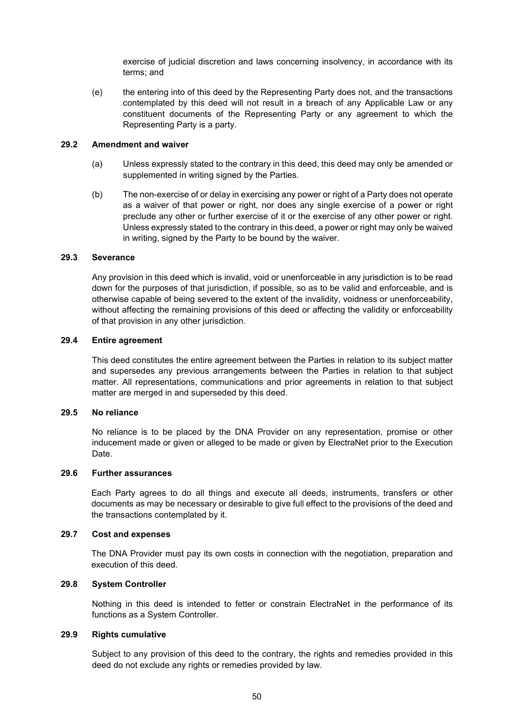exercise of judicial discretion and laws concerning insolvency, in accordance with its terms; and

(e) the entering into of this deed by the Representing Party does not, and the transactions contemplated by this deed will not result in a breach of any Applicable Law or any constituent documents of the Representing Party or any agreement to which the Representing Party is a party.

### 29.2 Amendment and waiver

(a) Unless expressly stated to the contrary in this deed, this deed may only be amended or supplemented in writing signed by the Parties.

(b) The non-exercise of or delay in exercising any power or right of a Party does not operate as a waiver of that power or right, nor does any single exercise of a power or right preclude any other or further exercise of it or the exercise of any other power or right. Unless expressly stated to the contrary in this deed, a power or right may only be waived in writing, signed by the Party to be bound by the waiver.

### 29.3 Severance

Any provision in this deed which is invalid, void or unenforceable in any jurisdiction is to be read down for the purposes of that jurisdiction, if possible, so as to be valid and enforceable, and is otherwise capable of being severed to the extent of the invalidity, voidness or unenforceability, without affecting the remaining provisions of this deed or affecting the validity or enforceability of that provision in any other jurisdiction.

### 29.4 Entire agreement

This deed constitutes the entire agreement between the Parties in relation to its subject matter and supersedes any previous arrangements between the Parties in relation to that subject matter. All representations, communications and prior agreements in relation to that subject matter are merged in and superseded by this deed.

### 29.5 No reliance

No reliance is to be placed by the DNA Provider on any representation, promise or other inducement made or given or alleged to be made or given by ElectraNet prior to the Execution Date.

### 29.6 Further assurances

Each Party agrees to do all things and execute all deeds, instruments, transfers or other documents as may be necessary or desirable to give full effect to the provisions of the deed and the transactions contemplated by it.

### 29.7 Cost and expenses

The DNA Provider must pay its own costs in connection with the negotiation, preparation and execution of this deed.

### 29.8 System Controller

Nothing in this deed is intended to fetter or constrain ElectraNet in the performance of its functions as a System Controller.

### 29.9 Rights cumulative

Subject to any provision of this deed to the contrary, the rights and remedies provided in this deed do not exclude any rights or remedies provided by law.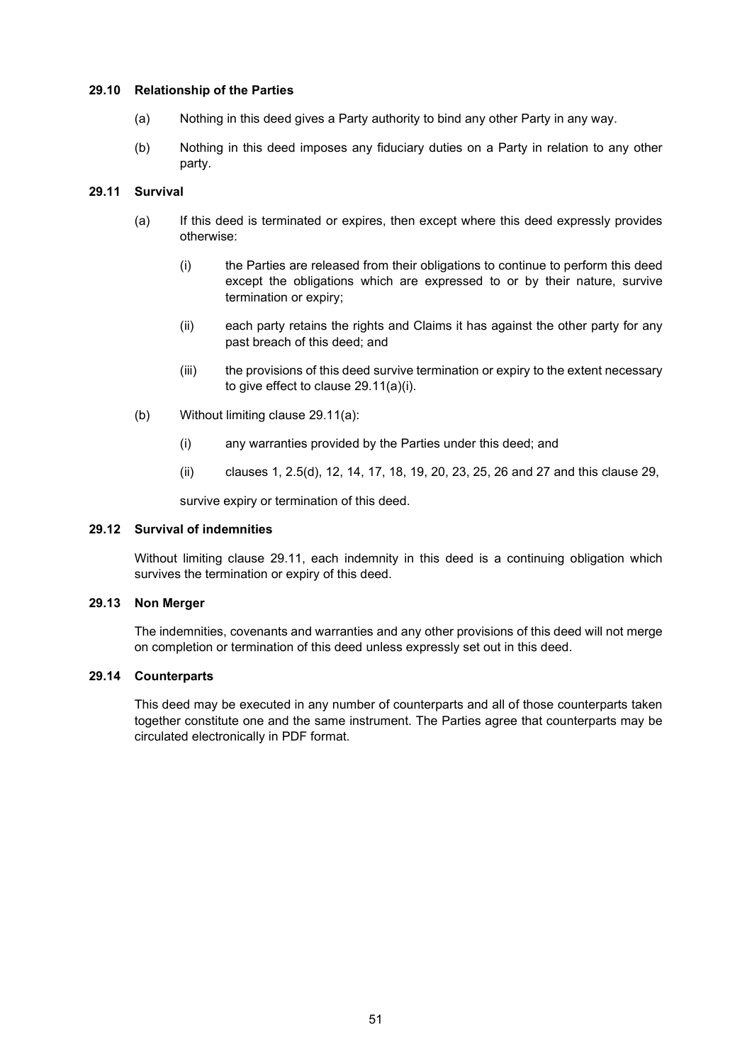### 29.10 Relationship of the Parties

(a) Nothing in this deed gives a Party authority to bind any other Party in any way.

(b) Nothing in this deed imposes any fiduciary duties on a Party in relation to any other party.

### 29.11 Survival

(a) If this deed is terminated or expires, then except where this deed expressly provides otherwise:

(i) the Parties are released from their obligations to continue to perform this deed except the obligations which are expressed to or by their nature, survive termination or expiry;

(ii) each party retains the rights and Claims it has against the other party for any past breach of this deed; and

(iii) the provisions of this deed survive termination or expiry to the extent necessary to give effect to clause 29.11(a)(i).

(b) Without limiting clause 29.11(a):

(i) any warranties provided by the Parties under this deed; and

(ii) clauses 1, 2.5(d), 12, 14, 17, 18, 19, 20, 23, 25, 26 and 27 and this clause 29,

survive expiry or termination of this deed.

### 29.12 Survival of indemnities

Without limiting clause 29.11, each indemnity in this deed is a continuing obligation which survives the termination or expiry of this deed.

### 29.13 Non Merger

The indemnities, covenants and warranties and any other provisions of this deed will not merge on completion or termination of this deed unless expressly set out in this deed.

### 29.14 Counterparts

This deed may be executed in any number of counterparts and all of those counterparts taken together constitute one and the same instrument. The Parties agree that counterparts may be circulated electronically in PDF format.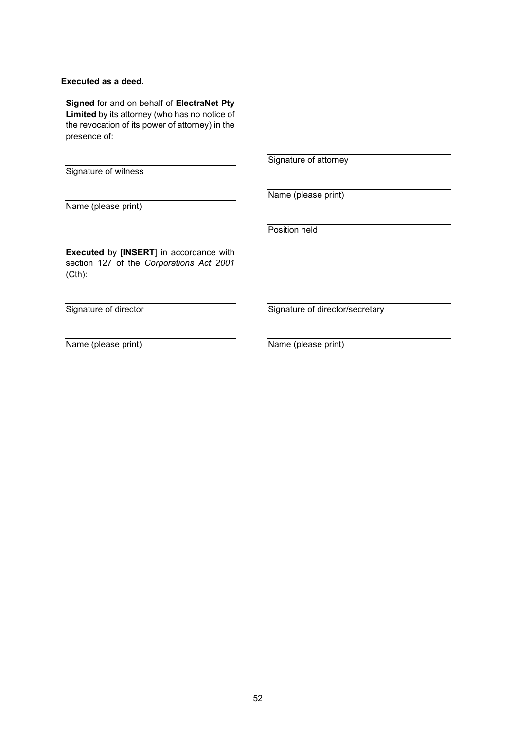**Executed as a deed.**

**Signed** for and on behalf of **ElectraNet Pty Limited** by its attorney (who has no notice of the revocation of its power of attorney) in the presence of:

| | |
|---|---|
| Signature of witness | Signature of attorney |
| Name (please print) | Name (please print) |
| | Position held |

**Executed** by [**INSERT**] in accordance with section 127 of the *Corporations Act 2001* (Cth):

| | |
|---|---|
| Signature of director | Signature of director/secretary |
| Name (please print) | Name (please print) |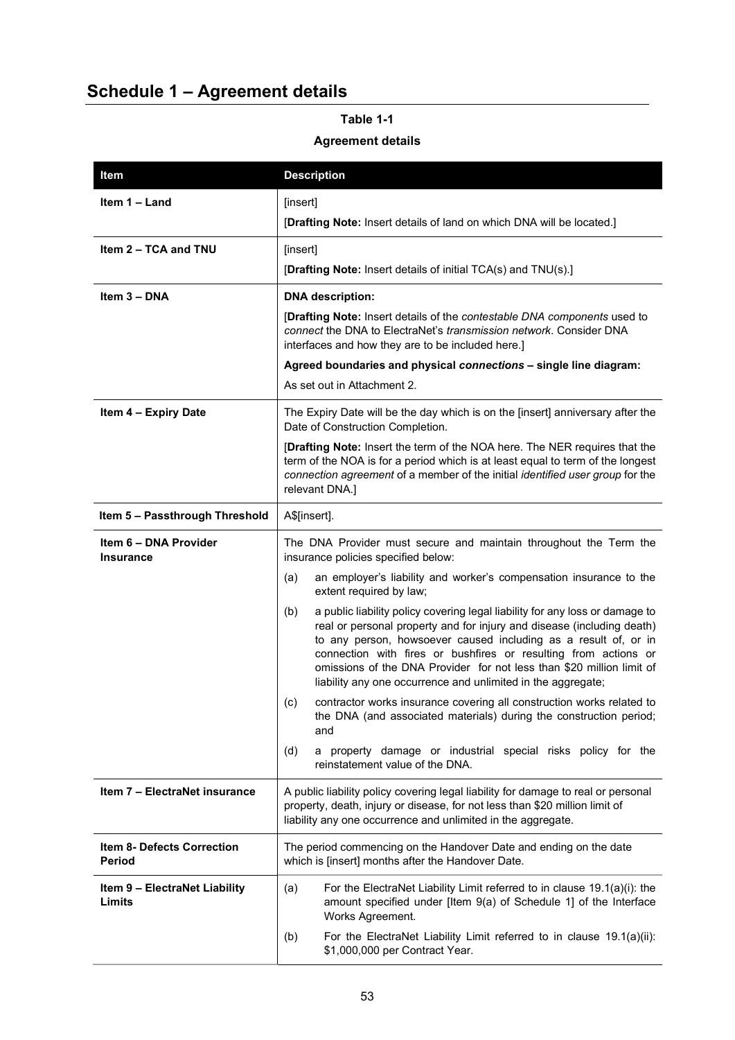# Schedule 1 – Agreement details

**Table 1-1**

**Agreement details**

| Item | Description |
|---|---|
| **Item 1 – Land** | [insert]<br>[**Drafting Note:** Insert details of land on which DNA will be located.] |
| **Item 2 – TCA and TNU** | [insert]<br>[**Drafting Note:** Insert details of initial TCA(s) and TNU(s).] |
| **Item 3 – DNA** | **DNA description:**<br>[**Drafting Note:** Insert details of the *contestable DNA components* used to *connect* the DNA to ElectraNet's *transmission network*. Consider DNA interfaces and how they are to be included here.]<br>**Agreed boundaries and physical *connections* – single line diagram:**<br>As set out in Attachment 2. |
| **Item 4 – Expiry Date** | The Expiry Date will be the day which is on the [insert] anniversary after the Date of Construction Completion.<br>[**Drafting Note:** Insert the term of the NOA here. The NER requires that the term of the NOA is for a period which is at least equal to term of the longest *connection agreement* of a member of the initial *identified user group* for the relevant DNA.] |
| **Item 5 – Passthrough Threshold** | A$[insert]. |
| **Item 6 – DNA Provider Insurance** | The DNA Provider must secure and maintain throughout the Term the insurance policies specified below:<br>(a) an employer's liability and worker's compensation insurance to the extent required by law;<br>(b) a public liability policy covering legal liability for any loss or damage to real or personal property and for injury and disease (including death) to any person, howsoever caused including as a result of, or in connection with fires or bushfires or resulting from actions or omissions of the DNA Provider for not less than $20 million limit of liability any one occurrence and unlimited in the aggregate;<br>(c) contractor works insurance covering all construction works related to the DNA (and associated materials) during the construction period; and<br>(d) a property damage or industrial special risks policy for the reinstatement value of the DNA. |
| **Item 7 – ElectraNet insurance** | A public liability policy covering legal liability for damage to real or personal property, death, injury or disease, for not less than $20 million limit of liability any one occurrence and unlimited in the aggregate. |
| **Item 8- Defects Correction Period** | The period commencing on the Handover Date and ending on the date which is [insert] months after the Handover Date. |
| **Item 9 – ElectraNet Liability Limits** | (a) For the ElectraNet Liability Limit referred to in clause 19.1(a)(i): the amount specified under [Item 9(a) of Schedule 1] of the Interface Works Agreement.<br>(b) For the ElectraNet Liability Limit referred to in clause 19.1(a)(ii): $1,000,000 per Contract Year. |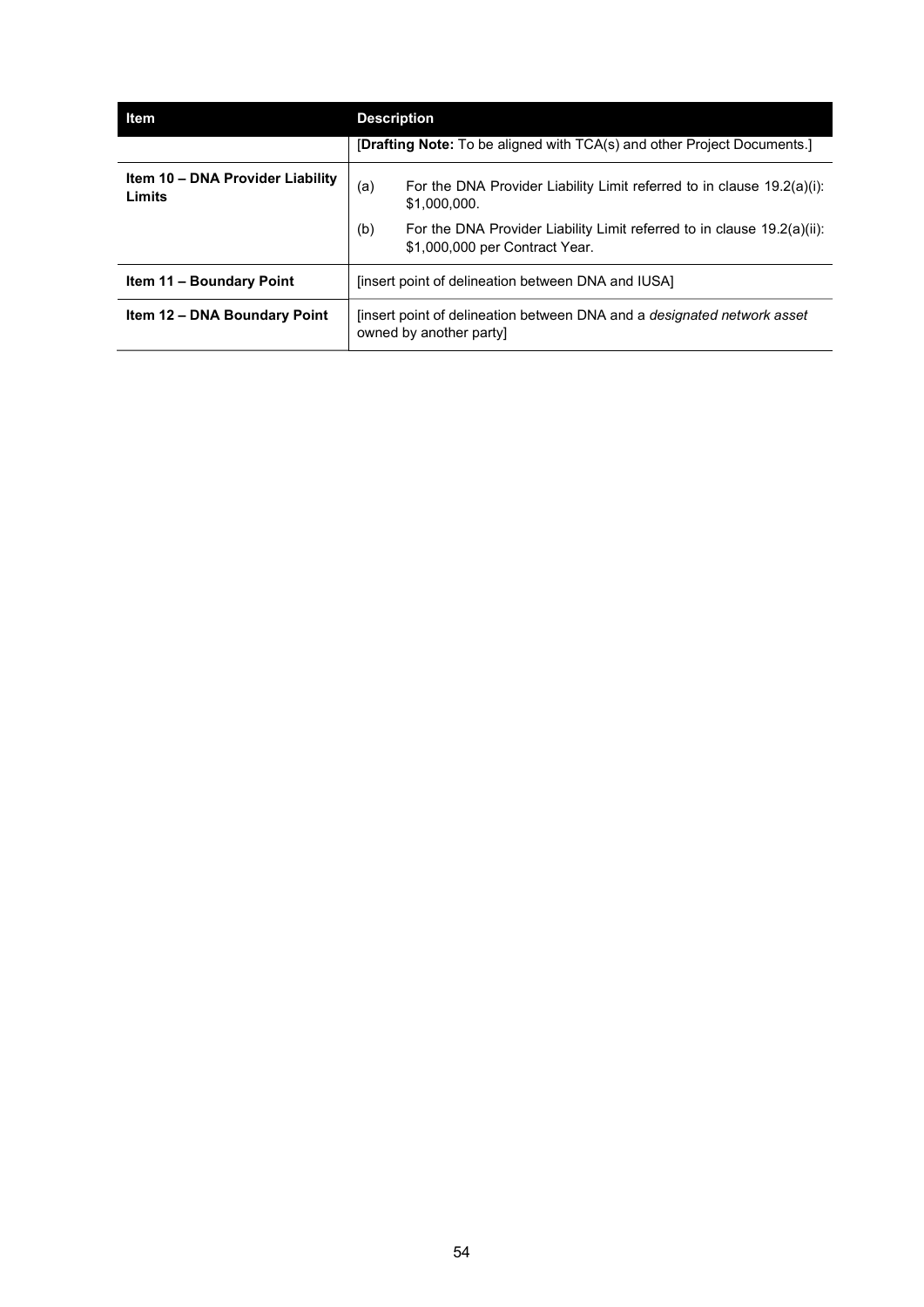| Item | Description |
|---|---|
| | [**Drafting Note:** To be aligned with TCA(s) and other Project Documents.] |
| **Item 10 – DNA Provider Liability Limits** | (a) For the DNA Provider Liability Limit referred to in clause 19.2(a)(i): \$1,000,000.<br>(b) For the DNA Provider Liability Limit referred to in clause 19.2(a)(ii): \$1,000,000 per Contract Year. |
| **Item 11 – Boundary Point** | [insert point of delineation between DNA and IUSA] |
| **Item 12 – DNA Boundary Point** | [insert point of delineation between DNA and a *designated network asset* owned by another party] |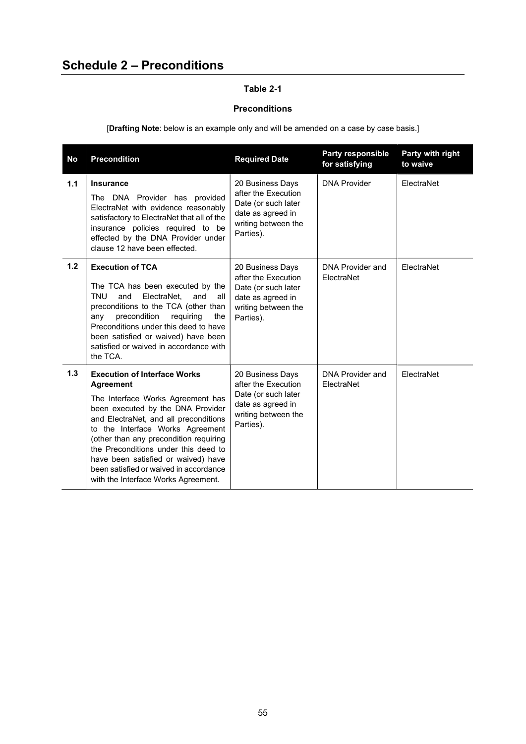# Schedule 2 – Preconditions

**Table 2-1**

**Preconditions**

[**Drafting Note**: below is an example only and will be amended on a case by case basis.]

| No | Precondition | Required Date | Party responsible for satisfying | Party with right to waive |
|---|---|---|---|---|
| 1.1 | **Insurance**<br>The DNA Provider has provided ElectraNet with evidence reasonably satisfactory to ElectraNet that all of the insurance policies required to be effected by the DNA Provider under clause 12 have been effected. | 20 Business Days after the Execution Date (or such later date as agreed in writing between the Parties). | DNA Provider | ElectraNet |
| 1.2 | **Execution of TCA**<br>The TCA has been executed by the TNU and ElectraNet, and all preconditions to the TCA (other than any precondition requiring the Preconditions under this deed to have been satisfied or waived) have been satisfied or waived in accordance with the TCA. | 20 Business Days after the Execution Date (or such later date as agreed in writing between the Parties). | DNA Provider and ElectraNet | ElectraNet |
| 1.3 | **Execution of Interface Works Agreement**<br>The Interface Works Agreement has been executed by the DNA Provider and ElectraNet, and all preconditions to the Interface Works Agreement (other than any precondition requiring the Preconditions under this deed to have been satisfied or waived) have been satisfied or waived in accordance with the Interface Works Agreement. | 20 Business Days after the Execution Date (or such later date as agreed in writing between the Parties). | DNA Provider and ElectraNet | ElectraNet |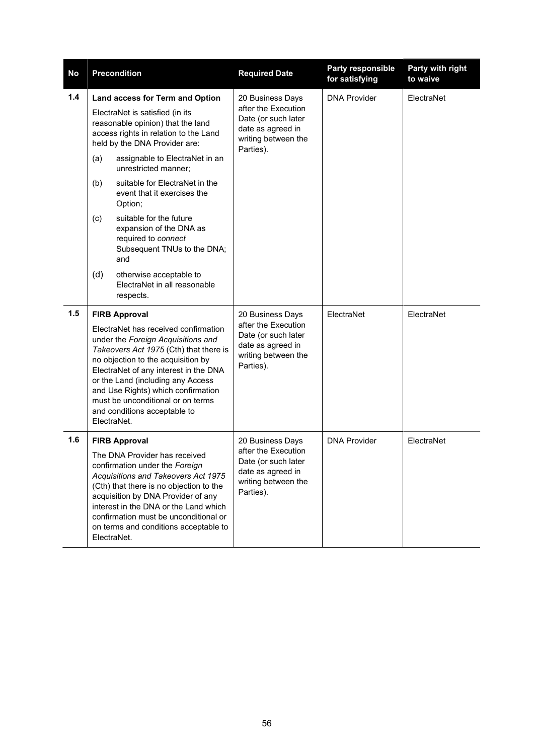| No | Precondition | Required Date | Party responsible for satisfying | Party with right to waive |
|---|---|---|---|---|
| 1.4 | **Land access for Term and Option**<br>ElectraNet is satisfied (in its reasonable opinion) that the land access rights in relation to the Land held by the DNA Provider are:<br>(a) assignable to ElectraNet in an unrestricted manner;<br>(b) suitable for ElectraNet in the event that it exercises the Option;<br>(c) suitable for the future expansion of the DNA as required to *connect* Subsequent TNUs to the DNA; and<br>(d) otherwise acceptable to ElectraNet in all reasonable respects. | 20 Business Days after the Execution Date (or such later date as agreed in writing between the Parties). | DNA Provider | ElectraNet |
| 1.5 | **FIRB Approval**<br>ElectraNet has received confirmation under the *Foreign Acquisitions and Takeovers Act 1975* (Cth) that there is no objection to the acquisition by ElectraNet of any interest in the DNA or the Land (including any Access and Use Rights) which confirmation must be unconditional or on terms and conditions acceptable to ElectraNet. | 20 Business Days after the Execution Date (or such later date as agreed in writing between the Parties). | ElectraNet | ElectraNet |
| 1.6 | **FIRB Approval**<br>The DNA Provider has received confirmation under the *Foreign Acquisitions and Takeovers Act 1975* (Cth) that there is no objection to the acquisition by DNA Provider of any interest in the DNA or the Land which confirmation must be unconditional or on terms and conditions acceptable to ElectraNet. | 20 Business Days after the Execution Date (or such later date as agreed in writing between the Parties). | DNA Provider | ElectraNet |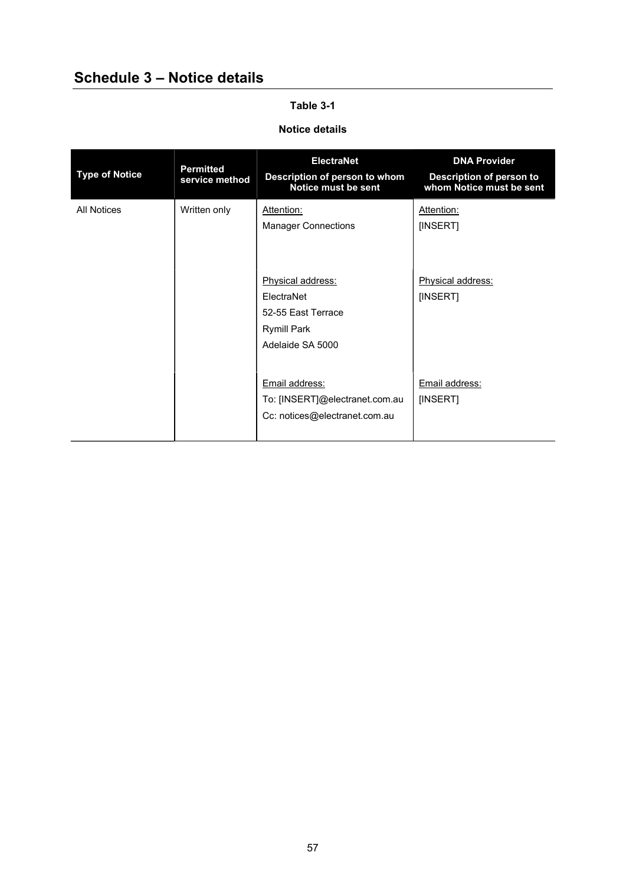# Schedule 3 – Notice details

**Table 3-1**

**Notice details**

| Type of Notice | Permitted service method | ElectraNet<br>Description of person to whom Notice must be sent | DNA Provider<br>Description of person to whom Notice must be sent |
|---|---|---|---|
| All Notices | Written only | Attention:<br>Manager Connections | Attention:<br>[INSERT] |
| | | Physical address:<br>ElectraNet<br>52-55 East Terrace<br>Rymill Park<br>Adelaide SA 5000 | Physical address:<br>[INSERT] |
| | | Email address:<br>To: [INSERT]@electranet.com.au<br>Cc: notices@electranet.com.au | Email address:<br>[INSERT] |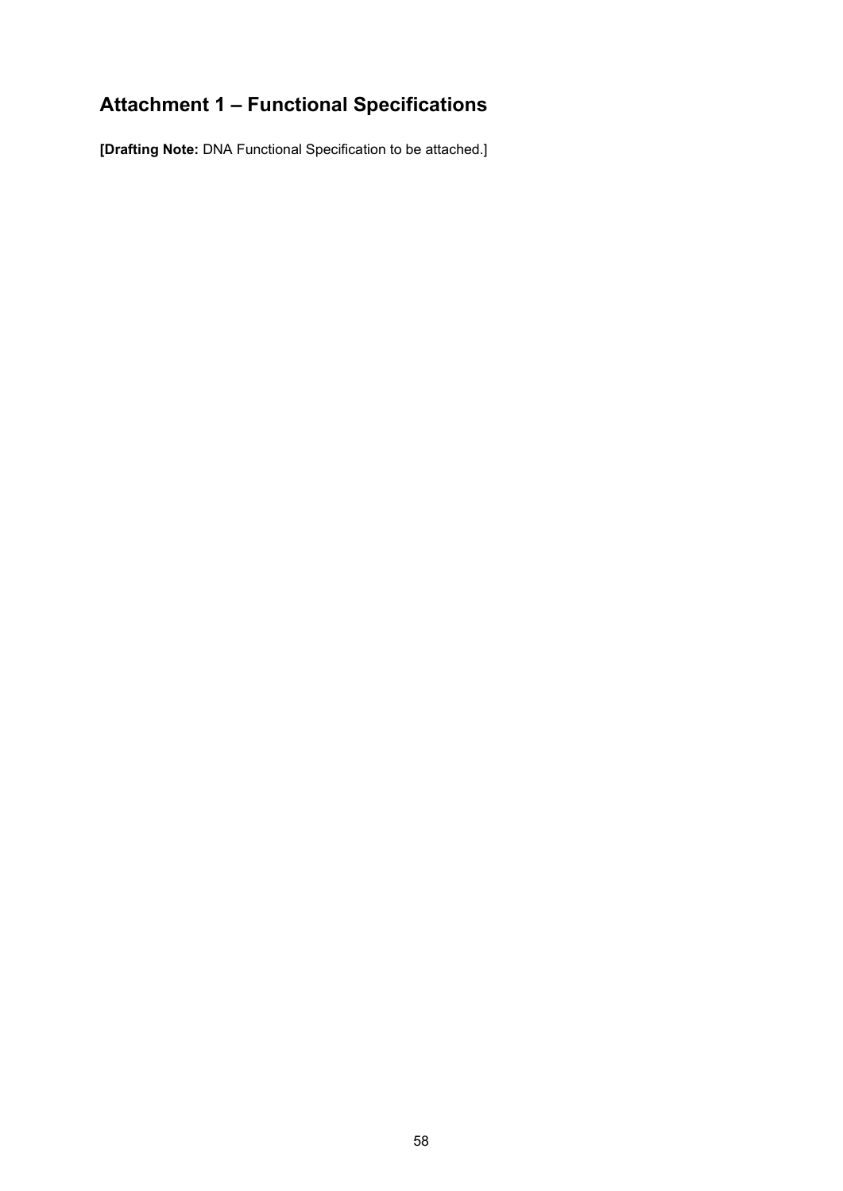# Attachment 1 – Functional Specifications

**[Drafting Note:** DNA Functional Specification to be attached.]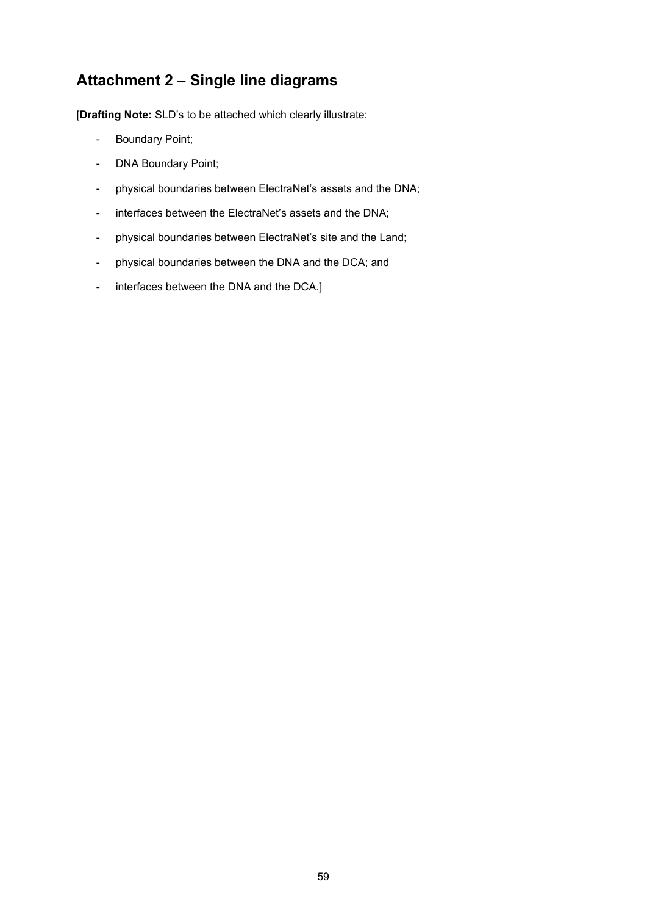## Attachment 2 – Single line diagrams

[**Drafting Note:** SLD's to be attached which clearly illustrate:

- Boundary Point;
- DNA Boundary Point;
- physical boundaries between ElectraNet's assets and the DNA;
- interfaces between the ElectraNet's assets and the DNA;
- physical boundaries between ElectraNet's site and the Land;
- physical boundaries between the DNA and the DCA; and
- interfaces between the DNA and the DCA.]